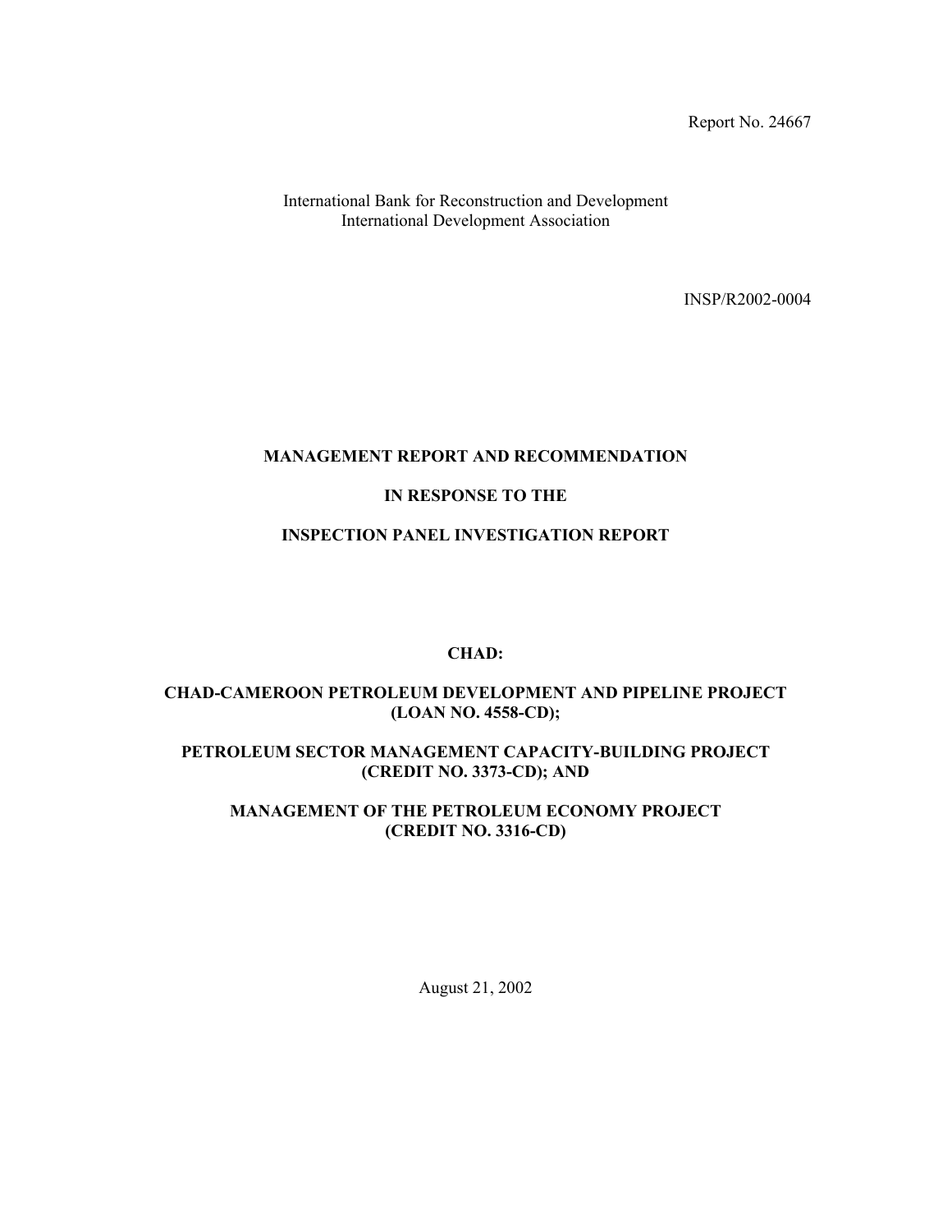Report No. 24667

International Bank for Reconstruction and Development
International Development Association

INSP/R2002-0004

# MANAGEMENT REPORT AND RECOMMENDATION

# IN RESPONSE TO THE

# INSPECTION PANEL INVESTIGATION REPORT

## CHAD:

## CHAD-CAMEROON PETROLEUM DEVELOPMENT AND PIPELINE PROJECT (LOAN NO. 4558-CD);

## PETROLEUM SECTOR MANAGEMENT CAPACITY-BUILDING PROJECT (CREDIT NO. 3373-CD); AND

## MANAGEMENT OF THE PETROLEUM ECONOMY PROJECT (CREDIT NO. 3316-CD)

August 21, 2002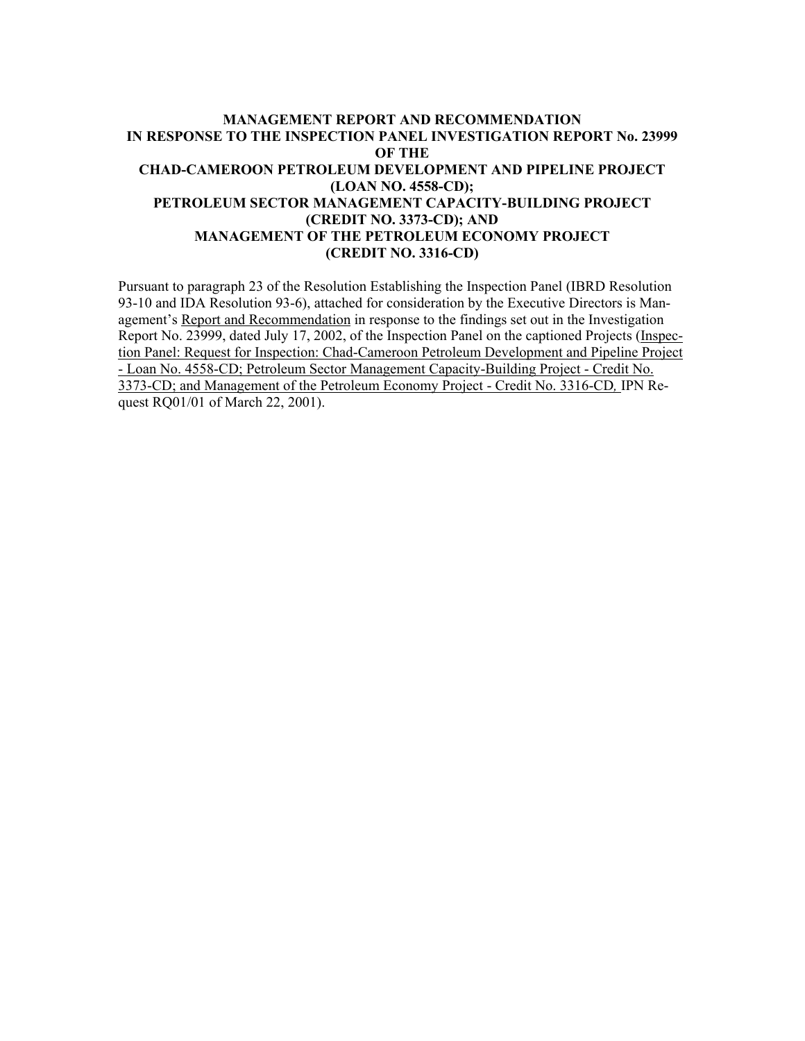**MANAGEMENT REPORT AND RECOMMENDATION
IN RESPONSE TO THE INSPECTION PANEL INVESTIGATION REPORT No. 23999
OF THE
CHAD-CAMEROON PETROLEUM DEVELOPMENT AND PIPELINE PROJECT
(LOAN NO. 4558-CD);
PETROLEUM SECTOR MANAGEMENT CAPACITY-BUILDING PROJECT
(CREDIT NO. 3373-CD); AND
MANAGEMENT OF THE PETROLEUM ECONOMY PROJECT
(CREDIT NO. 3316-CD)**

Pursuant to paragraph 23 of the Resolution Establishing the Inspection Panel (IBRD Resolution 93-10 and IDA Resolution 93-6), attached for consideration by the Executive Directors is Management's Report and Recommendation in response to the findings set out in the Investigation Report No. 23999, dated July 17, 2002, of the Inspection Panel on the captioned Projects (Inspection Panel: Request for Inspection: Chad-Cameroon Petroleum Development and Pipeline Project - Loan No. 4558-CD; Petroleum Sector Management Capacity-Building Project - Credit No. 3373-CD; and Management of the Petroleum Economy Project - Credit No. 3316-CD*,* IPN Request RQ01/01 of March 22, 2001).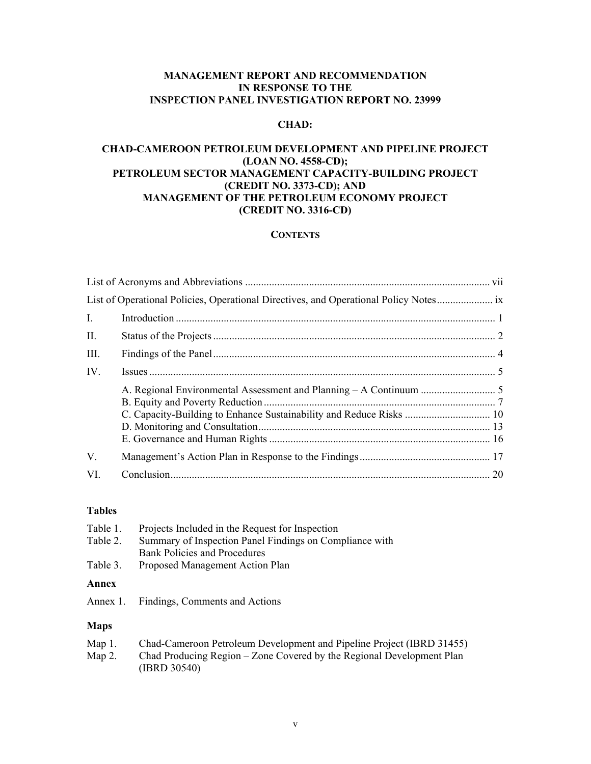**MANAGEMENT REPORT AND RECOMMENDATION IN RESPONSE TO THE INSPECTION PANEL INVESTIGATION REPORT NO. 23999**

**CHAD:**

**CHAD-CAMEROON PETROLEUM DEVELOPMENT AND PIPELINE PROJECT (LOAN NO. 4558-CD); PETROLEUM SECTOR MANAGEMENT CAPACITY-BUILDING PROJECT (CREDIT NO. 3373-CD); AND MANAGEMENT OF THE PETROLEUM ECONOMY PROJECT (CREDIT NO. 3316-CD)**

**CONTENTS**

| | | |
|---|---|---|
| | List of Acronyms and Abbreviations | vii |
| | List of Operational Policies, Operational Directives, and Operational Policy Notes | ix |
| I. | Introduction | 1 |
| II. | Status of the Projects | 2 |
| III. | Findings of the Panel | 4 |
| IV. | Issues | 5 |
| | A. Regional Environmental Assessment and Planning – A Continuum | 5 |
| | B. Equity and Poverty Reduction | 7 |
| | C. Capacity-Building to Enhance Sustainability and Reduce Risks | 10 |
| | D. Monitoring and Consultation | 13 |
| | E. Governance and Human Rights | 16 |
| V. | Management's Action Plan in Response to the Findings | 17 |
| VI. | Conclusion | 20 |

**Tables**

- Table 1. Projects Included in the Request for Inspection
- Table 2. Summary of Inspection Panel Findings on Compliance with Bank Policies and Procedures
- Table 3. Proposed Management Action Plan

**Annex**

- Annex 1. Findings, Comments and Actions

**Maps**

- Map 1. Chad-Cameroon Petroleum Development and Pipeline Project (IBRD 31455)
- Map 2. Chad Producing Region – Zone Covered by the Regional Development Plan (IBRD 30540)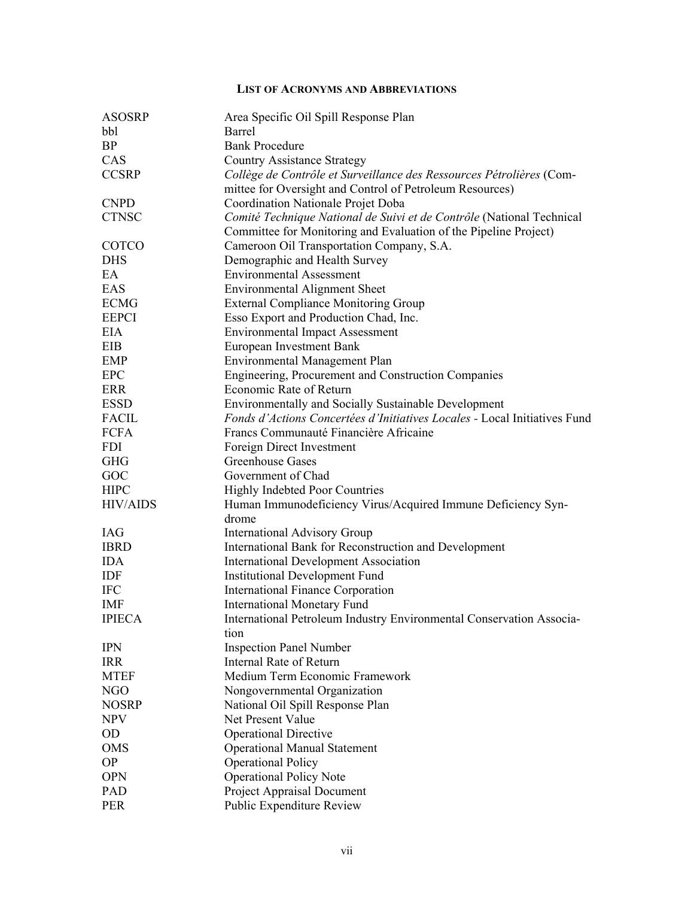## List of Acronyms and Abbreviations

| | |
|---|---|
| ASOSRP | Area Specific Oil Spill Response Plan |
| bbl | Barrel |
| BP | Bank Procedure |
| CAS | Country Assistance Strategy |
| CCSRP | *Collège de Contrôle et Surveillance des Ressources Pétrolières* (Committee for Oversight and Control of Petroleum Resources) |
| CNPD | Coordination Nationale Projet Doba |
| CTNSC | *Comité Technique National de Suivi et de Contrôle* (National Technical Committee for Monitoring and Evaluation of the Pipeline Project) |
| COTCO | Cameroon Oil Transportation Company, S.A. |
| DHS | Demographic and Health Survey |
| EA | Environmental Assessment |
| EAS | Environmental Alignment Sheet |
| ECMG | External Compliance Monitoring Group |
| EEPCI | Esso Export and Production Chad, Inc. |
| EIA | Environmental Impact Assessment |
| EIB | European Investment Bank |
| EMP | Environmental Management Plan |
| EPC | Engineering, Procurement and Construction Companies |
| ERR | Economic Rate of Return |
| ESSD | Environmentally and Socially Sustainable Development |
| FACIL | *Fonds d'Actions Concertées d'Initiatives Locales* - Local Initiatives Fund |
| FCFA | Francs Communauté Financière Africaine |
| FDI | Foreign Direct Investment |
| GHG | Greenhouse Gases |
| GOC | Government of Chad |
| HIPC | Highly Indebted Poor Countries |
| HIV/AIDS | Human Immunodeficiency Virus/Acquired Immune Deficiency Syndrome |
| IAG | International Advisory Group |
| IBRD | International Bank for Reconstruction and Development |
| IDA | International Development Association |
| IDF | Institutional Development Fund |
| IFC | International Finance Corporation |
| IMF | International Monetary Fund |
| IPIECA | International Petroleum Industry Environmental Conservation Association |
| IPN | Inspection Panel Number |
| IRR | Internal Rate of Return |
| MTEF | Medium Term Economic Framework |
| NGO | Nongovernmental Organization |
| NOSRP | National Oil Spill Response Plan |
| NPV | Net Present Value |
| OD | Operational Directive |
| OMS | Operational Manual Statement |
| OP | Operational Policy |
| OPN | Operational Policy Note |
| PAD | Project Appraisal Document |
| PER | Public Expenditure Review |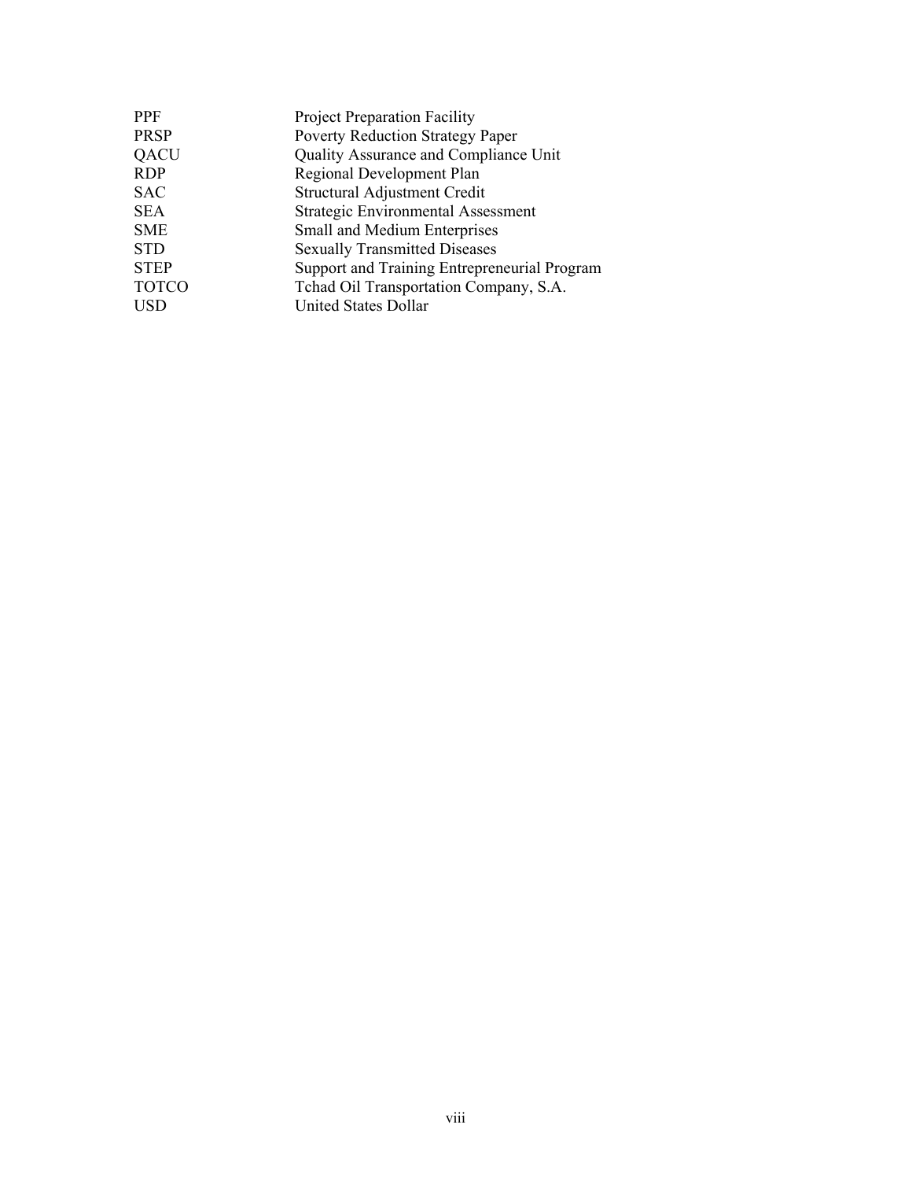| | |
|---|---|
| PPF | Project Preparation Facility |
| PRSP | Poverty Reduction Strategy Paper |
| QACU | Quality Assurance and Compliance Unit |
| RDP | Regional Development Plan |
| SAC | Structural Adjustment Credit |
| SEA | Strategic Environmental Assessment |
| SME | Small and Medium Enterprises |
| STD | Sexually Transmitted Diseases |
| STEP | Support and Training Entrepreneurial Program |
| TOTCO | Tchad Oil Transportation Company, S.A. |
| USD | United States Dollar |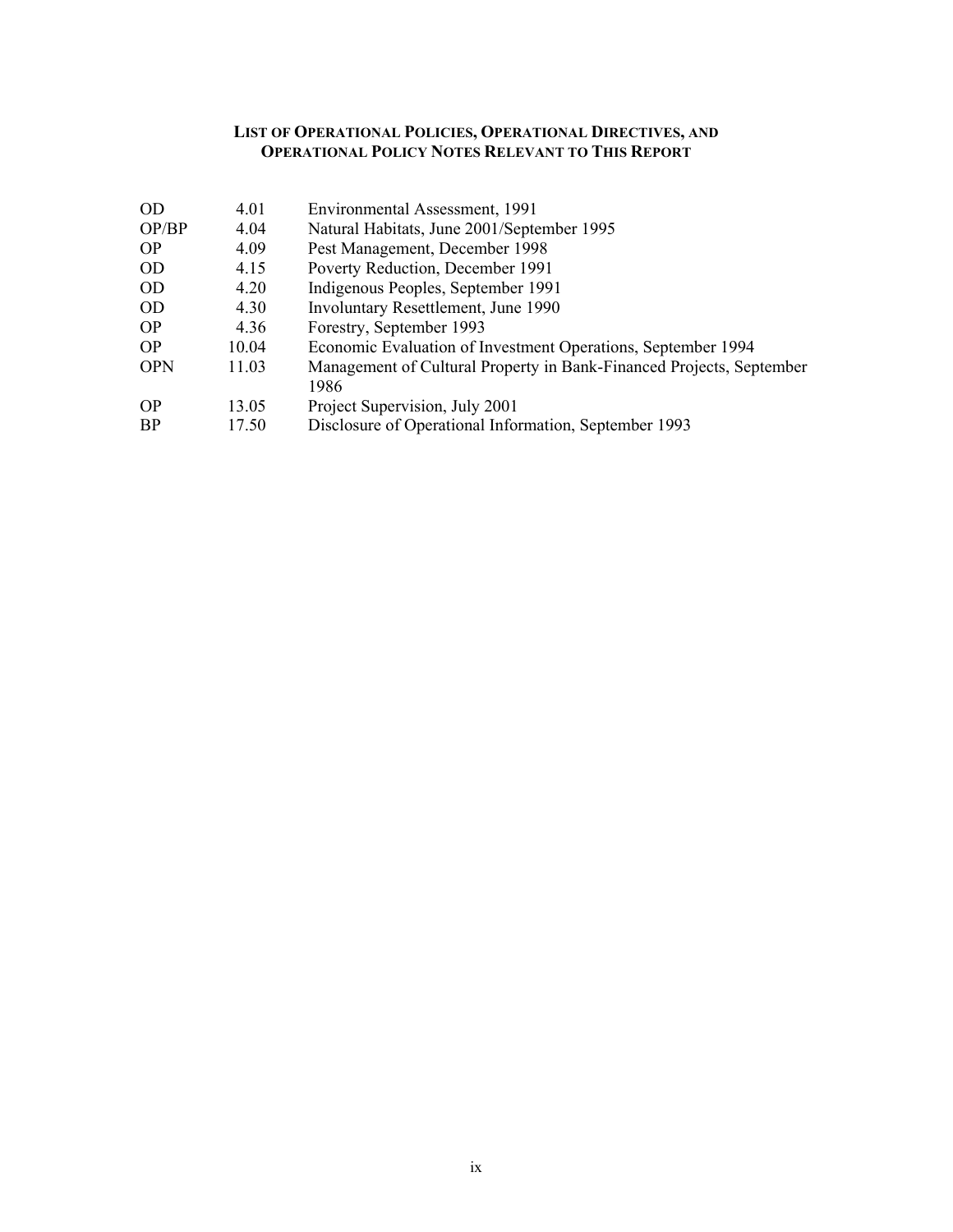## LIST OF OPERATIONAL POLICIES, OPERATIONAL DIRECTIVES, AND OPERATIONAL POLICY NOTES RELEVANT TO THIS REPORT

| | | |
|---|---|---|
| OD | 4.01 | Environmental Assessment, 1991 |
| OP/BP | 4.04 | Natural Habitats, June 2001/September 1995 |
| OP | 4.09 | Pest Management, December 1998 |
| OD | 4.15 | Poverty Reduction, December 1991 |
| OD | 4.20 | Indigenous Peoples, September 1991 |
| OD | 4.30 | Involuntary Resettlement, June 1990 |
| OP | 4.36 | Forestry, September 1993 |
| OP | 10.04 | Economic Evaluation of Investment Operations, September 1994 |
| OPN | 11.03 | Management of Cultural Property in Bank-Financed Projects, September 1986 |
| OP | 13.05 | Project Supervision, July 2001 |
| BP | 17.50 | Disclosure of Operational Information, September 1993 |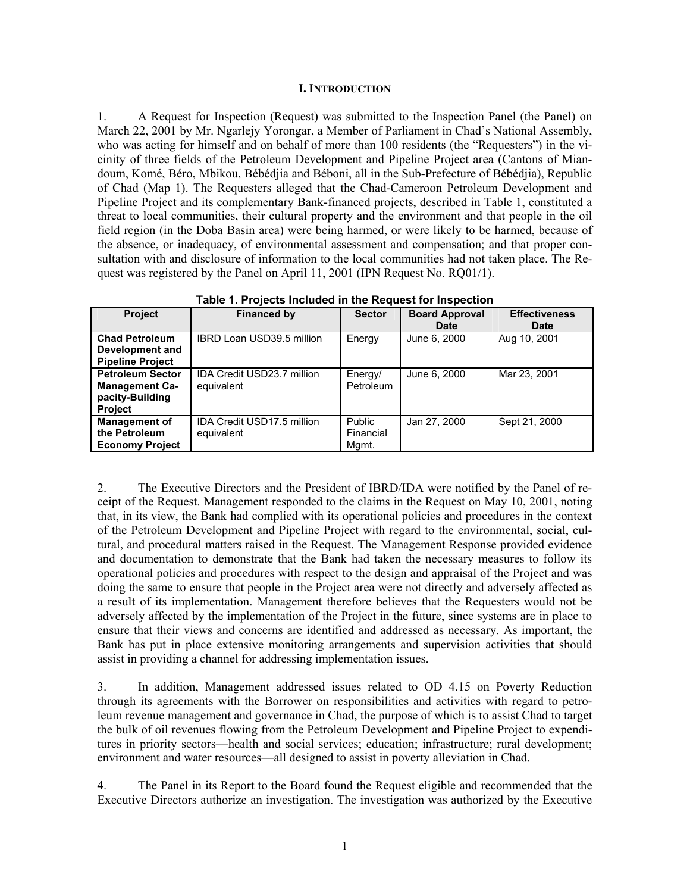## I. INTRODUCTION

1. A Request for Inspection (Request) was submitted to the Inspection Panel (the Panel) on March 22, 2001 by Mr. Ngarlejy Yorongar, a Member of Parliament in Chad's National Assembly, who was acting for himself and on behalf of more than 100 residents (the "Requesters") in the vicinity of three fields of the Petroleum Development and Pipeline Project area (Cantons of Miandoum, Komé, Béro, Mbikou, Bébédjia and Béboni, all in the Sub-Prefecture of Bébédjia), Republic of Chad (Map 1). The Requesters alleged that the Chad-Cameroon Petroleum Development and Pipeline Project and its complementary Bank-financed projects, described in Table 1, constituted a threat to local communities, their cultural property and the environment and that people in the oil field region (in the Doba Basin area) were being harmed, or were likely to be harmed, because of the absence, or inadequacy, of environmental assessment and compensation; and that proper consultation with and disclosure of information to the local communities had not taken place. The Request was registered by the Panel on April 11, 2001 (IPN Request No. RQ01/1).

**Table 1. Projects Included in the Request for Inspection**

| Project | Financed by | Sector | Board Approval Date | Effectiveness Date |
|---|---|---|---|---|
| **Chad Petroleum Development and Pipeline Project** | IBRD Loan USD39.5 million | Energy | June 6, 2000 | Aug 10, 2001 |
| **Petroleum Sector Management Capacity-Building Project** | IDA Credit USD23.7 million equivalent | Energy/ Petroleum | June 6, 2000 | Mar 23, 2001 |
| **Management of the Petroleum Economy Project** | IDA Credit USD17.5 million equivalent | Public Financial Mgmt. | Jan 27, 2000 | Sept 21, 2000 |

2. The Executive Directors and the President of IBRD/IDA were notified by the Panel of receipt of the Request. Management responded to the claims in the Request on May 10, 2001, noting that, in its view, the Bank had complied with its operational policies and procedures in the context of the Petroleum Development and Pipeline Project with regard to the environmental, social, cultural, and procedural matters raised in the Request. The Management Response provided evidence and documentation to demonstrate that the Bank had taken the necessary measures to follow its operational policies and procedures with respect to the design and appraisal of the Project and was doing the same to ensure that people in the Project area were not directly and adversely affected as a result of its implementation. Management therefore believes that the Requesters would not be adversely affected by the implementation of the Project in the future, since systems are in place to ensure that their views and concerns are identified and addressed as necessary. As important, the Bank has put in place extensive monitoring arrangements and supervision activities that should assist in providing a channel for addressing implementation issues.

3. In addition, Management addressed issues related to OD 4.15 on Poverty Reduction through its agreements with the Borrower on responsibilities and activities with regard to petroleum revenue management and governance in Chad, the purpose of which is to assist Chad to target the bulk of oil revenues flowing from the Petroleum Development and Pipeline Project to expenditures in priority sectors—health and social services; education; infrastructure; rural development; environment and water resources—all designed to assist in poverty alleviation in Chad.

4. The Panel in its Report to the Board found the Request eligible and recommended that the Executive Directors authorize an investigation. The investigation was authorized by the Executive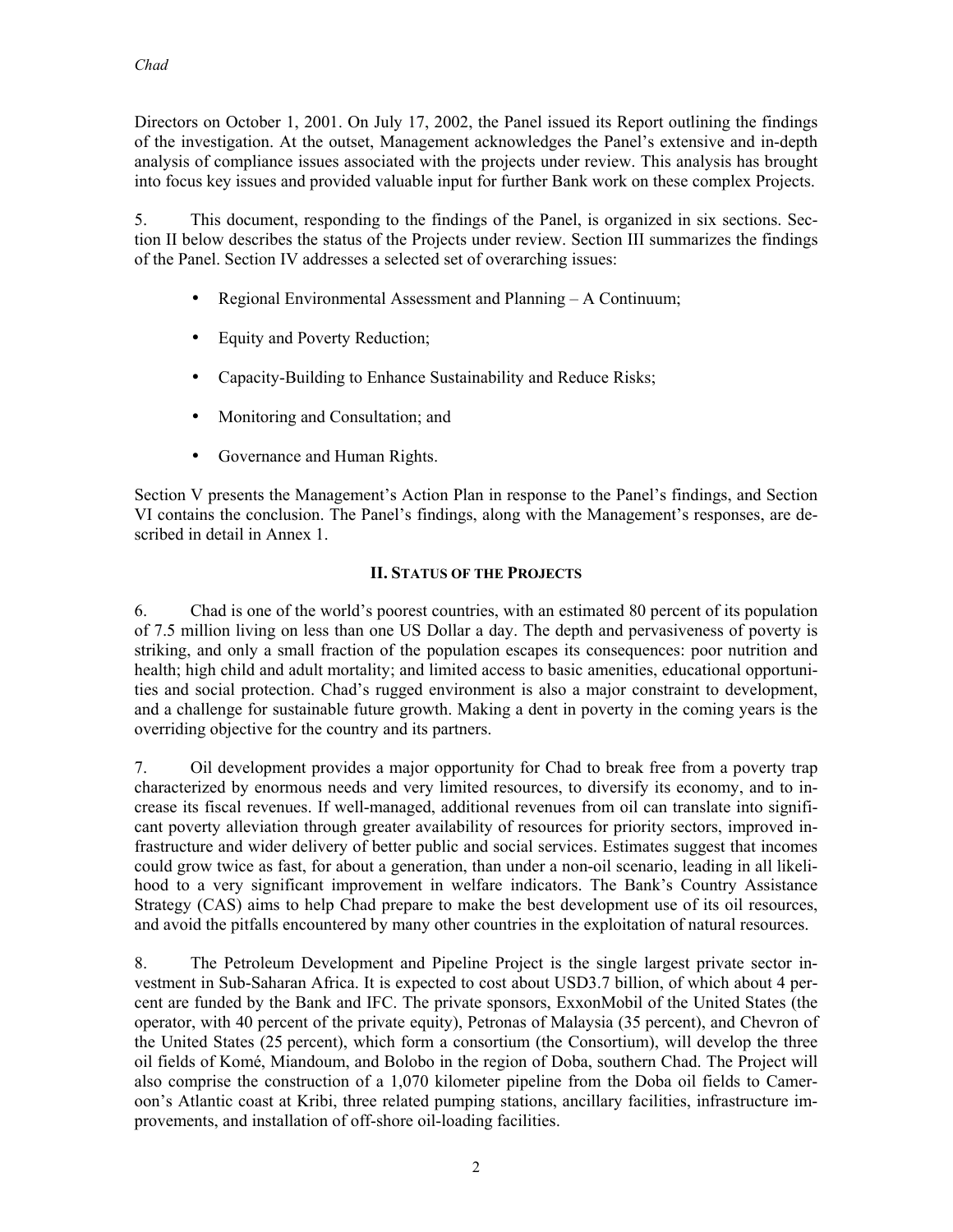Directors on October 1, 2001. On July 17, 2002, the Panel issued its Report outlining the findings of the investigation. At the outset, Management acknowledges the Panel's extensive and in-depth analysis of compliance issues associated with the projects under review. This analysis has brought into focus key issues and provided valuable input for further Bank work on these complex Projects.

5. This document, responding to the findings of the Panel, is organized in six sections. Section II below describes the status of the Projects under review. Section III summarizes the findings of the Panel. Section IV addresses a selected set of overarching issues:

- Regional Environmental Assessment and Planning – A Continuum;
- Equity and Poverty Reduction;
- Capacity-Building to Enhance Sustainability and Reduce Risks;
- Monitoring and Consultation; and
- Governance and Human Rights.

Section V presents the Management's Action Plan in response to the Panel's findings, and Section VI contains the conclusion. The Panel's findings, along with the Management's responses, are described in detail in Annex 1.

## II. STATUS OF THE PROJECTS

6. Chad is one of the world's poorest countries, with an estimated 80 percent of its population of 7.5 million living on less than one US Dollar a day. The depth and pervasiveness of poverty is striking, and only a small fraction of the population escapes its consequences: poor nutrition and health; high child and adult mortality; and limited access to basic amenities, educational opportunities and social protection. Chad's rugged environment is also a major constraint to development, and a challenge for sustainable future growth. Making a dent in poverty in the coming years is the overriding objective for the country and its partners.

7. Oil development provides a major opportunity for Chad to break free from a poverty trap characterized by enormous needs and very limited resources, to diversify its economy, and to increase its fiscal revenues. If well-managed, additional revenues from oil can translate into significant poverty alleviation through greater availability of resources for priority sectors, improved infrastructure and wider delivery of better public and social services. Estimates suggest that incomes could grow twice as fast, for about a generation, than under a non-oil scenario, leading in all likelihood to a very significant improvement in welfare indicators. The Bank's Country Assistance Strategy (CAS) aims to help Chad prepare to make the best development use of its oil resources, and avoid the pitfalls encountered by many other countries in the exploitation of natural resources.

8. The Petroleum Development and Pipeline Project is the single largest private sector investment in Sub-Saharan Africa. It is expected to cost about USD3.7 billion, of which about 4 percent are funded by the Bank and IFC. The private sponsors, ExxonMobil of the United States (the operator, with 40 percent of the private equity), Petronas of Malaysia (35 percent), and Chevron of the United States (25 percent), which form a consortium (the Consortium), will develop the three oil fields of Komé, Miandoum, and Bolobo in the region of Doba, southern Chad. The Project will also comprise the construction of a 1,070 kilometer pipeline from the Doba oil fields to Cameroon's Atlantic coast at Kribi, three related pumping stations, ancillary facilities, infrastructure improvements, and installation of off-shore oil-loading facilities.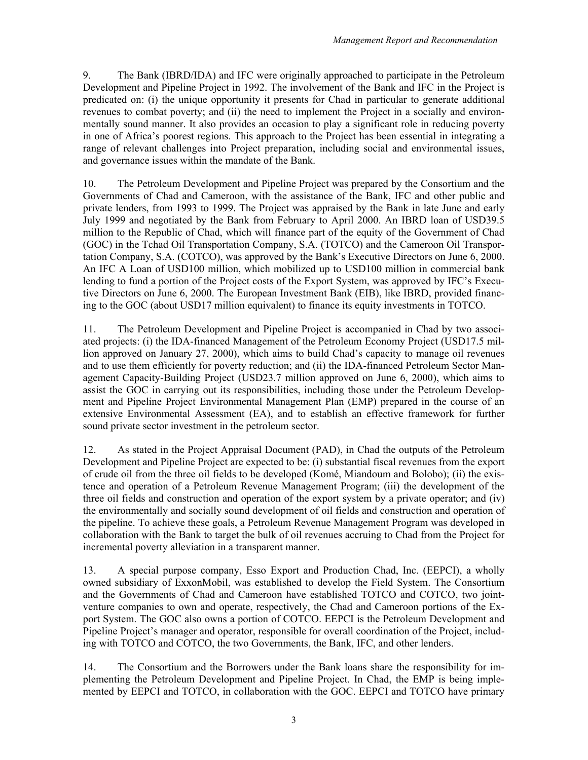9. The Bank (IBRD/IDA) and IFC were originally approached to participate in the Petroleum Development and Pipeline Project in 1992. The involvement of the Bank and IFC in the Project is predicated on: (i) the unique opportunity it presents for Chad in particular to generate additional revenues to combat poverty; and (ii) the need to implement the Project in a socially and environmentally sound manner. It also provides an occasion to play a significant role in reducing poverty in one of Africa's poorest regions. This approach to the Project has been essential in integrating a range of relevant challenges into Project preparation, including social and environmental issues, and governance issues within the mandate of the Bank.

10. The Petroleum Development and Pipeline Project was prepared by the Consortium and the Governments of Chad and Cameroon, with the assistance of the Bank, IFC and other public and private lenders, from 1993 to 1999. The Project was appraised by the Bank in late June and early July 1999 and negotiated by the Bank from February to April 2000. An IBRD loan of USD39.5 million to the Republic of Chad, which will finance part of the equity of the Government of Chad (GOC) in the Tchad Oil Transportation Company, S.A. (TOTCO) and the Cameroon Oil Transportation Company, S.A. (COTCO), was approved by the Bank's Executive Directors on June 6, 2000. An IFC A Loan of USD100 million, which mobilized up to USD100 million in commercial bank lending to fund a portion of the Project costs of the Export System, was approved by IFC's Executive Directors on June 6, 2000. The European Investment Bank (EIB), like IBRD, provided financing to the GOC (about USD17 million equivalent) to finance its equity investments in TOTCO.

11. The Petroleum Development and Pipeline Project is accompanied in Chad by two associated projects: (i) the IDA-financed Management of the Petroleum Economy Project (USD17.5 million approved on January 27, 2000), which aims to build Chad's capacity to manage oil revenues and to use them efficiently for poverty reduction; and (ii) the IDA-financed Petroleum Sector Management Capacity-Building Project (USD23.7 million approved on June 6, 2000), which aims to assist the GOC in carrying out its responsibilities, including those under the Petroleum Development and Pipeline Project Environmental Management Plan (EMP) prepared in the course of an extensive Environmental Assessment (EA), and to establish an effective framework for further sound private sector investment in the petroleum sector.

12. As stated in the Project Appraisal Document (PAD), in Chad the outputs of the Petroleum Development and Pipeline Project are expected to be: (i) substantial fiscal revenues from the export of crude oil from the three oil fields to be developed (Komé, Miandoum and Bolobo); (ii) the existence and operation of a Petroleum Revenue Management Program; (iii) the development of the three oil fields and construction and operation of the export system by a private operator; and (iv) the environmentally and socially sound development of oil fields and construction and operation of the pipeline. To achieve these goals, a Petroleum Revenue Management Program was developed in collaboration with the Bank to target the bulk of oil revenues accruing to Chad from the Project for incremental poverty alleviation in a transparent manner.

13. A special purpose company, Esso Export and Production Chad, Inc. (EEPCI), a wholly owned subsidiary of ExxonMobil, was established to develop the Field System. The Consortium and the Governments of Chad and Cameroon have established TOTCO and COTCO, two joint-venture companies to own and operate, respectively, the Chad and Cameroon portions of the Export System. The GOC also owns a portion of COTCO. EEPCI is the Petroleum Development and Pipeline Project's manager and operator, responsible for overall coordination of the Project, including with TOTCO and COTCO, the two Governments, the Bank, IFC, and other lenders.

14. The Consortium and the Borrowers under the Bank loans share the responsibility for implementing the Petroleum Development and Pipeline Project. In Chad, the EMP is being implemented by EEPCI and TOTCO, in collaboration with the GOC. EEPCI and TOTCO have primary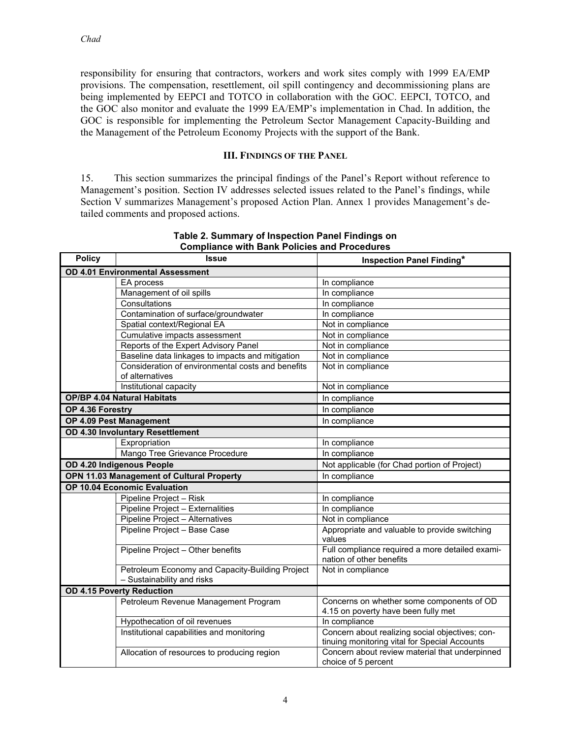responsibility for ensuring that contractors, workers and work sites comply with 1999 EA/EMP provisions. The compensation, resettlement, oil spill contingency and decommissioning plans are being implemented by EEPCI and TOTCO in collaboration with the GOC. EEPCI, TOTCO, and the GOC also monitor and evaluate the 1999 EA/EMP's implementation in Chad. In addition, the GOC is responsible for implementing the Petroleum Sector Management Capacity-Building and the Management of the Petroleum Economy Projects with the support of the Bank.

## III. Findings of the Panel

15. This section summarizes the principal findings of the Panel's Report without reference to Management's position. Section IV addresses selected issues related to the Panel's findings, while Section V summarizes Management's proposed Action Plan. Annex 1 provides Management's detailed comments and proposed actions.

**Table 2. Summary of Inspection Panel Findings on Compliance with Bank Policies and Procedures**

| Policy | Issue | Inspection Panel Finding* |
|---|---|---|
| **OD 4.01 Environmental Assessment** | | |
| | EA process | In compliance |
| | Management of oil spills | In compliance |
| | Consultations | In compliance |
| | Contamination of surface/groundwater | In compliance |
| | Spatial context/Regional EA | Not in compliance |
| | Cumulative impacts assessment | Not in compliance |
| | Reports of the Expert Advisory Panel | Not in compliance |
| | Baseline data linkages to impacts and mitigation | Not in compliance |
| | Consideration of environmental costs and benefits of alternatives | Not in compliance |
| | Institutional capacity | Not in compliance |
| **OP/BP 4.04 Natural Habitats** | | In compliance |
| **OP 4.36 Forestry** | | In compliance |
| **OP 4.09 Pest Management** | | In compliance |
| **OD 4.30 Involuntary Resettlement** | | |
| | Expropriation | In compliance |
| | Mango Tree Grievance Procedure | In compliance |
| **OD 4.20 Indigenous People** | | Not applicable (for Chad portion of Project) |
| **OPN 11.03 Management of Cultural Property** | | In compliance |
| **OP 10.04 Economic Evaluation** | | |
| | Pipeline Project – Risk | In compliance |
| | Pipeline Project – Externalities | In compliance |
| | Pipeline Project – Alternatives | Not in compliance |
| | Pipeline Project – Base Case | Appropriate and valuable to provide switching values |
| | Pipeline Project – Other benefits | Full compliance required a more detailed examination of other benefits |
| | Petroleum Economy and Capacity-Building Project – Sustainability and risks | Not in compliance |
| **OD 4.15 Poverty Reduction** | | |
| | Petroleum Revenue Management Program | Concerns on whether some components of OD 4.15 on poverty have been fully met |
| | Hypothecation of oil revenues | In compliance |
| | Institutional capabilities and monitoring | Concern about realizing social objectives; continuing monitoring vital for Special Accounts |
| | Allocation of resources to producing region | Concern about review material that underpinned choice of 5 percent |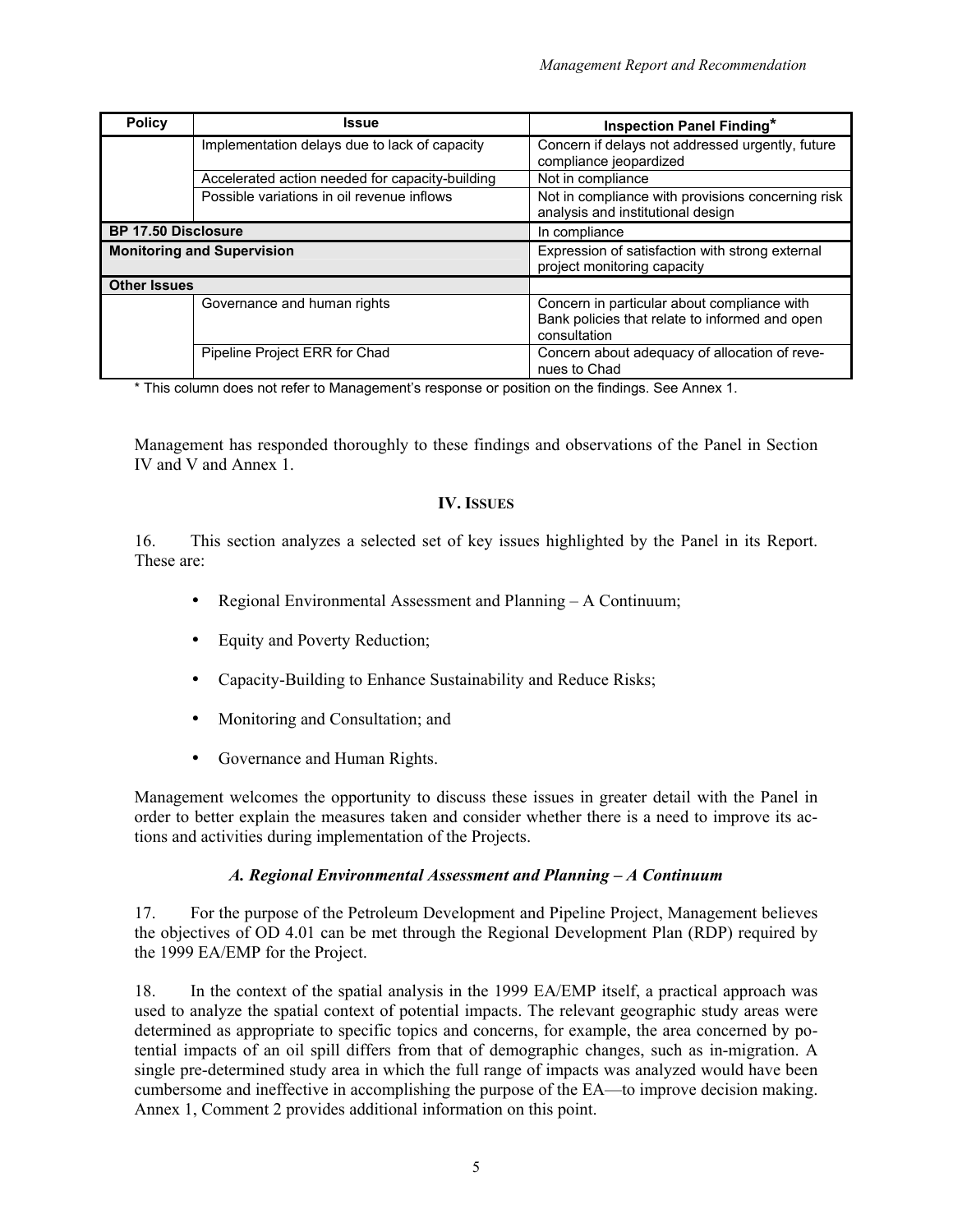| Policy | Issue | Inspection Panel Finding* |
|---|---|---|
| | Implementation delays due to lack of capacity | Concern if delays not addressed urgently, future compliance jeopardized |
| | Accelerated action needed for capacity-building | Not in compliance |
| | Possible variations in oil revenue inflows | Not in compliance with provisions concerning risk analysis and institutional design |
| **BP 17.50 Disclosure** | | In compliance |
| **Monitoring and Supervision** | | Expression of satisfaction with strong external project monitoring capacity |
| **Other Issues** | | |
| | Governance and human rights | Concern in particular about compliance with Bank policies that relate to informed and open consultation |
| | Pipeline Project ERR for Chad | Concern about adequacy of allocation of revenues to Chad |

\* This column does not refer to Management's response or position on the findings. See Annex 1.

Management has responded thoroughly to these findings and observations of the Panel in Section IV and V and Annex 1.

## IV. Issues

16. This section analyzes a selected set of key issues highlighted by the Panel in its Report. These are:

- Regional Environmental Assessment and Planning – A Continuum;
- Equity and Poverty Reduction;
- Capacity-Building to Enhance Sustainability and Reduce Risks;
- Monitoring and Consultation; and
- Governance and Human Rights.

Management welcomes the opportunity to discuss these issues in greater detail with the Panel in order to better explain the measures taken and consider whether there is a need to improve its actions and activities during implementation of the Projects.

### *A. Regional Environmental Assessment and Planning – A Continuum*

17. For the purpose of the Petroleum Development and Pipeline Project, Management believes the objectives of OD 4.01 can be met through the Regional Development Plan (RDP) required by the 1999 EA/EMP for the Project.

18. In the context of the spatial analysis in the 1999 EA/EMP itself, a practical approach was used to analyze the spatial context of potential impacts. The relevant geographic study areas were determined as appropriate to specific topics and concerns, for example, the area concerned by potential impacts of an oil spill differs from that of demographic changes, such as in-migration. A single pre-determined study area in which the full range of impacts was analyzed would have been cumbersome and ineffective in accomplishing the purpose of the EA—to improve decision making. Annex 1, Comment 2 provides additional information on this point.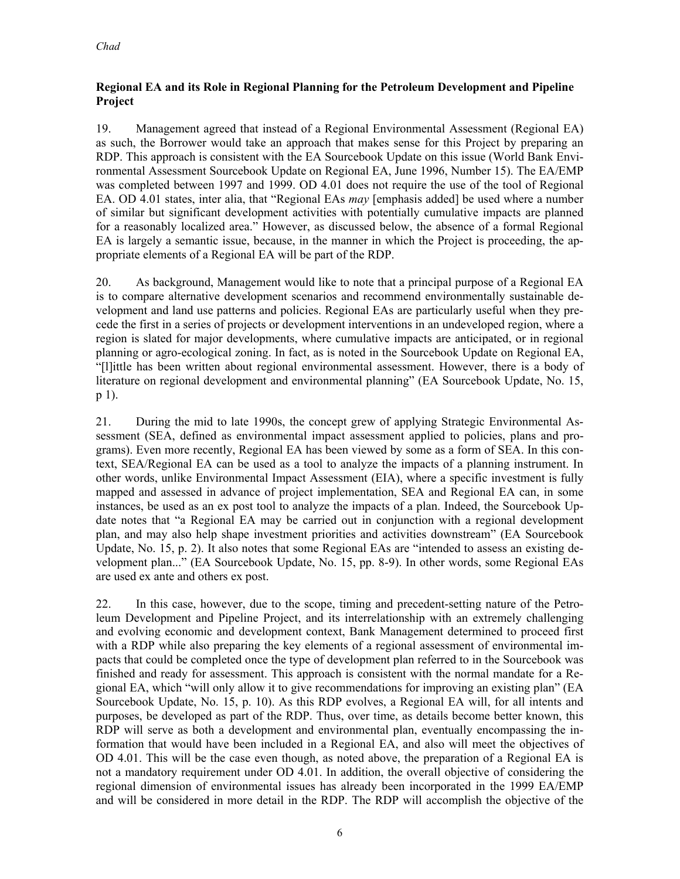## Regional EA and its Role in Regional Planning for the Petroleum Development and Pipeline Project

19. Management agreed that instead of a Regional Environmental Assessment (Regional EA) as such, the Borrower would take an approach that makes sense for this Project by preparing an RDP. This approach is consistent with the EA Sourcebook Update on this issue (World Bank Environmental Assessment Sourcebook Update on Regional EA, June 1996, Number 15). The EA/EMP was completed between 1997 and 1999. OD 4.01 does not require the use of the tool of Regional EA. OD 4.01 states, inter alia, that "Regional EAs *may* [emphasis added] be used where a number of similar but significant development activities with potentially cumulative impacts are planned for a reasonably localized area." However, as discussed below, the absence of a formal Regional EA is largely a semantic issue, because, in the manner in which the Project is proceeding, the appropriate elements of a Regional EA will be part of the RDP.

20. As background, Management would like to note that a principal purpose of a Regional EA is to compare alternative development scenarios and recommend environmentally sustainable development and land use patterns and policies. Regional EAs are particularly useful when they precede the first in a series of projects or development interventions in an undeveloped region, where a region is slated for major developments, where cumulative impacts are anticipated, or in regional planning or agro-ecological zoning. In fact, as is noted in the Sourcebook Update on Regional EA, "[l]ittle has been written about regional environmental assessment. However, there is a body of literature on regional development and environmental planning" (EA Sourcebook Update, No. 15, p 1).

21. During the mid to late 1990s, the concept grew of applying Strategic Environmental Assessment (SEA, defined as environmental impact assessment applied to policies, plans and programs). Even more recently, Regional EA has been viewed by some as a form of SEA. In this context, SEA/Regional EA can be used as a tool to analyze the impacts of a planning instrument. In other words, unlike Environmental Impact Assessment (EIA), where a specific investment is fully mapped and assessed in advance of project implementation, SEA and Regional EA can, in some instances, be used as an ex post tool to analyze the impacts of a plan. Indeed, the Sourcebook Update notes that "a Regional EA may be carried out in conjunction with a regional development plan, and may also help shape investment priorities and activities downstream" (EA Sourcebook Update, No. 15, p. 2). It also notes that some Regional EAs are "intended to assess an existing development plan..." (EA Sourcebook Update, No. 15, pp. 8-9). In other words, some Regional EAs are used ex ante and others ex post.

22. In this case, however, due to the scope, timing and precedent-setting nature of the Petroleum Development and Pipeline Project, and its interrelationship with an extremely challenging and evolving economic and development context, Bank Management determined to proceed first with a RDP while also preparing the key elements of a regional assessment of environmental impacts that could be completed once the type of development plan referred to in the Sourcebook was finished and ready for assessment. This approach is consistent with the normal mandate for a Regional EA, which "will only allow it to give recommendations for improving an existing plan" (EA Sourcebook Update, No. 15, p. 10). As this RDP evolves, a Regional EA will, for all intents and purposes, be developed as part of the RDP. Thus, over time, as details become better known, this RDP will serve as both a development and environmental plan, eventually encompassing the information that would have been included in a Regional EA, and also will meet the objectives of OD 4.01. This will be the case even though, as noted above, the preparation of a Regional EA is not a mandatory requirement under OD 4.01. In addition, the overall objective of considering the regional dimension of environmental issues has already been incorporated in the 1999 EA/EMP and will be considered in more detail in the RDP. The RDP will accomplish the objective of the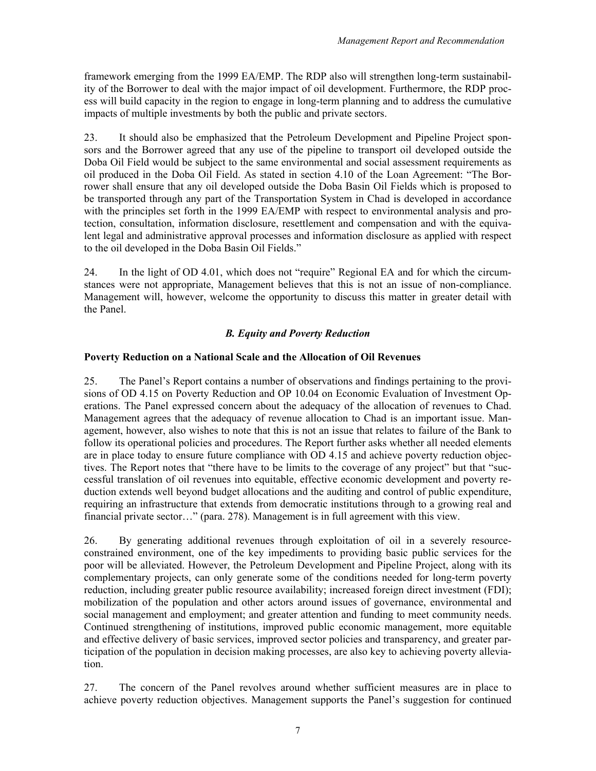framework emerging from the 1999 EA/EMP. The RDP also will strengthen long-term sustainability of the Borrower to deal with the major impact of oil development. Furthermore, the RDP process will build capacity in the region to engage in long-term planning and to address the cumulative impacts of multiple investments by both the public and private sectors.

23. It should also be emphasized that the Petroleum Development and Pipeline Project sponsors and the Borrower agreed that any use of the pipeline to transport oil developed outside the Doba Oil Field would be subject to the same environmental and social assessment requirements as oil produced in the Doba Oil Field. As stated in section 4.10 of the Loan Agreement: "The Borrower shall ensure that any oil developed outside the Doba Basin Oil Fields which is proposed to be transported through any part of the Transportation System in Chad is developed in accordance with the principles set forth in the 1999 EA/EMP with respect to environmental analysis and protection, consultation, information disclosure, resettlement and compensation and with the equivalent legal and administrative approval processes and information disclosure as applied with respect to the oil developed in the Doba Basin Oil Fields."

24. In the light of OD 4.01, which does not "require" Regional EA and for which the circumstances were not appropriate, Management believes that this is not an issue of non-compliance. Management will, however, welcome the opportunity to discuss this matter in greater detail with the Panel.

### *B. Equity and Poverty Reduction*

**Poverty Reduction on a National Scale and the Allocation of Oil Revenues**

25. The Panel's Report contains a number of observations and findings pertaining to the provisions of OD 4.15 on Poverty Reduction and OP 10.04 on Economic Evaluation of Investment Operations. The Panel expressed concern about the adequacy of the allocation of revenues to Chad. Management agrees that the adequacy of revenue allocation to Chad is an important issue. Management, however, also wishes to note that this is not an issue that relates to failure of the Bank to follow its operational policies and procedures. The Report further asks whether all needed elements are in place today to ensure future compliance with OD 4.15 and achieve poverty reduction objectives. The Report notes that "there have to be limits to the coverage of any project" but that "successful translation of oil revenues into equitable, effective economic development and poverty reduction extends well beyond budget allocations and the auditing and control of public expenditure, requiring an infrastructure that extends from democratic institutions through to a growing real and financial private sector…" (para. 278). Management is in full agreement with this view.

26. By generating additional revenues through exploitation of oil in a severely resource-constrained environment, one of the key impediments to providing basic public services for the poor will be alleviated. However, the Petroleum Development and Pipeline Project, along with its complementary projects, can only generate some of the conditions needed for long-term poverty reduction, including greater public resource availability; increased foreign direct investment (FDI); mobilization of the population and other actors around issues of governance, environmental and social management and employment; and greater attention and funding to meet community needs. Continued strengthening of institutions, improved public economic management, more equitable and effective delivery of basic services, improved sector policies and transparency, and greater participation of the population in decision making processes, are also key to achieving poverty alleviation.

27. The concern of the Panel revolves around whether sufficient measures are in place to achieve poverty reduction objectives. Management supports the Panel's suggestion for continued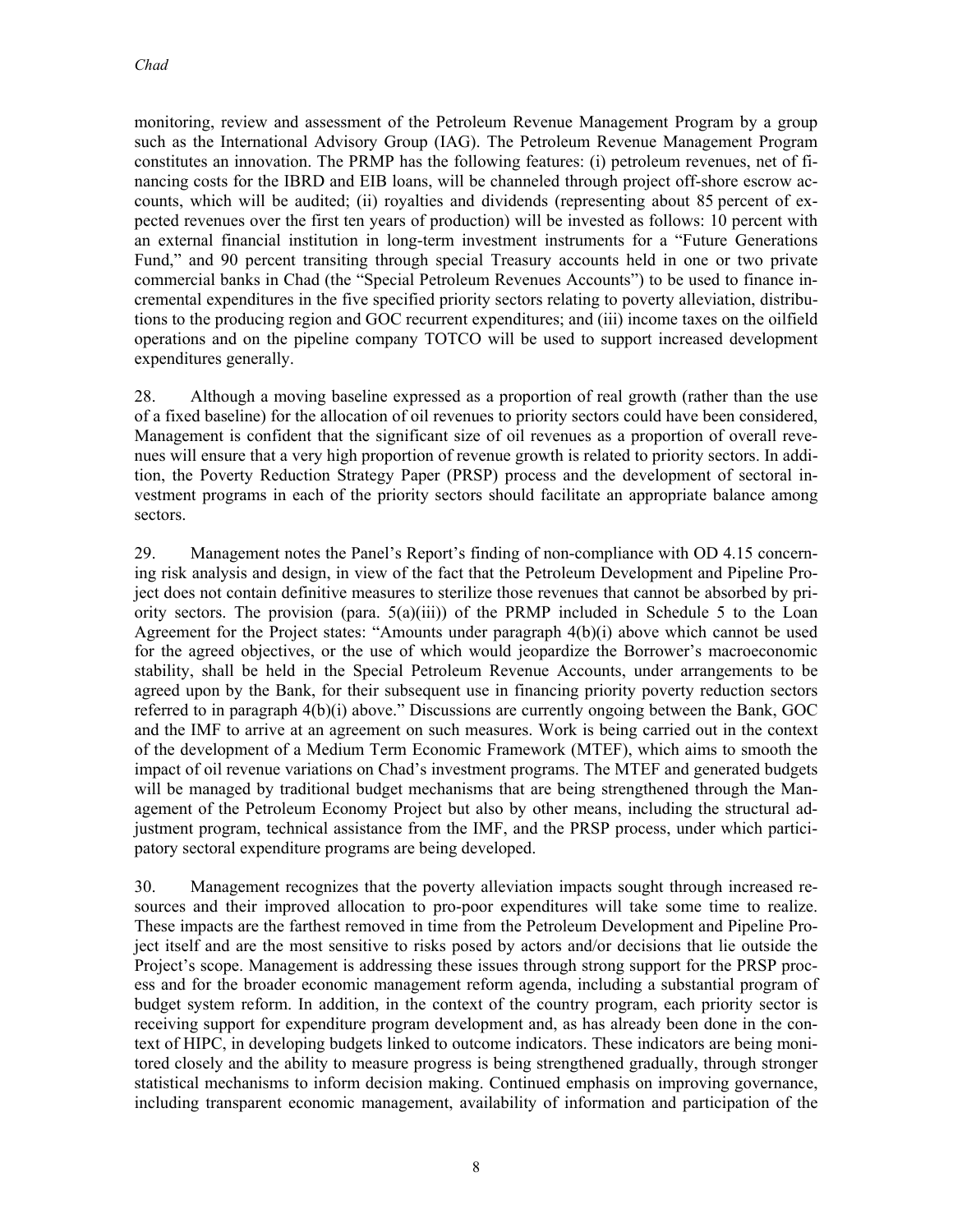monitoring, review and assessment of the Petroleum Revenue Management Program by a group such as the International Advisory Group (IAG). The Petroleum Revenue Management Program constitutes an innovation. The PRMP has the following features: (i) petroleum revenues, net of financing costs for the IBRD and EIB loans, will be channeled through project off-shore escrow accounts, which will be audited; (ii) royalties and dividends (representing about 85 percent of expected revenues over the first ten years of production) will be invested as follows: 10 percent with an external financial institution in long-term investment instruments for a "Future Generations Fund," and 90 percent transiting through special Treasury accounts held in one or two private commercial banks in Chad (the "Special Petroleum Revenues Accounts") to be used to finance incremental expenditures in the five specified priority sectors relating to poverty alleviation, distributions to the producing region and GOC recurrent expenditures; and (iii) income taxes on the oilfield operations and on the pipeline company TOTCO will be used to support increased development expenditures generally.

28. Although a moving baseline expressed as a proportion of real growth (rather than the use of a fixed baseline) for the allocation of oil revenues to priority sectors could have been considered, Management is confident that the significant size of oil revenues as a proportion of overall revenues will ensure that a very high proportion of revenue growth is related to priority sectors. In addition, the Poverty Reduction Strategy Paper (PRSP) process and the development of sectoral investment programs in each of the priority sectors should facilitate an appropriate balance among sectors.

29. Management notes the Panel's Report's finding of non-compliance with OD 4.15 concerning risk analysis and design, in view of the fact that the Petroleum Development and Pipeline Project does not contain definitive measures to sterilize those revenues that cannot be absorbed by priority sectors. The provision (para. 5(a)(iii)) of the PRMP included in Schedule 5 to the Loan Agreement for the Project states: "Amounts under paragraph 4(b)(i) above which cannot be used for the agreed objectives, or the use of which would jeopardize the Borrower's macroeconomic stability, shall be held in the Special Petroleum Revenue Accounts, under arrangements to be agreed upon by the Bank, for their subsequent use in financing priority poverty reduction sectors referred to in paragraph 4(b)(i) above." Discussions are currently ongoing between the Bank, GOC and the IMF to arrive at an agreement on such measures. Work is being carried out in the context of the development of a Medium Term Economic Framework (MTEF), which aims to smooth the impact of oil revenue variations on Chad's investment programs. The MTEF and generated budgets will be managed by traditional budget mechanisms that are being strengthened through the Management of the Petroleum Economy Project but also by other means, including the structural adjustment program, technical assistance from the IMF, and the PRSP process, under which participatory sectoral expenditure programs are being developed.

30. Management recognizes that the poverty alleviation impacts sought through increased resources and their improved allocation to pro-poor expenditures will take some time to realize. These impacts are the farthest removed in time from the Petroleum Development and Pipeline Project itself and are the most sensitive to risks posed by actors and/or decisions that lie outside the Project's scope. Management is addressing these issues through strong support for the PRSP process and for the broader economic management reform agenda, including a substantial program of budget system reform. In addition, in the context of the country program, each priority sector is receiving support for expenditure program development and, as has already been done in the context of HIPC, in developing budgets linked to outcome indicators. These indicators are being monitored closely and the ability to measure progress is being strengthened gradually, through stronger statistical mechanisms to inform decision making. Continued emphasis on improving governance, including transparent economic management, availability of information and participation of the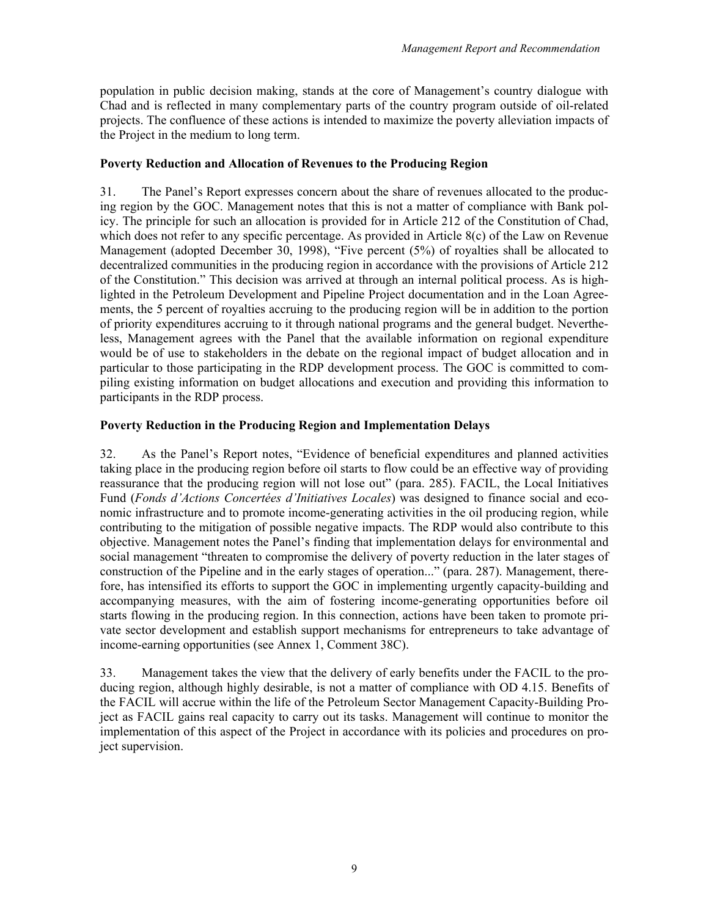population in public decision making, stands at the core of Management's country dialogue with Chad and is reflected in many complementary parts of the country program outside of oil-related projects. The confluence of these actions is intended to maximize the poverty alleviation impacts of the Project in the medium to long term.

### Poverty Reduction and Allocation of Revenues to the Producing Region

31. The Panel's Report expresses concern about the share of revenues allocated to the producing region by the GOC. Management notes that this is not a matter of compliance with Bank policy. The principle for such an allocation is provided for in Article 212 of the Constitution of Chad, which does not refer to any specific percentage. As provided in Article 8(c) of the Law on Revenue Management (adopted December 30, 1998), "Five percent (5%) of royalties shall be allocated to decentralized communities in the producing region in accordance with the provisions of Article 212 of the Constitution." This decision was arrived at through an internal political process. As is highlighted in the Petroleum Development and Pipeline Project documentation and in the Loan Agreements, the 5 percent of royalties accruing to the producing region will be in addition to the portion of priority expenditures accruing to it through national programs and the general budget. Nevertheless, Management agrees with the Panel that the available information on regional expenditure would be of use to stakeholders in the debate on the regional impact of budget allocation and in particular to those participating in the RDP development process. The GOC is committed to compiling existing information on budget allocations and execution and providing this information to participants in the RDP process.

### Poverty Reduction in the Producing Region and Implementation Delays

32. As the Panel's Report notes, "Evidence of beneficial expenditures and planned activities taking place in the producing region before oil starts to flow could be an effective way of providing reassurance that the producing region will not lose out" (para. 285). FACIL, the Local Initiatives Fund (*Fonds d'Actions Concertées d'Initiatives Locales*) was designed to finance social and economic infrastructure and to promote income-generating activities in the oil producing region, while contributing to the mitigation of possible negative impacts. The RDP would also contribute to this objective. Management notes the Panel's finding that implementation delays for environmental and social management "threaten to compromise the delivery of poverty reduction in the later stages of construction of the Pipeline and in the early stages of operation..." (para. 287). Management, therefore, has intensified its efforts to support the GOC in implementing urgently capacity-building and accompanying measures, with the aim of fostering income-generating opportunities before oil starts flowing in the producing region. In this connection, actions have been taken to promote private sector development and establish support mechanisms for entrepreneurs to take advantage of income-earning opportunities (see Annex 1, Comment 38C).

33. Management takes the view that the delivery of early benefits under the FACIL to the producing region, although highly desirable, is not a matter of compliance with OD 4.15. Benefits of the FACIL will accrue within the life of the Petroleum Sector Management Capacity-Building Project as FACIL gains real capacity to carry out its tasks. Management will continue to monitor the implementation of this aspect of the Project in accordance with its policies and procedures on project supervision.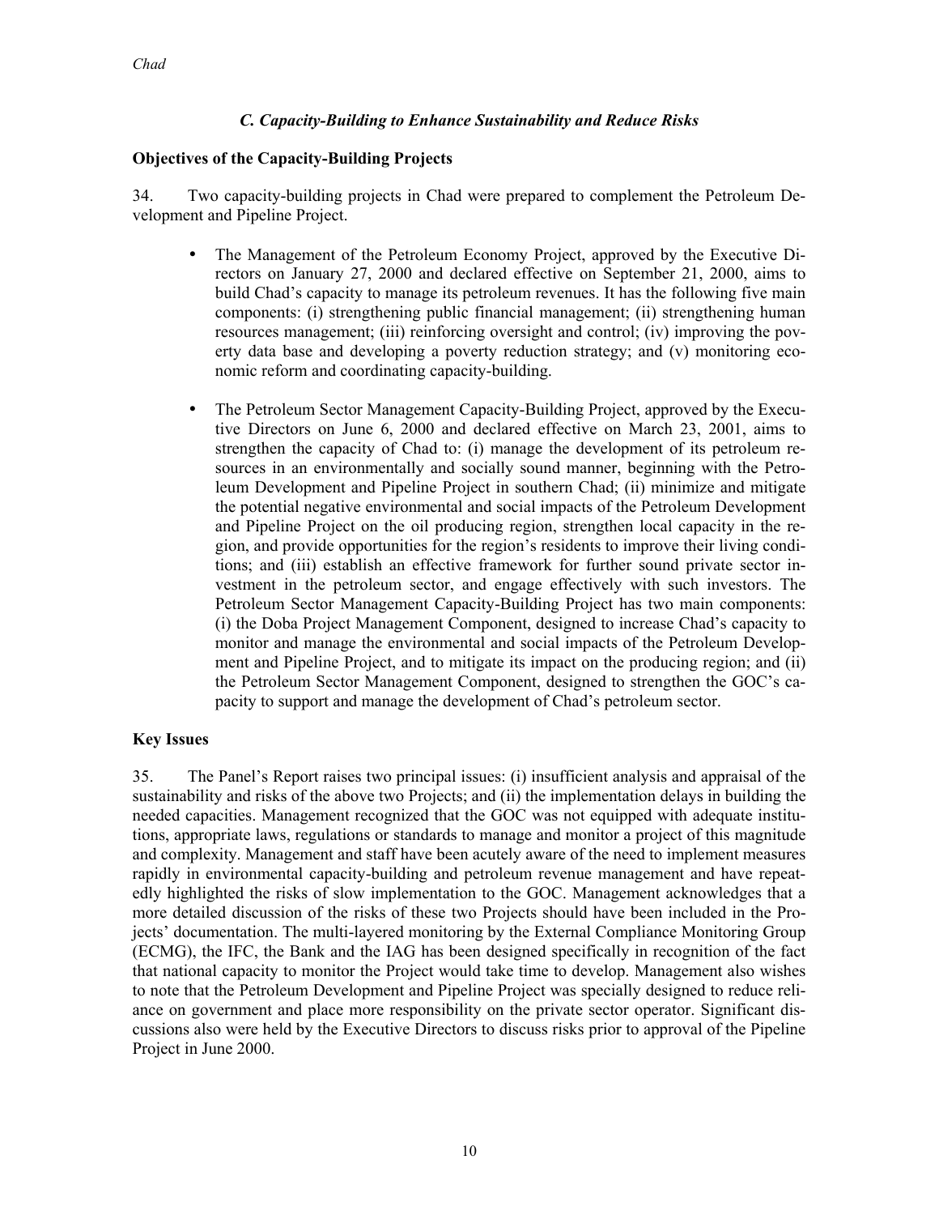### *C. Capacity-Building to Enhance Sustainability and Reduce Risks*

**Objectives of the Capacity-Building Projects**

34. Two capacity-building projects in Chad were prepared to complement the Petroleum Development and Pipeline Project.

- The Management of the Petroleum Economy Project, approved by the Executive Directors on January 27, 2000 and declared effective on September 21, 2000, aims to build Chad's capacity to manage its petroleum revenues. It has the following five main components: (i) strengthening public financial management; (ii) strengthening human resources management; (iii) reinforcing oversight and control; (iv) improving the poverty data base and developing a poverty reduction strategy; and (v) monitoring economic reform and coordinating capacity-building.

- The Petroleum Sector Management Capacity-Building Project, approved by the Executive Directors on June 6, 2000 and declared effective on March 23, 2001, aims to strengthen the capacity of Chad to: (i) manage the development of its petroleum resources in an environmentally and socially sound manner, beginning with the Petroleum Development and Pipeline Project in southern Chad; (ii) minimize and mitigate the potential negative environmental and social impacts of the Petroleum Development and Pipeline Project on the oil producing region, strengthen local capacity in the region, and provide opportunities for the region's residents to improve their living conditions; and (iii) establish an effective framework for further sound private sector investment in the petroleum sector, and engage effectively with such investors. The Petroleum Sector Management Capacity-Building Project has two main components: (i) the Doba Project Management Component, designed to increase Chad's capacity to monitor and manage the environmental and social impacts of the Petroleum Development and Pipeline Project, and to mitigate its impact on the producing region; and (ii) the Petroleum Sector Management Component, designed to strengthen the GOC's capacity to support and manage the development of Chad's petroleum sector.

**Key Issues**

35. The Panel's Report raises two principal issues: (i) insufficient analysis and appraisal of the sustainability and risks of the above two Projects; and (ii) the implementation delays in building the needed capacities. Management recognized that the GOC was not equipped with adequate institutions, appropriate laws, regulations or standards to manage and monitor a project of this magnitude and complexity. Management and staff have been acutely aware of the need to implement measures rapidly in environmental capacity-building and petroleum revenue management and have repeatedly highlighted the risks of slow implementation to the GOC. Management acknowledges that a more detailed discussion of the risks of these two Projects should have been included in the Projects' documentation. The multi-layered monitoring by the External Compliance Monitoring Group (ECMG), the IFC, the Bank and the IAG has been designed specifically in recognition of the fact that national capacity to monitor the Project would take time to develop. Management also wishes to note that the Petroleum Development and Pipeline Project was specially designed to reduce reliance on government and place more responsibility on the private sector operator. Significant discussions also were held by the Executive Directors to discuss risks prior to approval of the Pipeline Project in June 2000.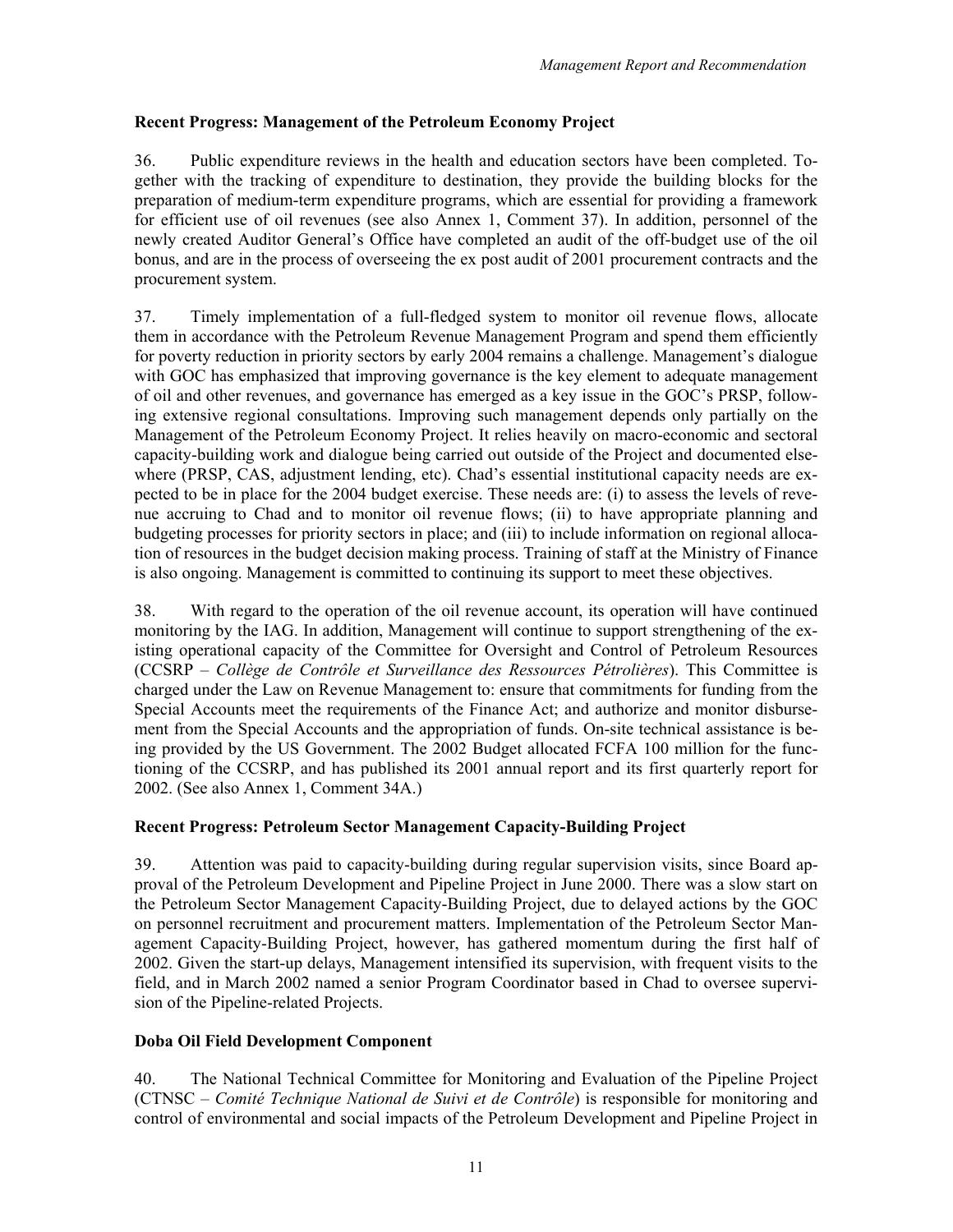### Recent Progress: Management of the Petroleum Economy Project

36. Public expenditure reviews in the health and education sectors have been completed. Together with the tracking of expenditure to destination, they provide the building blocks for the preparation of medium-term expenditure programs, which are essential for providing a framework for efficient use of oil revenues (see also Annex 1, Comment 37). In addition, personnel of the newly created Auditor General's Office have completed an audit of the off-budget use of the oil bonus, and are in the process of overseeing the ex post audit of 2001 procurement contracts and the procurement system.

37. Timely implementation of a full-fledged system to monitor oil revenue flows, allocate them in accordance with the Petroleum Revenue Management Program and spend them efficiently for poverty reduction in priority sectors by early 2004 remains a challenge. Management's dialogue with GOC has emphasized that improving governance is the key element to adequate management of oil and other revenues, and governance has emerged as a key issue in the GOC's PRSP, following extensive regional consultations. Improving such management depends only partially on the Management of the Petroleum Economy Project. It relies heavily on macro-economic and sectoral capacity-building work and dialogue being carried out outside of the Project and documented elsewhere (PRSP, CAS, adjustment lending, etc). Chad's essential institutional capacity needs are expected to be in place for the 2004 budget exercise. These needs are: (i) to assess the levels of revenue accruing to Chad and to monitor oil revenue flows; (ii) to have appropriate planning and budgeting processes for priority sectors in place; and (iii) to include information on regional allocation of resources in the budget decision making process. Training of staff at the Ministry of Finance is also ongoing. Management is committed to continuing its support to meet these objectives.

38. With regard to the operation of the oil revenue account, its operation will have continued monitoring by the IAG. In addition, Management will continue to support strengthening of the existing operational capacity of the Committee for Oversight and Control of Petroleum Resources (CCSRP – *Collège de Contrôle et Surveillance des Ressources Pétrolières*). This Committee is charged under the Law on Revenue Management to: ensure that commitments for funding from the Special Accounts meet the requirements of the Finance Act; and authorize and monitor disbursement from the Special Accounts and the appropriation of funds. On-site technical assistance is being provided by the US Government. The 2002 Budget allocated FCFA 100 million for the functioning of the CCSRP, and has published its 2001 annual report and its first quarterly report for 2002. (See also Annex 1, Comment 34A.)

### Recent Progress: Petroleum Sector Management Capacity-Building Project

39. Attention was paid to capacity-building during regular supervision visits, since Board approval of the Petroleum Development and Pipeline Project in June 2000. There was a slow start on the Petroleum Sector Management Capacity-Building Project, due to delayed actions by the GOC on personnel recruitment and procurement matters. Implementation of the Petroleum Sector Management Capacity-Building Project, however, has gathered momentum during the first half of 2002. Given the start-up delays, Management intensified its supervision, with frequent visits to the field, and in March 2002 named a senior Program Coordinator based in Chad to oversee supervision of the Pipeline-related Projects.

### Doba Oil Field Development Component

40. The National Technical Committee for Monitoring and Evaluation of the Pipeline Project (CTNSC – *Comité Technique National de Suivi et de Contrôle*) is responsible for monitoring and control of environmental and social impacts of the Petroleum Development and Pipeline Project in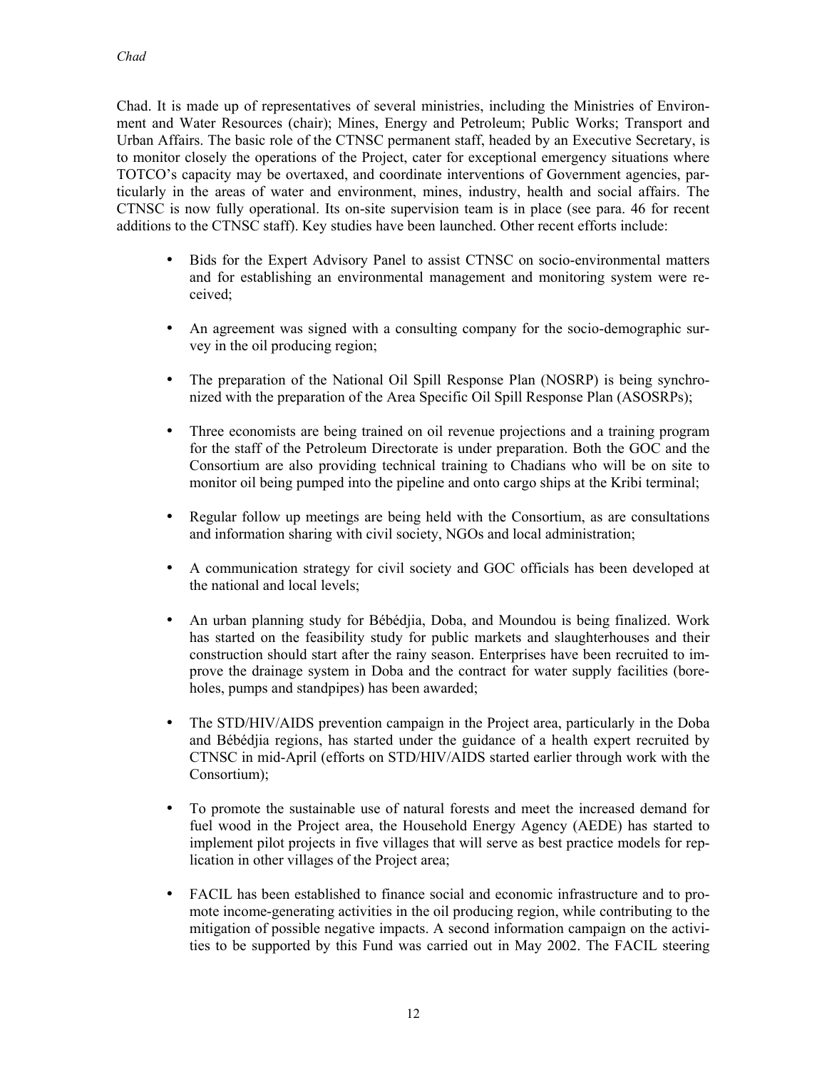Chad. It is made up of representatives of several ministries, including the Ministries of Environment and Water Resources (chair); Mines, Energy and Petroleum; Public Works; Transport and Urban Affairs. The basic role of the CTNSC permanent staff, headed by an Executive Secretary, is to monitor closely the operations of the Project, cater for exceptional emergency situations where TOTCO's capacity may be overtaxed, and coordinate interventions of Government agencies, particularly in the areas of water and environment, mines, industry, health and social affairs. The CTNSC is now fully operational. Its on-site supervision team is in place (see para. 46 for recent additions to the CTNSC staff). Key studies have been launched. Other recent efforts include:

- Bids for the Expert Advisory Panel to assist CTNSC on socio-environmental matters and for establishing an environmental management and monitoring system were received;
- An agreement was signed with a consulting company for the socio-demographic survey in the oil producing region;
- The preparation of the National Oil Spill Response Plan (NOSRP) is being synchronized with the preparation of the Area Specific Oil Spill Response Plan (ASOSRPs);
- Three economists are being trained on oil revenue projections and a training program for the staff of the Petroleum Directorate is under preparation. Both the GOC and the Consortium are also providing technical training to Chadians who will be on site to monitor oil being pumped into the pipeline and onto cargo ships at the Kribi terminal;
- Regular follow up meetings are being held with the Consortium, as are consultations and information sharing with civil society, NGOs and local administration;
- A communication strategy for civil society and GOC officials has been developed at the national and local levels;
- An urban planning study for Bébédjia, Doba, and Moundou is being finalized. Work has started on the feasibility study for public markets and slaughterhouses and their construction should start after the rainy season. Enterprises have been recruited to improve the drainage system in Doba and the contract for water supply facilities (boreholes, pumps and standpipes) has been awarded;
- The STD/HIV/AIDS prevention campaign in the Project area, particularly in the Doba and Bébédjia regions, has started under the guidance of a health expert recruited by CTNSC in mid-April (efforts on STD/HIV/AIDS started earlier through work with the Consortium);
- To promote the sustainable use of natural forests and meet the increased demand for fuel wood in the Project area, the Household Energy Agency (AEDE) has started to implement pilot projects in five villages that will serve as best practice models for replication in other villages of the Project area;
- FACIL has been established to finance social and economic infrastructure and to promote income-generating activities in the oil producing region, while contributing to the mitigation of possible negative impacts. A second information campaign on the activities to be supported by this Fund was carried out in May 2002. The FACIL steering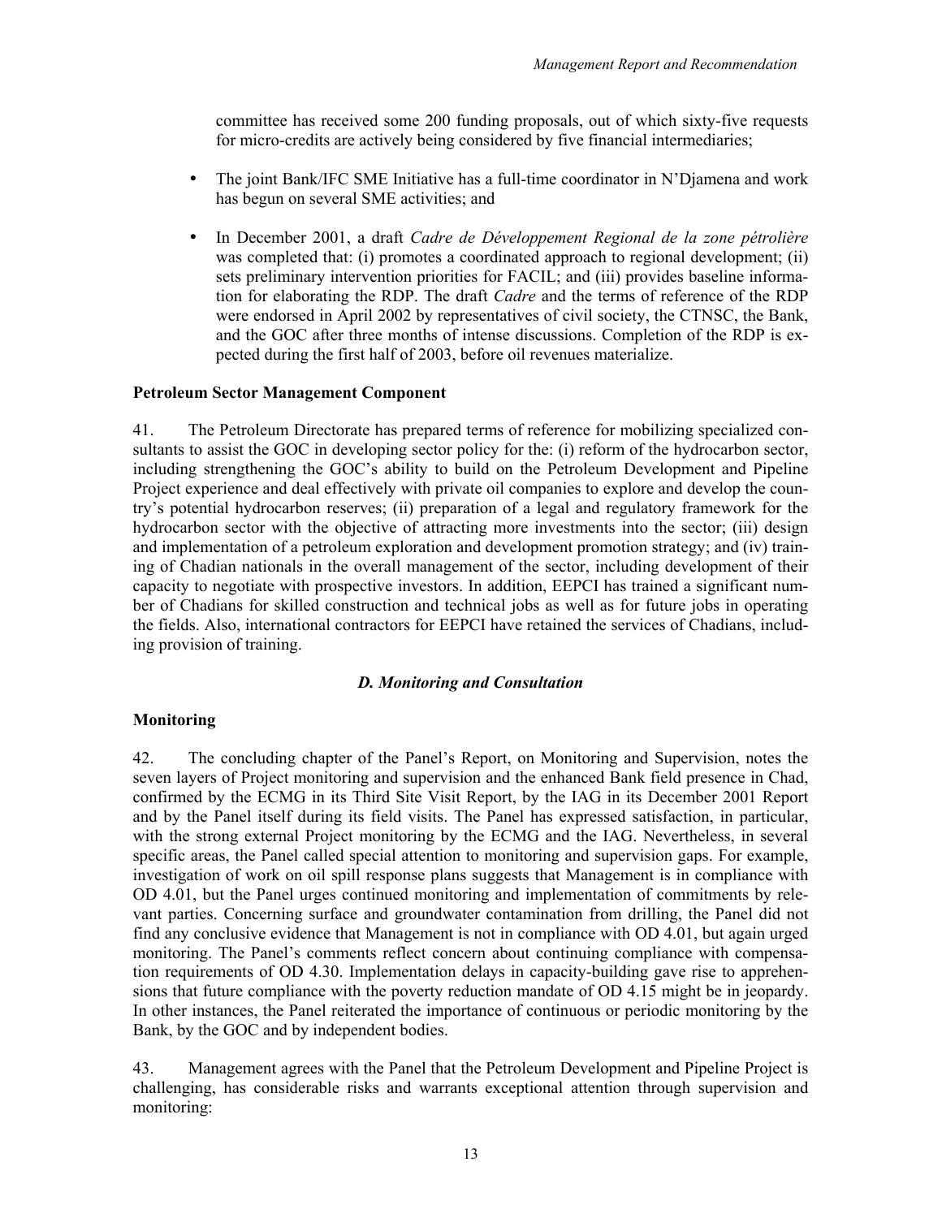committee has received some 200 funding proposals, out of which sixty-five requests for micro-credits are actively being considered by five financial intermediaries;

- The joint Bank/IFC SME Initiative has a full-time coordinator in N'Djamena and work has begun on several SME activities; and

- In December 2001, a draft *Cadre de Développement Regional de la zone pétrolière* was completed that: (i) promotes a coordinated approach to regional development; (ii) sets preliminary intervention priorities for FACIL; and (iii) provides baseline information for elaborating the RDP. The draft *Cadre* and the terms of reference of the RDP were endorsed in April 2002 by representatives of civil society, the CTNSC, the Bank, and the GOC after three months of intense discussions. Completion of the RDP is expected during the first half of 2003, before oil revenues materialize.

**Petroleum Sector Management Component**

41. The Petroleum Directorate has prepared terms of reference for mobilizing specialized consultants to assist the GOC in developing sector policy for the: (i) reform of the hydrocarbon sector, including strengthening the GOC's ability to build on the Petroleum Development and Pipeline Project experience and deal effectively with private oil companies to explore and develop the country's potential hydrocarbon reserves; (ii) preparation of a legal and regulatory framework for the hydrocarbon sector with the objective of attracting more investments into the sector; (iii) design and implementation of a petroleum exploration and development promotion strategy; and (iv) training of Chadian nationals in the overall management of the sector, including development of their capacity to negotiate with prospective investors. In addition, EEPCI has trained a significant number of Chadians for skilled construction and technical jobs as well as for future jobs in operating the fields. Also, international contractors for EEPCI have retained the services of Chadians, including provision of training.

### *D. Monitoring and Consultation*

**Monitoring**

42. The concluding chapter of the Panel's Report, on Monitoring and Supervision, notes the seven layers of Project monitoring and supervision and the enhanced Bank field presence in Chad, confirmed by the ECMG in its Third Site Visit Report, by the IAG in its December 2001 Report and by the Panel itself during its field visits. The Panel has expressed satisfaction, in particular, with the strong external Project monitoring by the ECMG and the IAG. Nevertheless, in several specific areas, the Panel called special attention to monitoring and supervision gaps. For example, investigation of work on oil spill response plans suggests that Management is in compliance with OD 4.01, but the Panel urges continued monitoring and implementation of commitments by relevant parties. Concerning surface and groundwater contamination from drilling, the Panel did not find any conclusive evidence that Management is not in compliance with OD 4.01, but again urged monitoring. The Panel's comments reflect concern about continuing compliance with compensation requirements of OD 4.30. Implementation delays in capacity-building gave rise to apprehensions that future compliance with the poverty reduction mandate of OD 4.15 might be in jeopardy. In other instances, the Panel reiterated the importance of continuous or periodic monitoring by the Bank, by the GOC and by independent bodies.

43. Management agrees with the Panel that the Petroleum Development and Pipeline Project is challenging, has considerable risks and warrants exceptional attention through supervision and monitoring: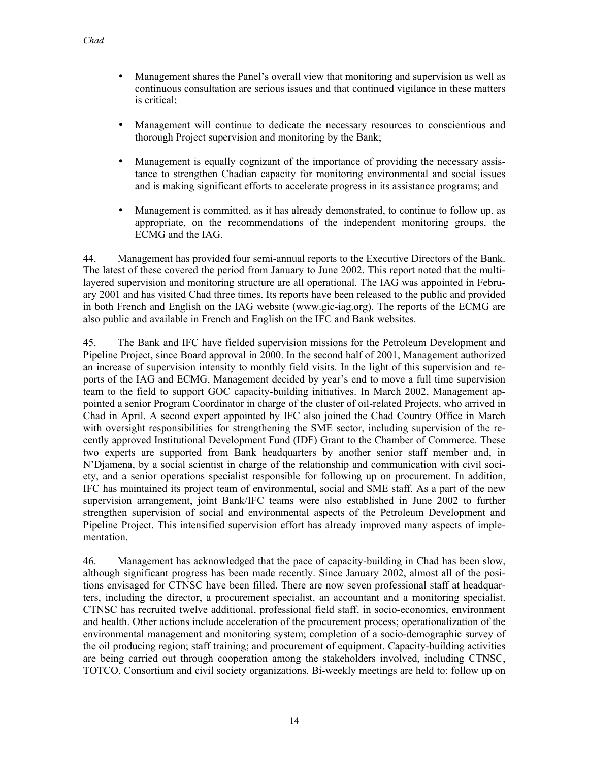- Management shares the Panel's overall view that monitoring and supervision as well as continuous consultation are serious issues and that continued vigilance in these matters is critical;

- Management will continue to dedicate the necessary resources to conscientious and thorough Project supervision and monitoring by the Bank;

- Management is equally cognizant of the importance of providing the necessary assistance to strengthen Chadian capacity for monitoring environmental and social issues and is making significant efforts to accelerate progress in its assistance programs; and

- Management is committed, as it has already demonstrated, to continue to follow up, as appropriate, on the recommendations of the independent monitoring groups, the ECMG and the IAG.

44. Management has provided four semi-annual reports to the Executive Directors of the Bank. The latest of these covered the period from January to June 2002. This report noted that the multi-layered supervision and monitoring structure are all operational. The IAG was appointed in February 2001 and has visited Chad three times. Its reports have been released to the public and provided in both French and English on the IAG website (www.gic-iag.org). The reports of the ECMG are also public and available in French and English on the IFC and Bank websites.

45. The Bank and IFC have fielded supervision missions for the Petroleum Development and Pipeline Project, since Board approval in 2000. In the second half of 2001, Management authorized an increase of supervision intensity to monthly field visits. In the light of this supervision and reports of the IAG and ECMG, Management decided by year's end to move a full time supervision team to the field to support GOC capacity-building initiatives. In March 2002, Management appointed a senior Program Coordinator in charge of the cluster of oil-related Projects, who arrived in Chad in April. A second expert appointed by IFC also joined the Chad Country Office in March with oversight responsibilities for strengthening the SME sector, including supervision of the recently approved Institutional Development Fund (IDF) Grant to the Chamber of Commerce. These two experts are supported from Bank headquarters by another senior staff member and, in N'Djamena, by a social scientist in charge of the relationship and communication with civil society, and a senior operations specialist responsible for following up on procurement. In addition, IFC has maintained its project team of environmental, social and SME staff. As a part of the new supervision arrangement, joint Bank/IFC teams were also established in June 2002 to further strengthen supervision of social and environmental aspects of the Petroleum Development and Pipeline Project. This intensified supervision effort has already improved many aspects of implementation.

46. Management has acknowledged that the pace of capacity-building in Chad has been slow, although significant progress has been made recently. Since January 2002, almost all of the positions envisaged for CTNSC have been filled. There are now seven professional staff at headquarters, including the director, a procurement specialist, an accountant and a monitoring specialist. CTNSC has recruited twelve additional, professional field staff, in socio-economics, environment and health. Other actions include acceleration of the procurement process; operationalization of the environmental management and monitoring system; completion of a socio-demographic survey of the oil producing region; staff training; and procurement of equipment. Capacity-building activities are being carried out through cooperation among the stakeholders involved, including CTNSC, TOTCO, Consortium and civil society organizations. Bi-weekly meetings are held to: follow up on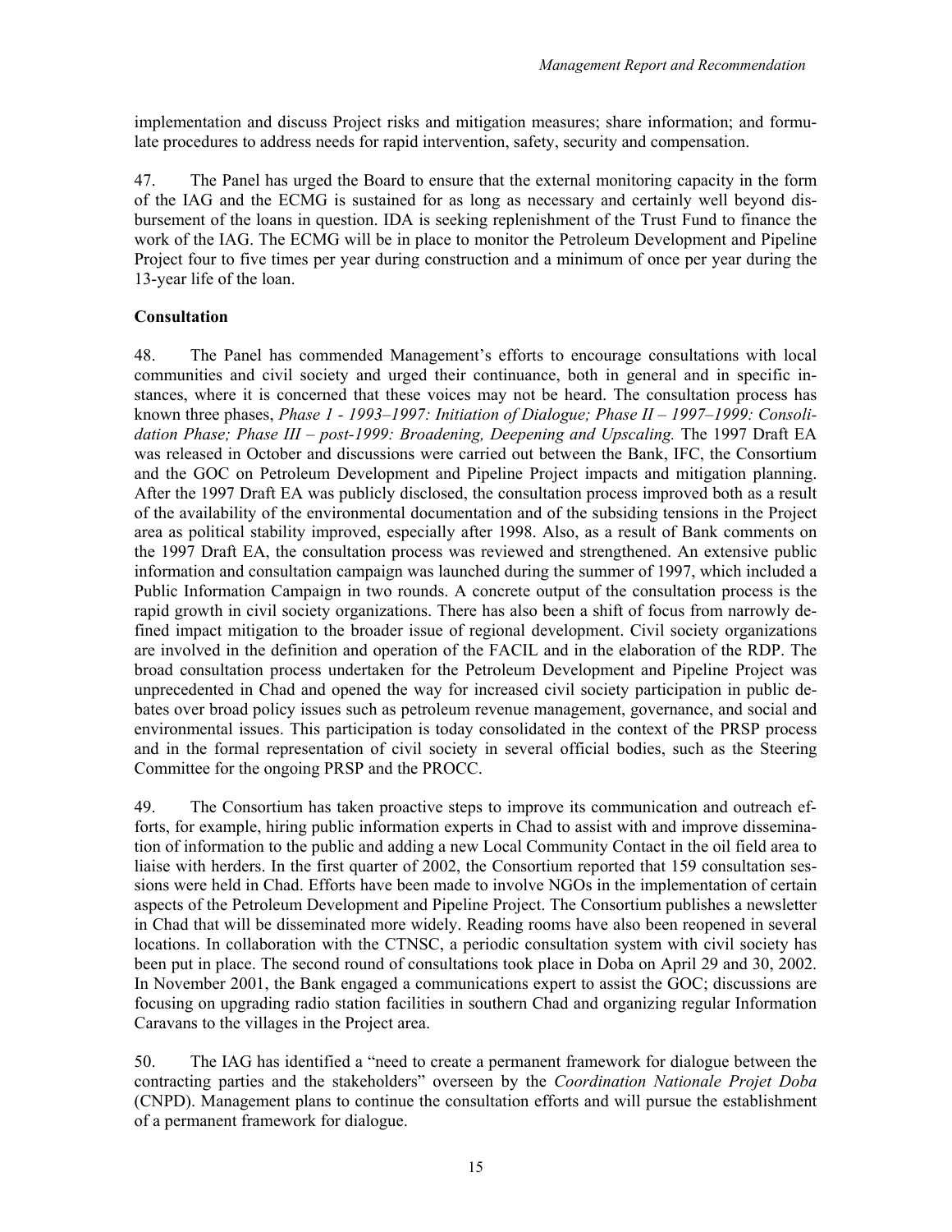implementation and discuss Project risks and mitigation measures; share information; and formulate procedures to address needs for rapid intervention, safety, security and compensation.

47. The Panel has urged the Board to ensure that the external monitoring capacity in the form of the IAG and the ECMG is sustained for as long as necessary and certainly well beyond disbursement of the loans in question. IDA is seeking replenishment of the Trust Fund to finance the work of the IAG. The ECMG will be in place to monitor the Petroleum Development and Pipeline Project four to five times per year during construction and a minimum of once per year during the 13-year life of the loan.

**Consultation**

48. The Panel has commended Management's efforts to encourage consultations with local communities and civil society and urged their continuance, both in general and in specific instances, where it is concerned that these voices may not be heard. The consultation process has known three phases, *Phase 1 - 1993–1997: Initiation of Dialogue; Phase II – 1997–1999: Consolidation Phase; Phase III – post-1999: Broadening, Deepening and Upscaling.* The 1997 Draft EA was released in October and discussions were carried out between the Bank, IFC, the Consortium and the GOC on Petroleum Development and Pipeline Project impacts and mitigation planning. After the 1997 Draft EA was publicly disclosed, the consultation process improved both as a result of the availability of the environmental documentation and of the subsiding tensions in the Project area as political stability improved, especially after 1998. Also, as a result of Bank comments on the 1997 Draft EA, the consultation process was reviewed and strengthened. An extensive public information and consultation campaign was launched during the summer of 1997, which included a Public Information Campaign in two rounds. A concrete output of the consultation process is the rapid growth in civil society organizations. There has also been a shift of focus from narrowly defined impact mitigation to the broader issue of regional development. Civil society organizations are involved in the definition and operation of the FACIL and in the elaboration of the RDP. The broad consultation process undertaken for the Petroleum Development and Pipeline Project was unprecedented in Chad and opened the way for increased civil society participation in public debates over broad policy issues such as petroleum revenue management, governance, and social and environmental issues. This participation is today consolidated in the context of the PRSP process and in the formal representation of civil society in several official bodies, such as the Steering Committee for the ongoing PRSP and the PROCC.

49. The Consortium has taken proactive steps to improve its communication and outreach efforts, for example, hiring public information experts in Chad to assist with and improve dissemination of information to the public and adding a new Local Community Contact in the oil field area to liaise with herders. In the first quarter of 2002, the Consortium reported that 159 consultation sessions were held in Chad. Efforts have been made to involve NGOs in the implementation of certain aspects of the Petroleum Development and Pipeline Project. The Consortium publishes a newsletter in Chad that will be disseminated more widely. Reading rooms have also been reopened in several locations. In collaboration with the CTNSC, a periodic consultation system with civil society has been put in place. The second round of consultations took place in Doba on April 29 and 30, 2002. In November 2001, the Bank engaged a communications expert to assist the GOC; discussions are focusing on upgrading radio station facilities in southern Chad and organizing regular Information Caravans to the villages in the Project area.

50. The IAG has identified a "need to create a permanent framework for dialogue between the contracting parties and the stakeholders" overseen by the *Coordination Nationale Projet Doba* (CNPD). Management plans to continue the consultation efforts and will pursue the establishment of a permanent framework for dialogue.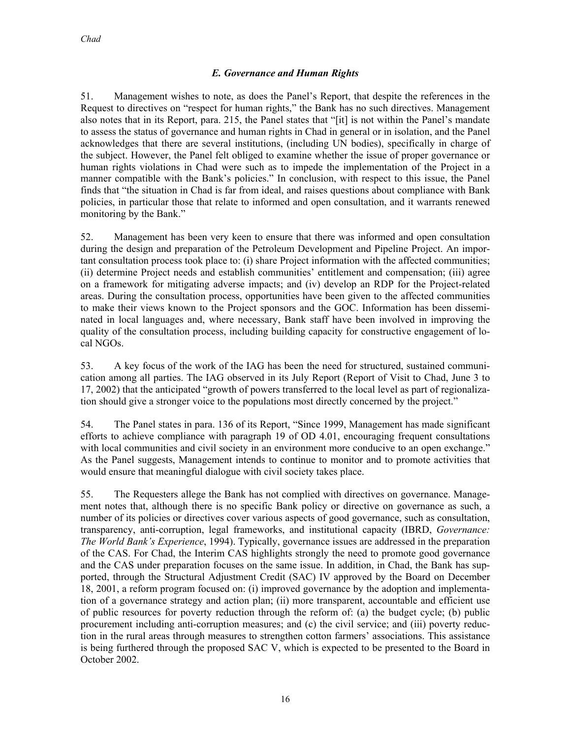### *E. Governance and Human Rights*

51. Management wishes to note, as does the Panel's Report, that despite the references in the Request to directives on "respect for human rights," the Bank has no such directives. Management also notes that in its Report, para. 215, the Panel states that "[it] is not within the Panel's mandate to assess the status of governance and human rights in Chad in general or in isolation, and the Panel acknowledges that there are several institutions, (including UN bodies), specifically in charge of the subject. However, the Panel felt obliged to examine whether the issue of proper governance or human rights violations in Chad were such as to impede the implementation of the Project in a manner compatible with the Bank's policies." In conclusion, with respect to this issue, the Panel finds that "the situation in Chad is far from ideal, and raises questions about compliance with Bank policies, in particular those that relate to informed and open consultation, and it warrants renewed monitoring by the Bank."

52. Management has been very keen to ensure that there was informed and open consultation during the design and preparation of the Petroleum Development and Pipeline Project. An important consultation process took place to: (i) share Project information with the affected communities; (ii) determine Project needs and establish communities' entitlement and compensation; (iii) agree on a framework for mitigating adverse impacts; and (iv) develop an RDP for the Project-related areas. During the consultation process, opportunities have been given to the affected communities to make their views known to the Project sponsors and the GOC. Information has been disseminated in local languages and, where necessary, Bank staff have been involved in improving the quality of the consultation process, including building capacity for constructive engagement of local NGOs.

53. A key focus of the work of the IAG has been the need for structured, sustained communication among all parties. The IAG observed in its July Report (Report of Visit to Chad, June 3 to 17, 2002) that the anticipated "growth of powers transferred to the local level as part of regionalization should give a stronger voice to the populations most directly concerned by the project."

54. The Panel states in para. 136 of its Report, "Since 1999, Management has made significant efforts to achieve compliance with paragraph 19 of OD 4.01, encouraging frequent consultations with local communities and civil society in an environment more conducive to an open exchange." As the Panel suggests, Management intends to continue to monitor and to promote activities that would ensure that meaningful dialogue with civil society takes place.

55. The Requesters allege the Bank has not complied with directives on governance. Management notes that, although there is no specific Bank policy or directive on governance as such, a number of its policies or directives cover various aspects of good governance, such as consultation, transparency, anti-corruption, legal frameworks, and institutional capacity (IBRD, *Governance: The World Bank's Experience*, 1994). Typically, governance issues are addressed in the preparation of the CAS. For Chad, the Interim CAS highlights strongly the need to promote good governance and the CAS under preparation focuses on the same issue. In addition, in Chad, the Bank has supported, through the Structural Adjustment Credit (SAC) IV approved by the Board on December 18, 2001, a reform program focused on: (i) improved governance by the adoption and implementation of a governance strategy and action plan; (ii) more transparent, accountable and efficient use of public resources for poverty reduction through the reform of: (a) the budget cycle; (b) public procurement including anti-corruption measures; and (c) the civil service; and (iii) poverty reduction in the rural areas through measures to strengthen cotton farmers' associations. This assistance is being furthered through the proposed SAC V, which is expected to be presented to the Board in October 2002.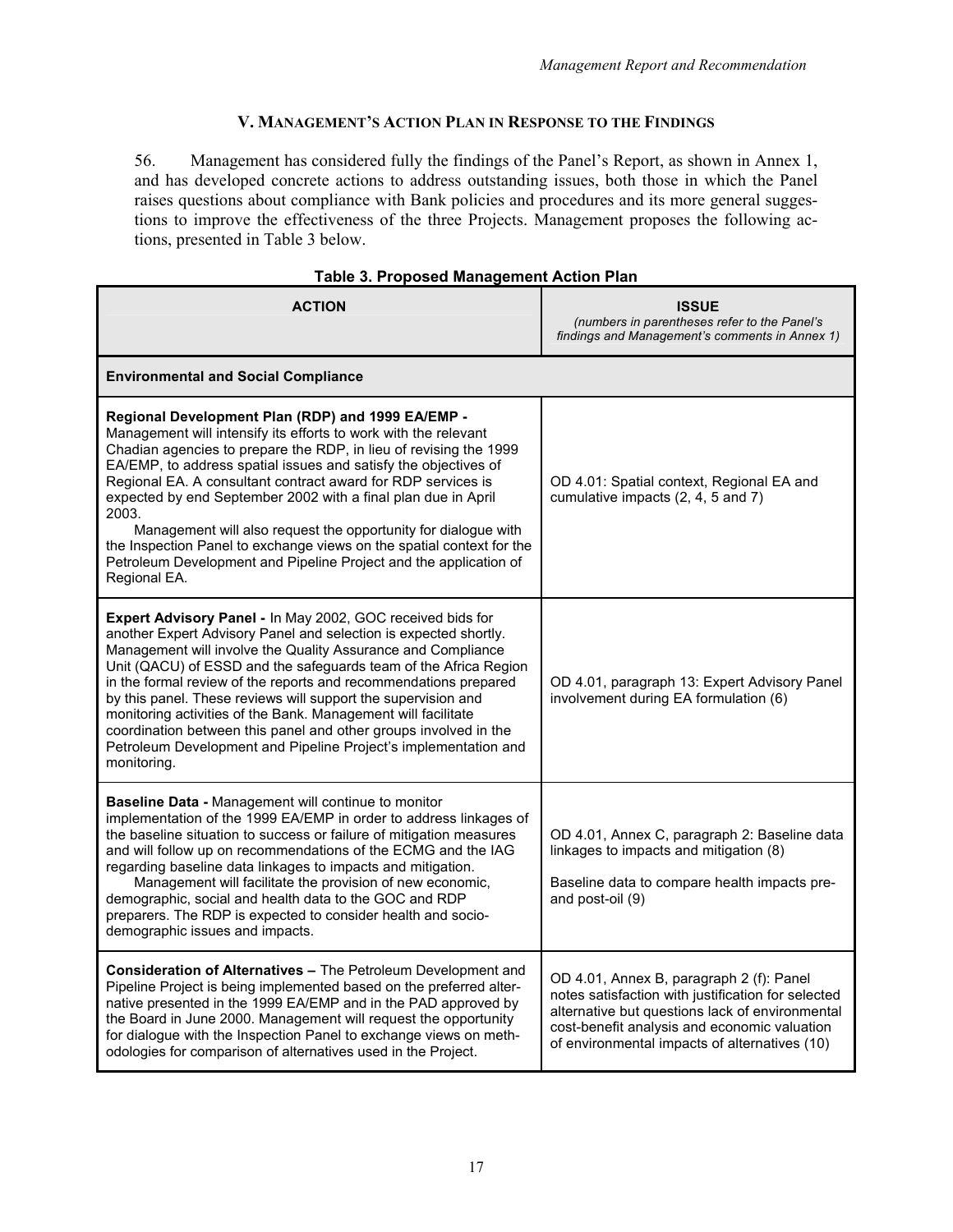## V. MANAGEMENT'S ACTION PLAN IN RESPONSE TO THE FINDINGS

56. Management has considered fully the findings of the Panel's Report, as shown in Annex 1, and has developed concrete actions to address outstanding issues, both those in which the Panel raises questions about compliance with Bank policies and procedures and its more general suggestions to improve the effectiveness of the three Projects. Management proposes the following actions, presented in Table 3 below.

**Table 3. Proposed Management Action Plan**

| ACTION | ISSUE *(numbers in parentheses refer to the Panel's findings and Management's comments in Annex 1)* |
|---|---|
| **Environmental and Social Compliance** | |
| **Regional Development Plan (RDP) and 1999 EA/EMP -** Management will intensify its efforts to work with the relevant Chadian agencies to prepare the RDP, in lieu of revising the 1999 EA/EMP, to address spatial issues and satisfy the objectives of Regional EA. A consultant contract award for RDP services is expected by end September 2002 with a final plan due in April 2003. Management will also request the opportunity for dialogue with the Inspection Panel to exchange views on the spatial context for the Petroleum Development and Pipeline Project and the application of Regional EA. | OD 4.01: Spatial context, Regional EA and cumulative impacts (2, 4, 5 and 7) |
| **Expert Advisory Panel -** In May 2002, GOC received bids for another Expert Advisory Panel and selection is expected shortly. Management will involve the Quality Assurance and Compliance Unit (QACU) of ESSD and the safeguards team of the Africa Region in the formal review of the reports and recommendations prepared by this panel. These reviews will support the supervision and monitoring activities of the Bank. Management will facilitate coordination between this panel and other groups involved in the Petroleum Development and Pipeline Project's implementation and monitoring. | OD 4.01, paragraph 13: Expert Advisory Panel involvement during EA formulation (6) |
| **Baseline Data -** Management will continue to monitor implementation of the 1999 EA/EMP in order to address linkages of the baseline situation to success or failure of mitigation measures and will follow up on recommendations of the ECMG and the IAG regarding baseline data linkages to impacts and mitigation. Management will facilitate the provision of new economic, demographic, social and health data to the GOC and RDP preparers. The RDP is expected to consider health and socio-demographic issues and impacts. | OD 4.01, Annex C, paragraph 2: Baseline data linkages to impacts and mitigation (8)<br><br>Baseline data to compare health impacts pre- and post-oil (9) |
| **Consideration of Alternatives –** The Petroleum Development and Pipeline Project is being implemented based on the preferred alternative presented in the 1999 EA/EMP and in the PAD approved by the Board in June 2000. Management will request the opportunity for dialogue with the Inspection Panel to exchange views on methodologies for comparison of alternatives used in the Project. | OD 4.01, Annex B, paragraph 2 (f): Panel notes satisfaction with justification for selected alternative but questions lack of environmental cost-benefit analysis and economic valuation of environmental impacts of alternatives (10) |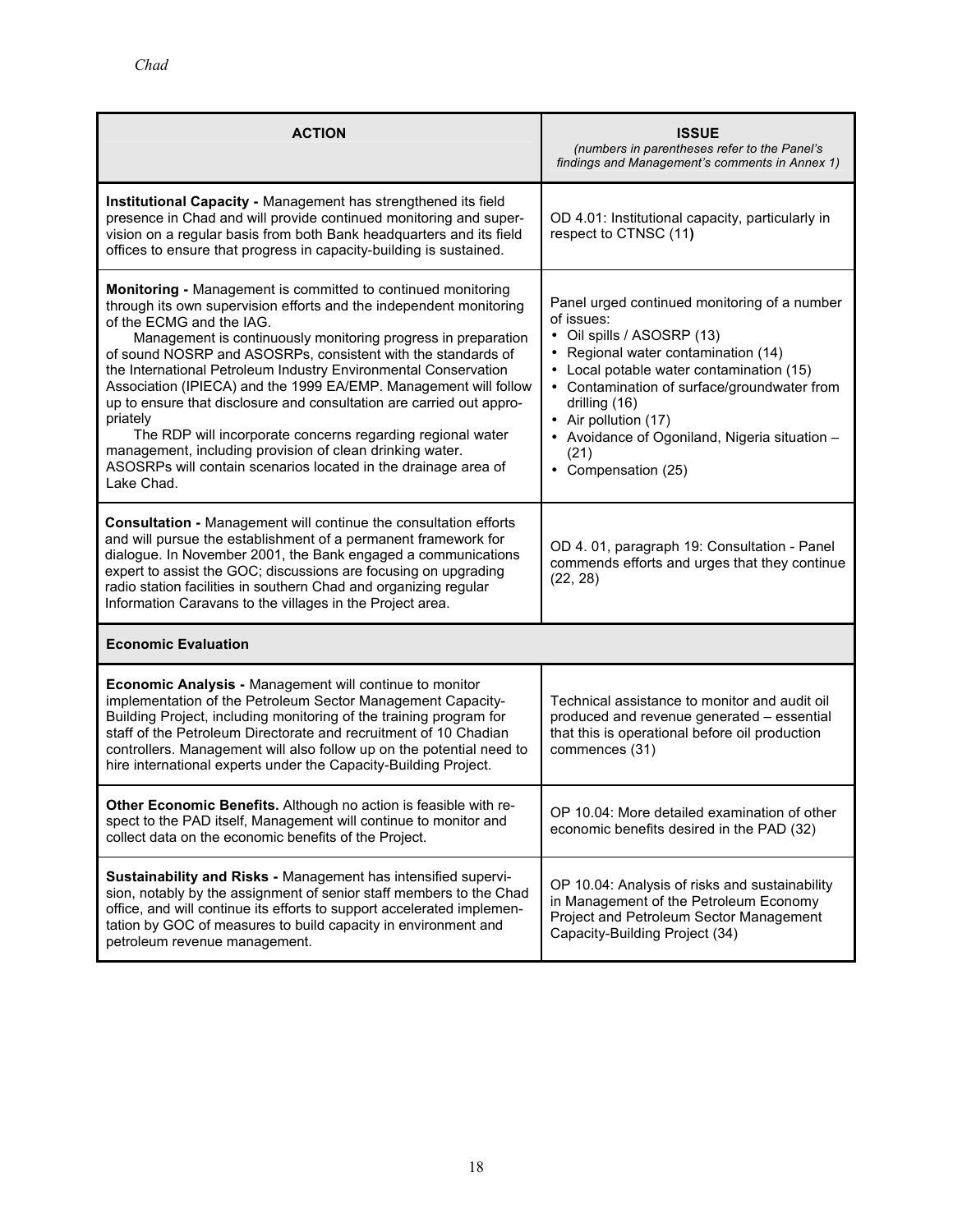| **ACTION** | **ISSUE** *(numbers in parentheses refer to the Panel's findings and Management's comments in Annex 1)* |
|---|---|
| **Institutional Capacity -** Management has strengthened its field presence in Chad and will provide continued monitoring and supervision on a regular basis from both Bank headquarters and its field offices to ensure that progress in capacity-building is sustained. | OD 4.01: Institutional capacity, particularly in respect to CTNSC (11) |
| **Monitoring -** Management is committed to continued monitoring through its own supervision efforts and the independent monitoring of the ECMG and the IAG. <br> Management is continuously monitoring progress in preparation of sound NOSRP and ASOSRPs, consistent with the standards of the International Petroleum Industry Environmental Conservation Association (IPIECA) and the 1999 EA/EMP. Management will follow up to ensure that disclosure and consultation are carried out appropriately <br> The RDP will incorporate concerns regarding regional water management, including provision of clean drinking water. ASOSRPs will contain scenarios located in the drainage area of Lake Chad. | Panel urged continued monitoring of a number of issues: <br> • Oil spills / ASOSRP (13) <br> • Regional water contamination (14) <br> • Local potable water contamination (15) <br> • Contamination of surface/groundwater from drilling (16) <br> • Air pollution (17) <br> • Avoidance of Ogoniland, Nigeria situation – (21) <br> • Compensation (25) |
| **Consultation -** Management will continue the consultation efforts and will pursue the establishment of a permanent framework for dialogue. In November 2001, the Bank engaged a communications expert to assist the GOC; discussions are focusing on upgrading radio station facilities in southern Chad and organizing regular Information Caravans to the villages in the Project area. | OD 4. 01, paragraph 19: Consultation - Panel commends efforts and urges that they continue (22, 28) |
| **Economic Evaluation** | |
| **Economic Analysis -** Management will continue to monitor implementation of the Petroleum Sector Management Capacity-Building Project, including monitoring of the training program for staff of the Petroleum Directorate and recruitment of 10 Chadian controllers. Management will also follow up on the potential need to hire international experts under the Capacity-Building Project. | Technical assistance to monitor and audit oil produced and revenue generated – essential that this is operational before oil production commences (31) |
| **Other Economic Benefits.** Although no action is feasible with respect to the PAD itself, Management will continue to monitor and collect data on the economic benefits of the Project. | OP 10.04: More detailed examination of other economic benefits desired in the PAD (32) |
| **Sustainability and Risks -** Management has intensified supervision, notably by the assignment of senior staff members to the Chad office, and will continue its efforts to support accelerated implementation by GOC of measures to build capacity in environment and petroleum revenue management. | OP 10.04: Analysis of risks and sustainability in Management of the Petroleum Economy Project and Petroleum Sector Management Capacity-Building Project (34) |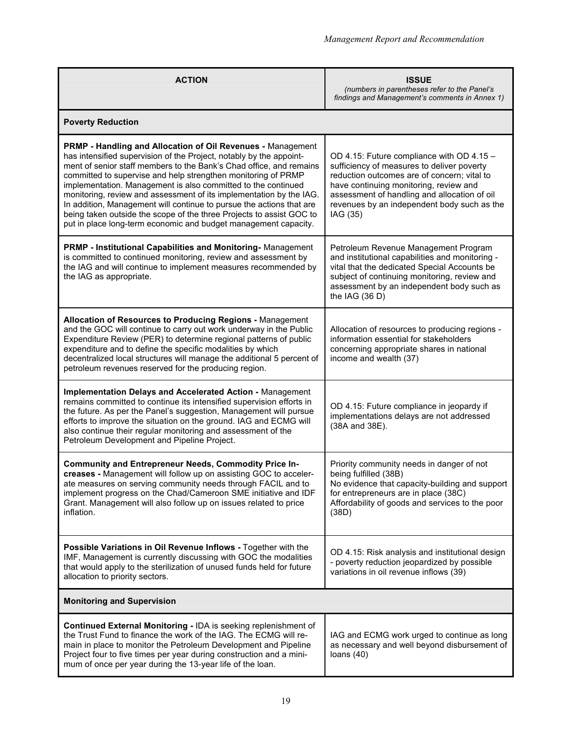| **ACTION** | **ISSUE** *(numbers in parentheses refer to the Panel's findings and Management's comments in Annex 1)* |
|---|---|
| **Poverty Reduction** | |
| **PRMP - Handling and Allocation of Oil Revenues -** Management has intensified supervision of the Project, notably by the appointment of senior staff members to the Bank's Chad office, and remains committed to supervise and help strengthen monitoring of PRMP implementation. Management is also committed to the continued monitoring, review and assessment of its implementation by the IAG. In addition, Management will continue to pursue the actions that are being taken outside the scope of the three Projects to assist GOC to put in place long-term economic and budget management capacity. | OD 4.15: Future compliance with OD 4.15 – sufficiency of measures to deliver poverty reduction outcomes are of concern; vital to have continuing monitoring, review and assessment of handling and allocation of oil revenues by an independent body such as the IAG (35) |
| **PRMP - Institutional Capabilities and Monitoring-** Management is committed to continued monitoring, review and assessment by the IAG and will continue to implement measures recommended by the IAG as appropriate. | Petroleum Revenue Management Program and institutional capabilities and monitoring - vital that the dedicated Special Accounts be subject of continuing monitoring, review and assessment by an independent body such as the IAG (36 D) |
| **Allocation of Resources to Producing Regions -** Management and the GOC will continue to carry out work underway in the Public Expenditure Review (PER) to determine regional patterns of public expenditure and to define the specific modalities by which decentralized local structures will manage the additional 5 percent of petroleum revenues reserved for the producing region. | Allocation of resources to producing regions - information essential for stakeholders concerning appropriate shares in national income and wealth (37) |
| **Implementation Delays and Accelerated Action -** Management remains committed to continue its intensified supervision efforts in the future. As per the Panel's suggestion, Management will pursue efforts to improve the situation on the ground. IAG and ECMG will also continue their regular monitoring and assessment of the Petroleum Development and Pipeline Project. | OD 4.15: Future compliance in jeopardy if implementations delays are not addressed (38A and 38E). |
| **Community and Entrepreneur Needs, Commodity Price Increases -** Management will follow up on assisting GOC to accelerate measures on serving community needs through FACIL and to implement progress on the Chad/Cameroon SME initiative and IDF Grant. Management will also follow up on issues related to price inflation. | Priority community needs in danger of not being fulfilled (38B)<br>No evidence that capacity-building and support for entrepreneurs are in place (38C)<br>Affordability of goods and services to the poor (38D) |
| **Possible Variations in Oil Revenue Inflows -** Together with the IMF, Management is currently discussing with GOC the modalities that would apply to the sterilization of unused funds held for future allocation to priority sectors. | OD 4.15: Risk analysis and institutional design - poverty reduction jeopardized by possible variations in oil revenue inflows (39) |
| **Monitoring and Supervision** | |
| **Continued External Monitoring -** IDA is seeking replenishment of the Trust Fund to finance the work of the IAG. The ECMG will remain in place to monitor the Petroleum Development and Pipeline Project four to five times per year during construction and a minimum of once per year during the 13-year life of the loan. | IAG and ECMG work urged to continue as long as necessary and well beyond disbursement of loans (40) |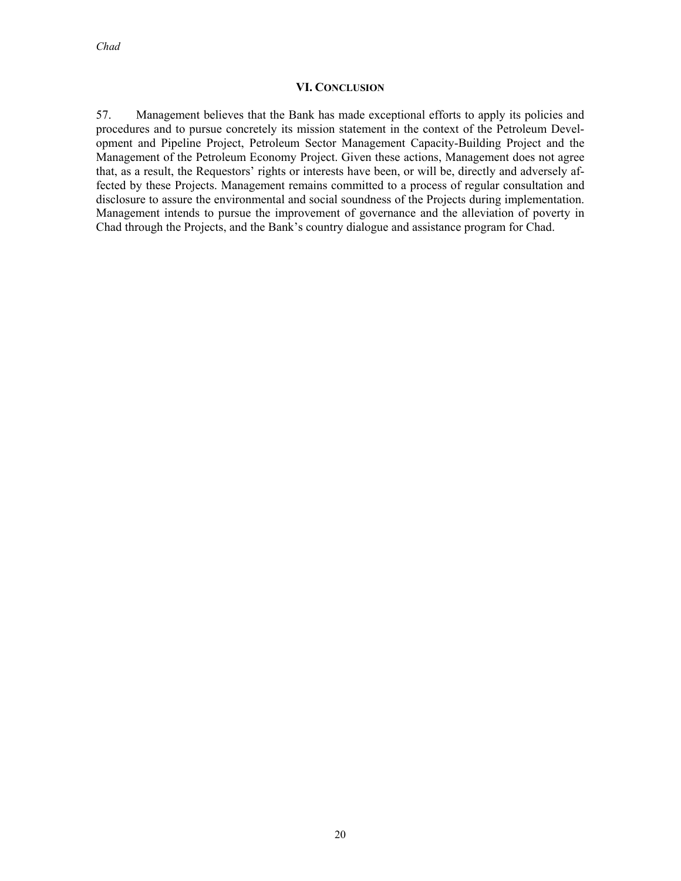## VI. CONCLUSION

57. Management believes that the Bank has made exceptional efforts to apply its policies and procedures and to pursue concretely its mission statement in the context of the Petroleum Development and Pipeline Project, Petroleum Sector Management Capacity-Building Project and the Management of the Petroleum Economy Project. Given these actions, Management does not agree that, as a result, the Requestors' rights or interests have been, or will be, directly and adversely affected by these Projects. Management remains committed to a process of regular consultation and disclosure to assure the environmental and social soundness of the Projects during implementation. Management intends to pursue the improvement of governance and the alleviation of poverty in Chad through the Projects, and the Bank's country dialogue and assistance program for Chad.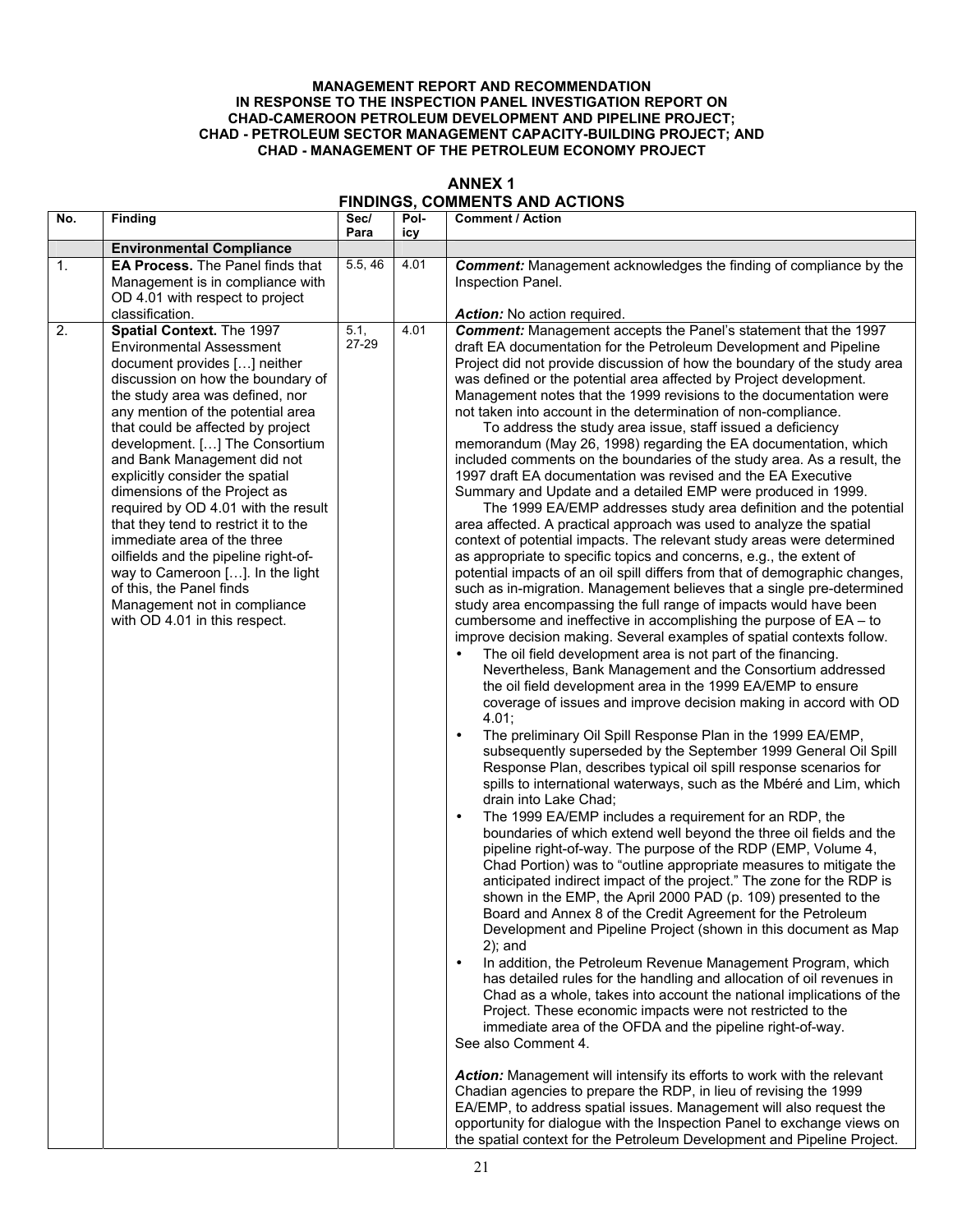**MANAGEMENT REPORT AND RECOMMENDATION IN RESPONSE TO THE INSPECTION PANEL INVESTIGATION REPORT ON CHAD-CAMEROON PETROLEUM DEVELOPMENT AND PIPELINE PROJECT; CHAD - PETROLEUM SECTOR MANAGEMENT CAPACITY-BUILDING PROJECT; AND CHAD - MANAGEMENT OF THE PETROLEUM ECONOMY PROJECT**

## ANNEX 1
## FINDINGS, COMMENTS AND ACTIONS

| No. | Finding | Sec/ Para | Policy | Comment / Action |
|---|---|---|---|---|
| | **Environmental Compliance** | | | |
| 1. | **EA Process.** The Panel finds that Management is in compliance with OD 4.01 with respect to project classification. | 5.5, 46 | 4.01 | ***Comment:*** Management acknowledges the finding of compliance by the Inspection Panel.<br><br>***Action:*** No action required. |
| 2. | **Spatial Context.** The 1997 Environmental Assessment document provides […] neither discussion on how the boundary of the study area was defined, nor any mention of the potential area that could be affected by project development. […] The Consortium and Bank Management did not explicitly consider the spatial dimensions of the Project as required by OD 4.01 with the result that they tend to restrict it to the immediate area of the three oilfields and the pipeline right-of-way to Cameroon […]. In the light of this, the Panel finds Management not in compliance with OD 4.01 in this respect. | 5.1, 27-29 | 4.01 | ***Comment:*** Management accepts the Panel's statement that the 1997 draft EA documentation for the Petroleum Development and Pipeline Project did not provide discussion of how the boundary of the study area was defined or the potential area affected by Project development. Management notes that the 1999 revisions to the documentation were not taken into account in the determination of non-compliance.<br>To address the study area issue, staff issued a deficiency memorandum (May 26, 1998) regarding the EA documentation, which included comments on the boundaries of the study area. As a result, the 1997 draft EA documentation was revised and the EA Executive Summary and Update and a detailed EMP were produced in 1999.<br>The 1999 EA/EMP addresses study area definition and the potential area affected. A practical approach was used to analyze the spatial context of potential impacts. The relevant study areas were determined as appropriate to specific topics and concerns, e.g., the extent of potential impacts of an oil spill differs from that of demographic changes, such as in-migration. Management believes that a single pre-determined study area encompassing the full range of impacts would have been cumbersome and ineffective in accomplishing the purpose of EA – to improve decision making. Several examples of spatial contexts follow.<br>• The oil field development area is not part of the financing. Nevertheless, Bank Management and the Consortium addressed the oil field development area in the 1999 EA/EMP to ensure coverage of issues and improve decision making in accord with OD 4.01;<br>• The preliminary Oil Spill Response Plan in the 1999 EA/EMP, subsequently superseded by the September 1999 General Oil Spill Response Plan, describes typical oil spill response scenarios for spills to international waterways, such as the Mbéré and Lim, which drain into Lake Chad;<br>• The 1999 EA/EMP includes a requirement for an RDP, the boundaries of which extend well beyond the three oil fields and the pipeline right-of-way. The purpose of the RDP (EMP, Volume 4, Chad Portion) was to "outline appropriate measures to mitigate the anticipated indirect impact of the project." The zone for the RDP is shown in the EMP, the April 2000 PAD (p. 109) presented to the Board and Annex 8 of the Credit Agreement for the Petroleum Development and Pipeline Project (shown in this document as Map 2); and<br>• In addition, the Petroleum Revenue Management Program, which has detailed rules for the handling and allocation of oil revenues in Chad as a whole, takes into account the national implications of the Project. These economic impacts were not restricted to the immediate area of the OFDA and the pipeline right-of-way.<br>See also Comment 4.<br><br>***Action:*** Management will intensify its efforts to work with the relevant Chadian agencies to prepare the RDP, in lieu of revising the 1999 EA/EMP, to address spatial issues. Management will also request the opportunity for dialogue with the Inspection Panel to exchange views on the spatial context for the Petroleum Development and Pipeline Project. |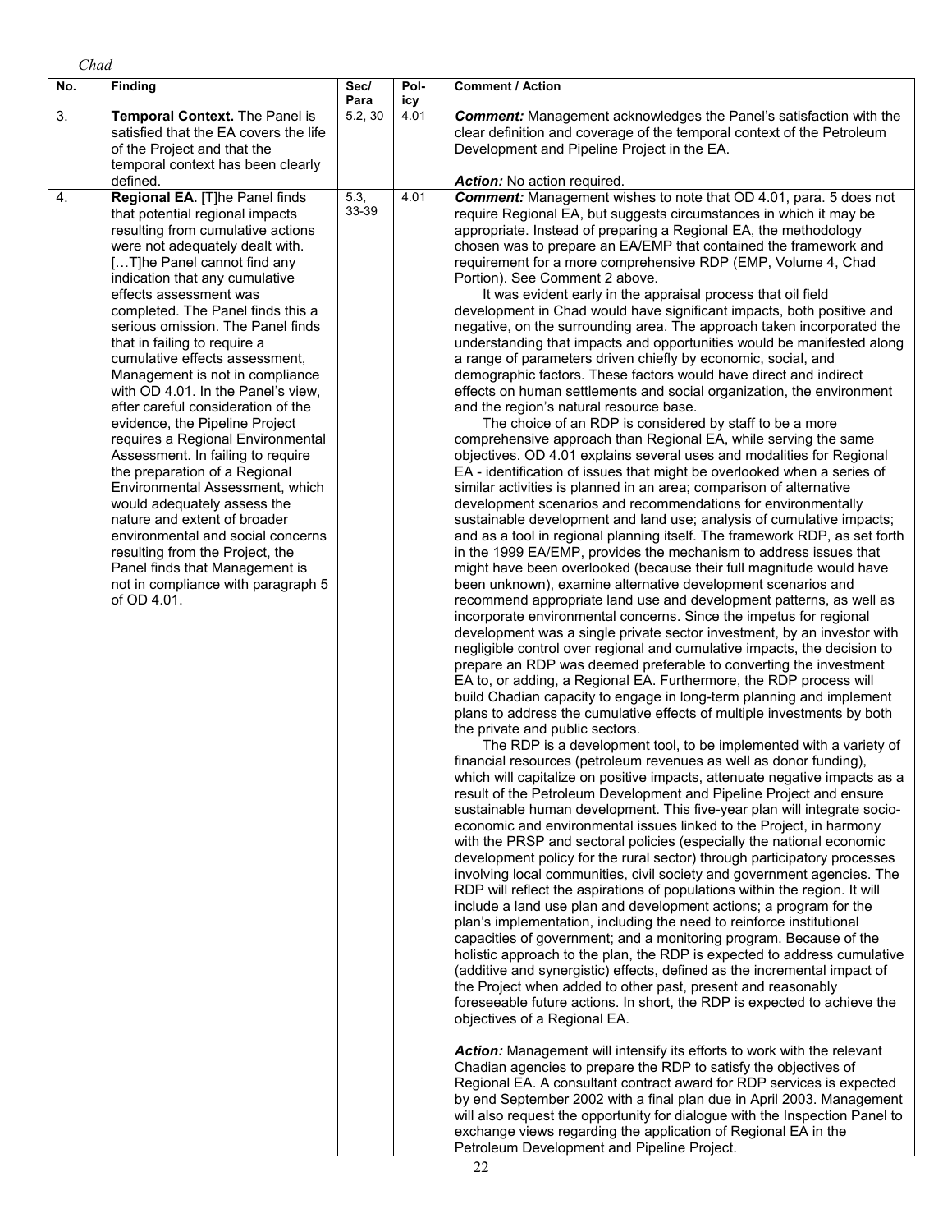*Chad*

| No. | Finding | Sec/ Para | Policy | Comment / Action |
|---|---|---|---|---|
| 3. | **Temporal Context.** The Panel is satisfied that the EA covers the life of the Project and that the temporal context has been clearly defined. | 5.2, 30 | 4.01 | ***Comment:*** Management acknowledges the Panel's satisfaction with the clear definition and coverage of the temporal context of the Petroleum Development and Pipeline Project in the EA.<br><br>***Action:*** No action required. |
| 4. | **Regional EA.** [T]he Panel finds that potential regional impacts resulting from cumulative actions were not adequately dealt with. […T]he Panel cannot find any indication that any cumulative effects assessment was completed. The Panel finds this a serious omission. The Panel finds that in failing to require a cumulative effects assessment, Management is not in compliance with OD 4.01. In the Panel's view, after careful consideration of the evidence, the Pipeline Project requires a Regional Environmental Assessment. In failing to require the preparation of a Regional Environmental Assessment, which would adequately assess the nature and extent of broader environmental and social concerns resulting from the Project, the Panel finds that Management is not in compliance with paragraph 5 of OD 4.01. | 5.3, 33-39 | 4.01 | ***Comment:*** Management wishes to note that OD 4.01, para. 5 does not require Regional EA, but suggests circumstances in which it may be appropriate. Instead of preparing a Regional EA, the methodology chosen was to prepare an EA/EMP that contained the framework and requirement for a more comprehensive RDP (EMP, Volume 4, Chad Portion). See Comment 2 above.<br><br>It was evident early in the appraisal process that oil field development in Chad would have significant impacts, both positive and negative, on the surrounding area. The approach taken incorporated the understanding that impacts and opportunities would be manifested along a range of parameters driven chiefly by economic, social, and demographic factors. These factors would have direct and indirect effects on human settlements and social organization, the environment and the region's natural resource base.<br><br>The choice of an RDP is considered by staff to be a more comprehensive approach than Regional EA, while serving the same objectives. OD 4.01 explains several uses and modalities for Regional EA - identification of issues that might be overlooked when a series of similar activities is planned in an area; comparison of alternative development scenarios and recommendations for environmentally sustainable development and land use; analysis of cumulative impacts; and as a tool in regional planning itself. The framework RDP, as set forth in the 1999 EA/EMP, provides the mechanism to address issues that might have been overlooked (because their full magnitude would have been unknown), examine alternative development scenarios and recommend appropriate land use and development patterns, as well as incorporate environmental concerns. Since the impetus for regional development was a single private sector investment, by an investor with negligible control over regional and cumulative impacts, the decision to prepare an RDP was deemed preferable to converting the investment EA to, or adding, a Regional EA. Furthermore, the RDP process will build Chadian capacity to engage in long-term planning and implement plans to address the cumulative effects of multiple investments by both the private and public sectors.<br><br>The RDP is a development tool, to be implemented with a variety of financial resources (petroleum revenues as well as donor funding), which will capitalize on positive impacts, attenuate negative impacts as a result of the Petroleum Development and Pipeline Project and ensure sustainable human development. This five-year plan will integrate socio-economic and environmental issues linked to the Project, in harmony with the PRSP and sectoral policies (especially the national economic development policy for the rural sector) through participatory processes involving local communities, civil society and government agencies. The RDP will reflect the aspirations of populations within the region. It will include a land use plan and development actions; a program for the plan's implementation, including the need to reinforce institutional capacities of government; and a monitoring program. Because of the holistic approach to the plan, the RDP is expected to address cumulative (additive and synergistic) effects, defined as the incremental impact of the Project when added to other past, present and reasonably foreseeable future actions. In short, the RDP is expected to achieve the objectives of a Regional EA.<br><br>***Action:*** Management will intensify its efforts to work with the relevant Chadian agencies to prepare the RDP to satisfy the objectives of Regional EA. A consultant contract award for RDP services is expected by end September 2002 with a final plan due in April 2003. Management will also request the opportunity for dialogue with the Inspection Panel to exchange views regarding the application of Regional EA in the Petroleum Development and Pipeline Project. |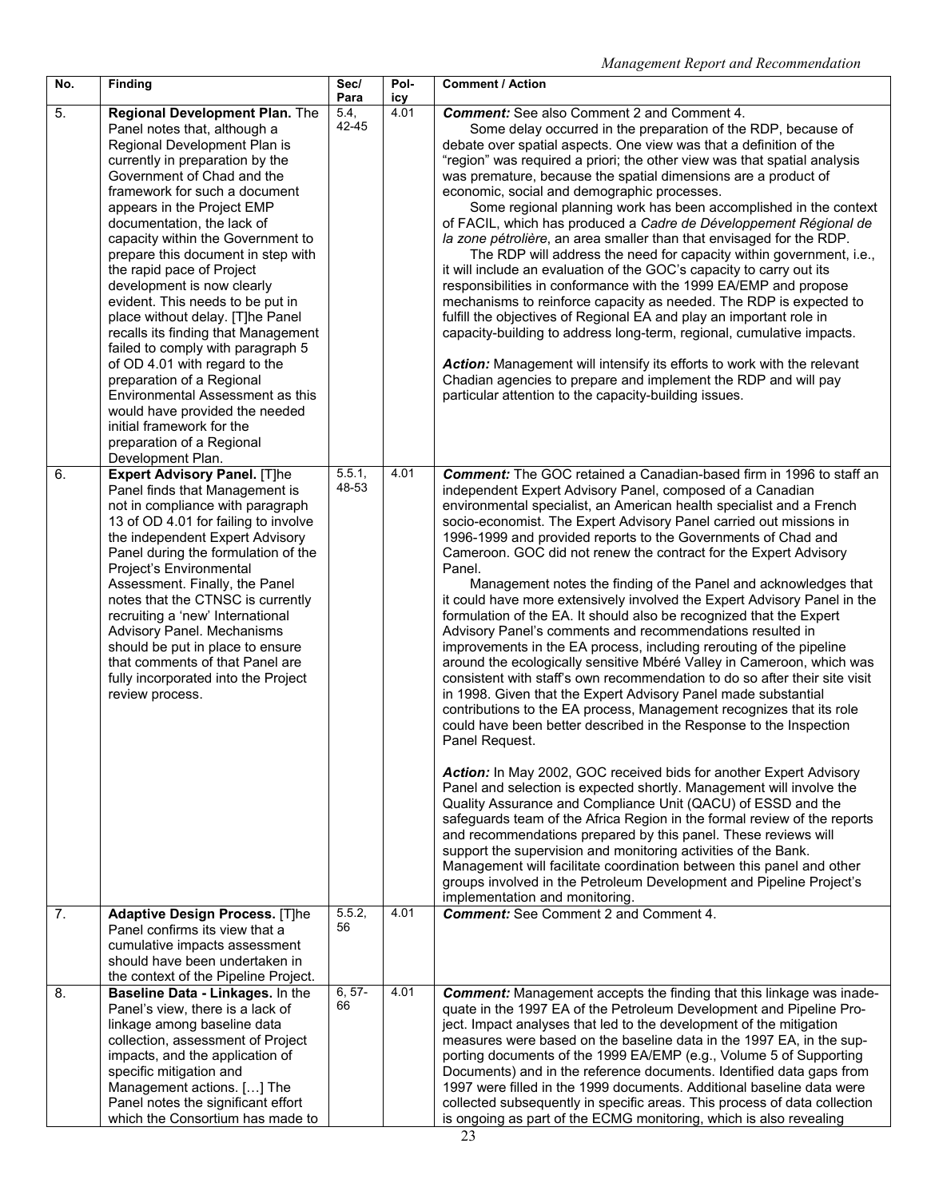| No. | Finding | Sec/ Para | Pol- icy | Comment / Action |
|---|---|---|---|---|
| 5. | **Regional Development Plan.** The Panel notes that, although a Regional Development Plan is currently in preparation by the Government of Chad and the framework for such a document appears in the Project EMP documentation, the lack of capacity within the Government to prepare this document in step with the rapid pace of Project development is now clearly evident. This needs to be put in place without delay. [T]he Panel recalls its finding that Management failed to comply with paragraph 5 of OD 4.01 with regard to the preparation of a Regional Environmental Assessment as this would have provided the needed initial framework for the preparation of a Regional Development Plan. | 5.4, 42-45 | 4.01 | ***Comment:*** See also Comment 2 and Comment 4. <br> Some delay occurred in the preparation of the RDP, because of debate over spatial aspects. One view was that a definition of the "region" was required a priori; the other view was that spatial analysis was premature, because the spatial dimensions are a product of economic, social and demographic processes. <br> Some regional planning work has been accomplished in the context of FACIL, which has produced a *Cadre de Développement Régional de la zone pétrolière*, an area smaller than that envisaged for the RDP. <br> The RDP will address the need for capacity within government, i.e., it will include an evaluation of the GOC's capacity to carry out its responsibilities in conformance with the 1999 EA/EMP and propose mechanisms to reinforce capacity as needed. The RDP is expected to fulfill the objectives of Regional EA and play an important role in capacity-building to address long-term, regional, cumulative impacts. <br><br> ***Action:*** Management will intensify its efforts to work with the relevant Chadian agencies to prepare and implement the RDP and will pay particular attention to the capacity-building issues. |
| 6. | **Expert Advisory Panel.** [T]he Panel finds that Management is not in compliance with paragraph 13 of OD 4.01 for failing to involve the independent Expert Advisory Panel during the formulation of the Project's Environmental Assessment. Finally, the Panel notes that the CTNSC is currently recruiting a 'new' International Advisory Panel. Mechanisms should be put in place to ensure that comments of that Panel are fully incorporated into the Project review process. | 5.5.1, 48-53 | 4.01 | ***Comment:*** The GOC retained a Canadian-based firm in 1996 to staff an independent Expert Advisory Panel, composed of a Canadian environmental specialist, an American health specialist and a French socio-economist. The Expert Advisory Panel carried out missions in 1996-1999 and provided reports to the Governments of Chad and Cameroon. GOC did not renew the contract for the Expert Advisory Panel. <br> Management notes the finding of the Panel and acknowledges that it could have more extensively involved the Expert Advisory Panel in the formulation of the EA. It should also be recognized that the Expert Advisory Panel's comments and recommendations resulted in improvements in the EA process, including rerouting of the pipeline around the ecologically sensitive Mbéré Valley in Cameroon, which was consistent with staff's own recommendation to do so after their site visit in 1998. Given that the Expert Advisory Panel made substantial contributions to the EA process, Management recognizes that its role could have been better described in the Response to the Inspection Panel Request. <br><br> ***Action:*** In May 2002, GOC received bids for another Expert Advisory Panel and selection is expected shortly. Management will involve the Quality Assurance and Compliance Unit (QACU) of ESSD and the safeguards team of the Africa Region in the formal review of the reports and recommendations prepared by this panel. These reviews will support the supervision and monitoring activities of the Bank. Management will facilitate coordination between this panel and other groups involved in the Petroleum Development and Pipeline Project's implementation and monitoring. |
| 7. | **Adaptive Design Process.** [T]he Panel confirms its view that a cumulative impacts assessment should have been undertaken in the context of the Pipeline Project. | 5.5.2, 56 | 4.01 | ***Comment:*** See Comment 2 and Comment 4. |
| 8. | **Baseline Data - Linkages.** In the Panel's view, there is a lack of linkage among baseline data collection, assessment of Project impacts, and the application of specific mitigation and Management actions. […] The Panel notes the significant effort which the Consortium has made to | 6, 57-66 | 4.01 | ***Comment:*** Management accepts the finding that this linkage was inadequate in the 1997 EA of the Petroleum Development and Pipeline Project. Impact analyses that led to the development of the mitigation measures were based on the baseline data in the 1997 EA, in the supporting documents of the 1999 EA/EMP (e.g., Volume 5 of Supporting Documents) and in the reference documents. Identified data gaps from 1997 were filled in the 1999 documents. Additional baseline data were collected subsequently in specific areas. This process of data collection is ongoing as part of the ECMG monitoring, which is also revealing |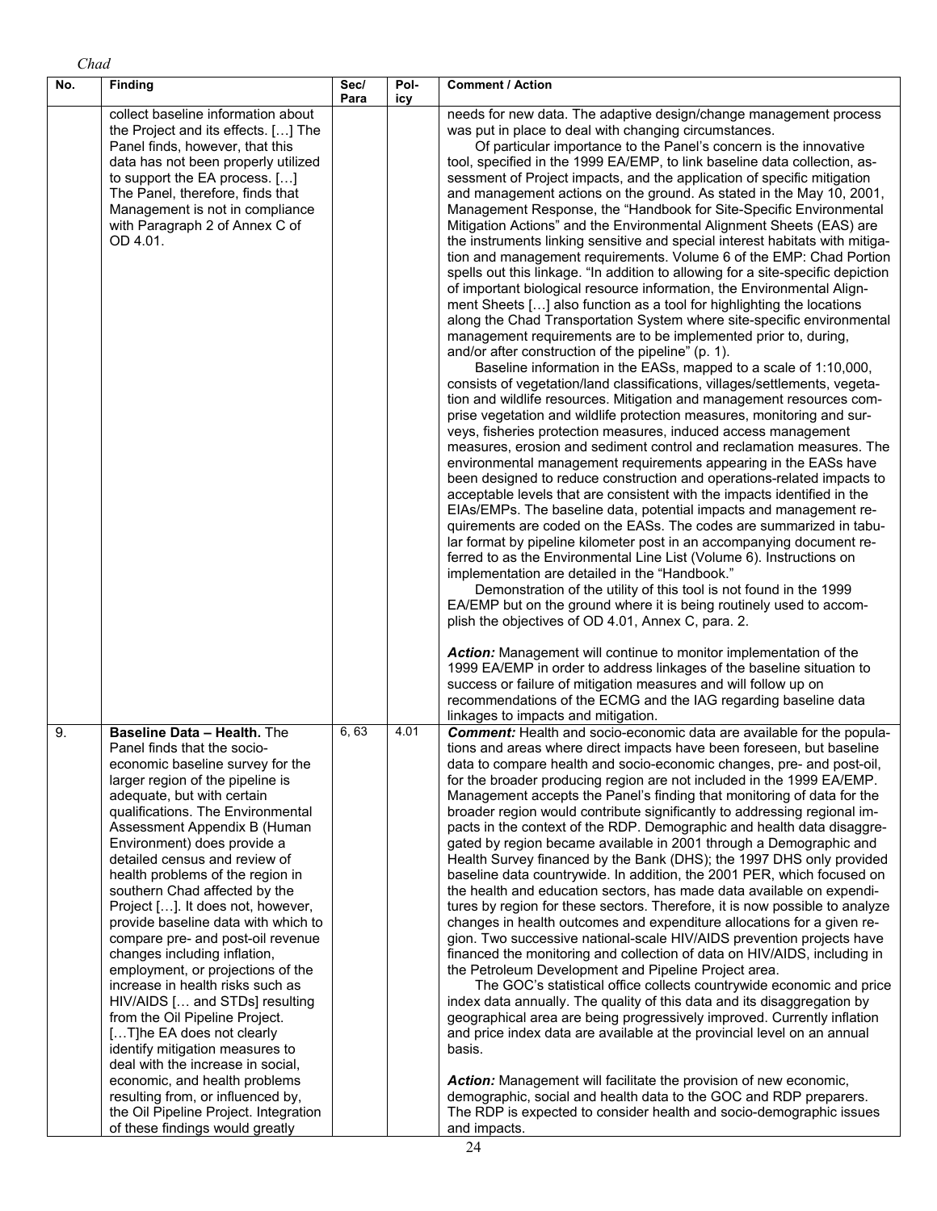*Chad*

| No. | Finding | Sec/ Para | Pol- icy | Comment / Action |
|---|---|---|---|---|
| | collect baseline information about the Project and its effects. […] The Panel finds, however, that this data has not been properly utilized to support the EA process. […] The Panel, therefore, finds that Management is not in compliance with Paragraph 2 of Annex C of OD 4.01. | | | needs for new data. The adaptive design/change management process was put in place to deal with changing circumstances.<br>Of particular importance to the Panel's concern is the innovative tool, specified in the 1999 EA/EMP, to link baseline data collection, assessment of Project impacts, and the application of specific mitigation and management actions on the ground. As stated in the May 10, 2001, Management Response, the "Handbook for Site-Specific Environmental Mitigation Actions" and the Environmental Alignment Sheets (EAS) are the instruments linking sensitive and special interest habitats with mitigation and management requirements. Volume 6 of the EMP: Chad Portion spells out this linkage. "In addition to allowing for a site-specific depiction of important biological resource information, the Environmental Alignment Sheets […] also function as a tool for highlighting the locations along the Chad Transportation System where site-specific environmental management requirements are to be implemented prior to, during, and/or after construction of the pipeline" (p. 1).<br>Baseline information in the EASs, mapped to a scale of 1:10,000, consists of vegetation/land classifications, villages/settlements, vegetation and wildlife resources. Mitigation and management resources comprise vegetation and wildlife protection measures, monitoring and surveys, fisheries protection measures, induced access management measures, erosion and sediment control and reclamation measures. The environmental management requirements appearing in the EASs have been designed to reduce construction and operations-related impacts to acceptable levels that are consistent with the impacts identified in the EIAs/EMPs. The baseline data, potential impacts and management requirements are coded on the EASs. The codes are summarized in tabular format by pipeline kilometer post in an accompanying document referred to as the Environmental Line List (Volume 6). Instructions on implementation are detailed in the "Handbook."<br>Demonstration of the utility of this tool is not found in the 1999 EA/EMP but on the ground where it is being routinely used to accomplish the objectives of OD 4.01, Annex C, para. 2.<br><br>***Action:*** Management will continue to monitor implementation of the 1999 EA/EMP in order to address linkages of the baseline situation to success or failure of mitigation measures and will follow up on recommendations of the ECMG and the IAG regarding baseline data linkages to impacts and mitigation. |
| 9. | **Baseline Data – Health.** The Panel finds that the socio-economic baseline survey for the larger region of the pipeline is adequate, but with certain qualifications. The Environmental Assessment Appendix B (Human Environment) does provide a detailed census and review of health problems of the region in southern Chad affected by the Project […]. It does not, however, provide baseline data with which to compare pre- and post-oil revenue changes including inflation, employment, or projections of the increase in health risks such as HIV/AIDS [… and STDs] resulting from the Oil Pipeline Project. […T]he EA does not clearly identify mitigation measures to deal with the increase in social, economic, and health problems resulting from, or influenced by, the Oil Pipeline Project. Integration of these findings would greatly | 6, 63 | 4.01 | ***Comment:*** Health and socio-economic data are available for the populations and areas where direct impacts have been foreseen, but baseline data to compare health and socio-economic changes, pre- and post-oil, for the broader producing region are not included in the 1999 EA/EMP. Management accepts the Panel's finding that monitoring of data for the broader region would contribute significantly to addressing regional impacts in the context of the RDP. Demographic and health data disaggregated by region became available in 2001 through a Demographic and Health Survey financed by the Bank (DHS); the 1997 DHS only provided baseline data countrywide. In addition, the 2001 PER, which focused on the health and education sectors, has made data available on expenditures by region for these sectors. Therefore, it is now possible to analyze changes in health outcomes and expenditure allocations for a given region. Two successive national-scale HIV/AIDS prevention projects have financed the monitoring and collection of data on HIV/AIDS, including in the Petroleum Development and Pipeline Project area.<br>The GOC's statistical office collects countrywide economic and price index data annually. The quality of this data and its disaggregation by geographical area are being progressively improved. Currently inflation and price index data are available at the provincial level on an annual basis.<br><br>***Action:*** Management will facilitate the provision of new economic, demographic, social and health data to the GOC and RDP preparers. The RDP is expected to consider health and socio-demographic issues and impacts. |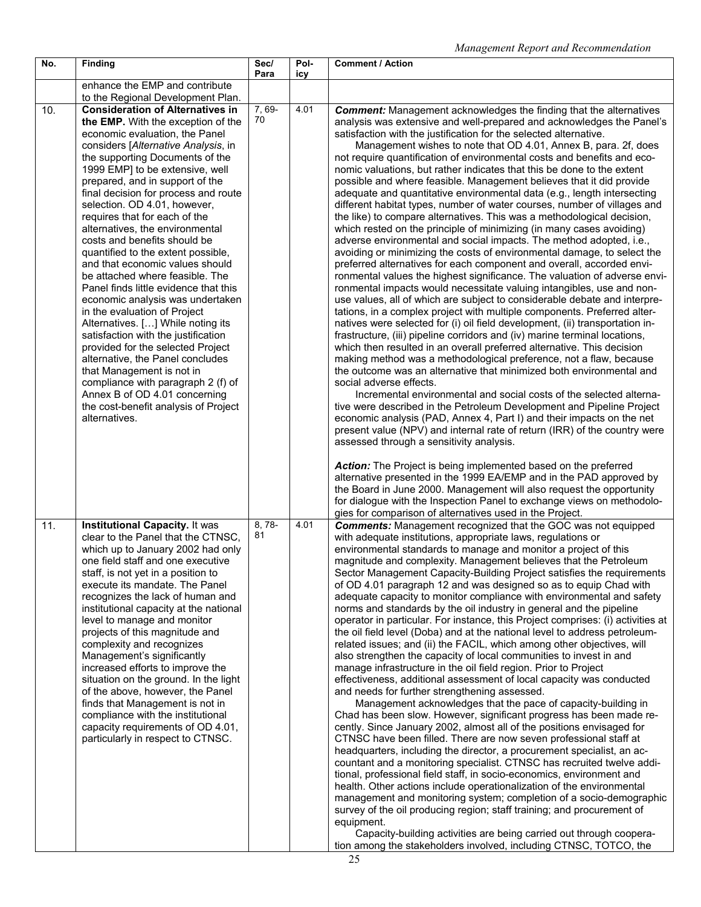| No. | Finding | Sec/ Para | Pol- icy | Comment / Action |
|---|---|---|---|---|
| | enhance the EMP and contribute to the Regional Development Plan. | | | |
| 10. | **Consideration of Alternatives in the EMP.** With the exception of the economic evaluation, the Panel considers [*Alternative Analysis*, in the supporting Documents of the 1999 EMP] to be extensive, well prepared, and in support of the final decision for process and route selection. OD 4.01, however, requires that for each of the alternatives, the environmental costs and benefits should be quantified to the extent possible, and that economic values should be attached where feasible. The Panel finds little evidence that this economic analysis was undertaken in the evaluation of Project Alternatives. […] While noting its satisfaction with the justification provided for the selected Project alternative, the Panel concludes that Management is not in compliance with paragraph 2 (f) of Annex B of OD 4.01 concerning the cost-benefit analysis of Project alternatives. | 7, 69-70 | 4.01 | ***Comment:*** Management acknowledges the finding that the alternatives analysis was extensive and well-prepared and acknowledges the Panel's satisfaction with the justification for the selected alternative.<br>Management wishes to note that OD 4.01, Annex B, para. 2f, does not require quantification of environmental costs and benefits and economic valuations, but rather indicates that this be done to the extent possible and where feasible. Management believes that it did provide adequate and quantitative environmental data (e.g., length intersecting different habitat types, number of water courses, number of villages and the like) to compare alternatives. This was a methodological decision, which rested on the principle of minimizing (in many cases avoiding) adverse environmental and social impacts. The method adopted, i.e., avoiding or minimizing the costs of environmental damage, to select the preferred alternatives for each component and overall, accorded environmental values the highest significance. The valuation of adverse environmental impacts would necessitate valuing intangibles, use and non-use values, all of which are subject to considerable debate and interpretations, in a complex project with multiple components. Preferred alternatives were selected for (i) oil field development, (ii) transportation infrastructure, (iii) pipeline corridors and (iv) marine terminal locations, which then resulted in an overall preferred alternative. This decision making method was a methodological preference, not a flaw, because the outcome was an alternative that minimized both environmental and social adverse effects.<br>Incremental environmental and social costs of the selected alternative were described in the Petroleum Development and Pipeline Project economic analysis (PAD, Annex 4, Part I) and their impacts on the net present value (NPV) and internal rate of return (IRR) of the country were assessed through a sensitivity analysis.<br><br>***Action:*** The Project is being implemented based on the preferred alternative presented in the 1999 EA/EMP and in the PAD approved by the Board in June 2000. Management will also request the opportunity for dialogue with the Inspection Panel to exchange views on methodologies for comparison of alternatives used in the Project. |
| 11. | **Institutional Capacity.** It was clear to the Panel that the CTNSC, which up to January 2002 had only one field staff and one executive staff, is not yet in a position to execute its mandate. The Panel recognizes the lack of human and institutional capacity at the national level to manage and monitor projects of this magnitude and complexity and recognizes Management's significantly increased efforts to improve the situation on the ground. In the light of the above, however, the Panel finds that Management is not in compliance with the institutional capacity requirements of OD 4.01, particularly in respect to CTNSC. | 8, 78-81 | 4.01 | ***Comments:*** Management recognized that the GOC was not equipped with adequate institutions, appropriate laws, regulations or environmental standards to manage and monitor a project of this magnitude and complexity. Management believes that the Petroleum Sector Management Capacity-Building Project satisfies the requirements of OD 4.01 paragraph 12 and was designed so as to equip Chad with adequate capacity to monitor compliance with environmental and safety norms and standards by the oil industry in general and the pipeline operator in particular. For instance, this Project comprises: (i) activities at the oil field level (Doba) and at the national level to address petroleum-related issues; and (ii) the FACIL, which among other objectives, will also strengthen the capacity of local communities to invest in and manage infrastructure in the oil field region. Prior to Project effectiveness, additional assessment of local capacity was conducted and needs for further strengthening assessed.<br>Management acknowledges that the pace of capacity-building in Chad has been slow. However, significant progress has been made recently. Since January 2002, almost all of the positions envisaged for CTNSC have been filled. There are now seven professional staff at headquarters, including the director, a procurement specialist, an accountant and a monitoring specialist. CTNSC has recruited twelve additional, professional field staff, in socio-economics, environment and health. Other actions include operationalization of the environmental management and monitoring system; completion of a socio-demographic survey of the oil producing region; staff training; and procurement of equipment.<br>Capacity-building activities are being carried out through cooperation among the stakeholders involved, including CTNSC, TOTCO, the |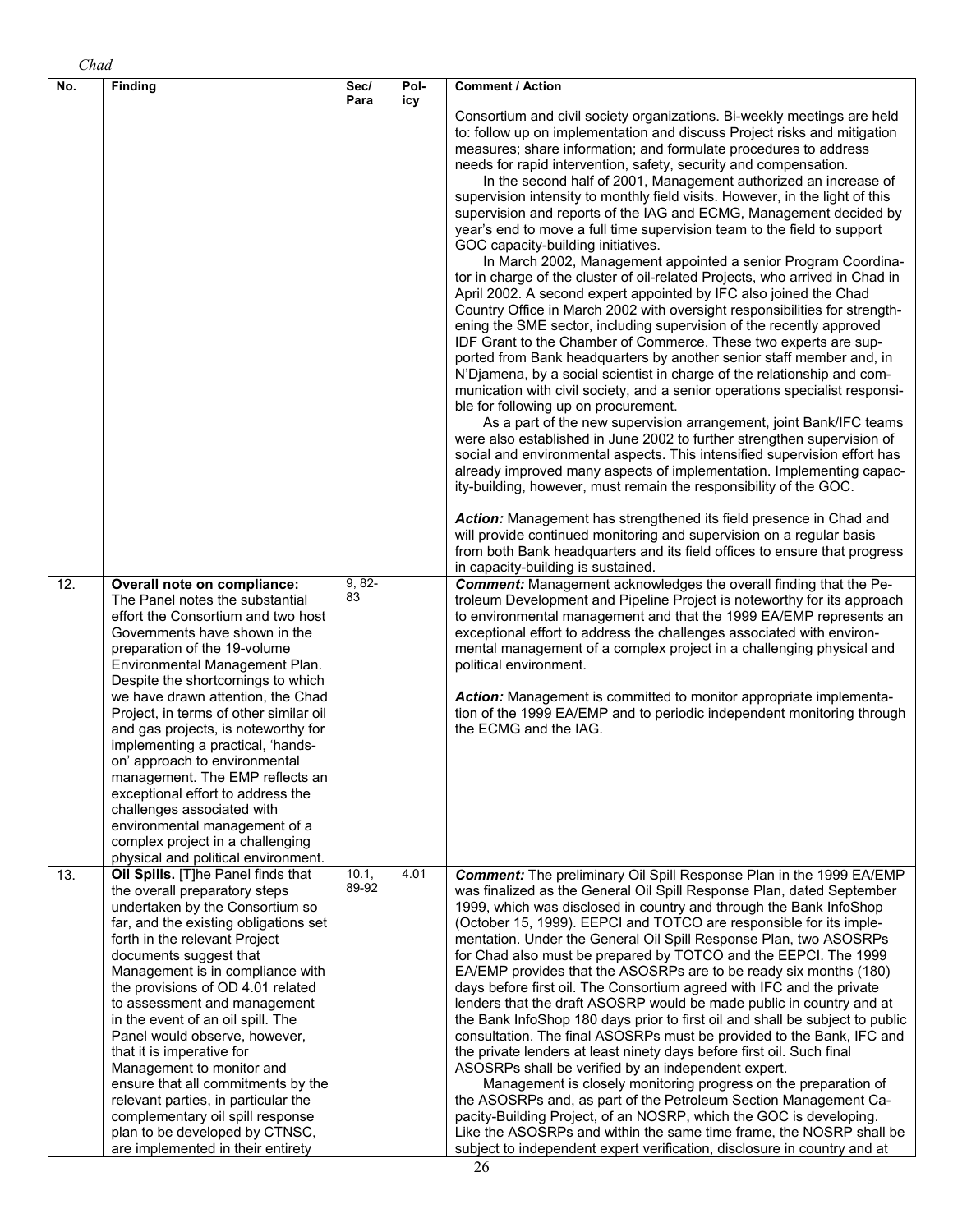| No. | Finding | Sec/ Para | Pol-icy | Comment / Action |
|---|---|---|---|---|
| | | | | Consortium and civil society organizations. Bi-weekly meetings are held to: follow up on implementation and discuss Project risks and mitigation measures; share information; and formulate procedures to address needs for rapid intervention, safety, security and compensation.<br>In the second half of 2001, Management authorized an increase of supervision intensity to monthly field visits. However, in the light of this supervision and reports of the IAG and ECMG, Management decided by year's end to move a full time supervision team to the field to support GOC capacity-building initiatives.<br>In March 2002, Management appointed a senior Program Coordinator in charge of the cluster of oil-related Projects, who arrived in Chad in April 2002. A second expert appointed by IFC also joined the Chad Country Office in March 2002 with oversight responsibilities for strengthening the SME sector, including supervision of the recently approved IDF Grant to the Chamber of Commerce. These two experts are supported from Bank headquarters by another senior staff member and, in N'Djamena, by a social scientist in charge of the relationship and communication with civil society, and a senior operations specialist responsible for following up on procurement.<br>As a part of the new supervision arrangement, joint Bank/IFC teams were also established in June 2002 to further strengthen supervision of social and environmental aspects. This intensified supervision effort has already improved many aspects of implementation. Implementing capacity-building, however, must remain the responsibility of the GOC.<br><br>***Action:*** Management has strengthened its field presence in Chad and will provide continued monitoring and supervision on a regular basis from both Bank headquarters and its field offices to ensure that progress in capacity-building is sustained. |
| 12. | **Overall note on compliance:** The Panel notes the substantial effort the Consortium and two host Governments have shown in the preparation of the 19-volume Environmental Management Plan. Despite the shortcomings to which we have drawn attention, the Chad Project, in terms of other similar oil and gas projects, is noteworthy for implementing a practical, 'hands-on' approach to environmental management. The EMP reflects an exceptional effort to address the challenges associated with environmental management of a complex project in a challenging physical and political environment. | 9, 82-83 | | ***Comment:*** Management acknowledges the overall finding that the Petroleum Development and Pipeline Project is noteworthy for its approach to environmental management and that the 1999 EA/EMP represents an exceptional effort to address the challenges associated with environmental management of a complex project in a challenging physical and political environment.<br><br>***Action:*** Management is committed to monitor appropriate implementation of the 1999 EA/EMP and to periodic independent monitoring through the ECMG and the IAG. |
| 13. | **Oil Spills.** [T]he Panel finds that the overall preparatory steps undertaken by the Consortium so far, and the existing obligations set forth in the relevant Project documents suggest that Management is in compliance with the provisions of OD 4.01 related to assessment and management in the event of an oil spill. The Panel would observe, however, that it is imperative for Management to monitor and ensure that all commitments by the relevant parties, in particular the complementary oil spill response plan to be developed by CTNSC, are implemented in their entirety | 10.1, 89-92 | 4.01 | ***Comment:*** The preliminary Oil Spill Response Plan in the 1999 EA/EMP was finalized as the General Oil Spill Response Plan, dated September 1999, which was disclosed in country and through the Bank InfoShop (October 15, 1999). EEPCI and TOTCO are responsible for its implementation. Under the General Oil Spill Response Plan, two ASOSRPs for Chad also must be prepared by TOTCO and the EEPCI. The 1999 EA/EMP provides that the ASOSRPs are to be ready six months (180) days before first oil. The Consortium agreed with IFC and the private lenders that the draft ASOSRP would be made public in country and at the Bank InfoShop 180 days prior to first oil and shall be subject to public consultation. The final ASOSRPs must be provided to the Bank, IFC and the private lenders at least ninety days before first oil. Such final ASOSRPs shall be verified by an independent expert.<br>Management is closely monitoring progress on the preparation of the ASOSRPs and, as part of the Petroleum Section Management Capacity-Building Project, of an NOSRP, which the GOC is developing. Like the ASOSRPs and within the same time frame, the NOSRP shall be subject to independent expert verification, disclosure in country and at |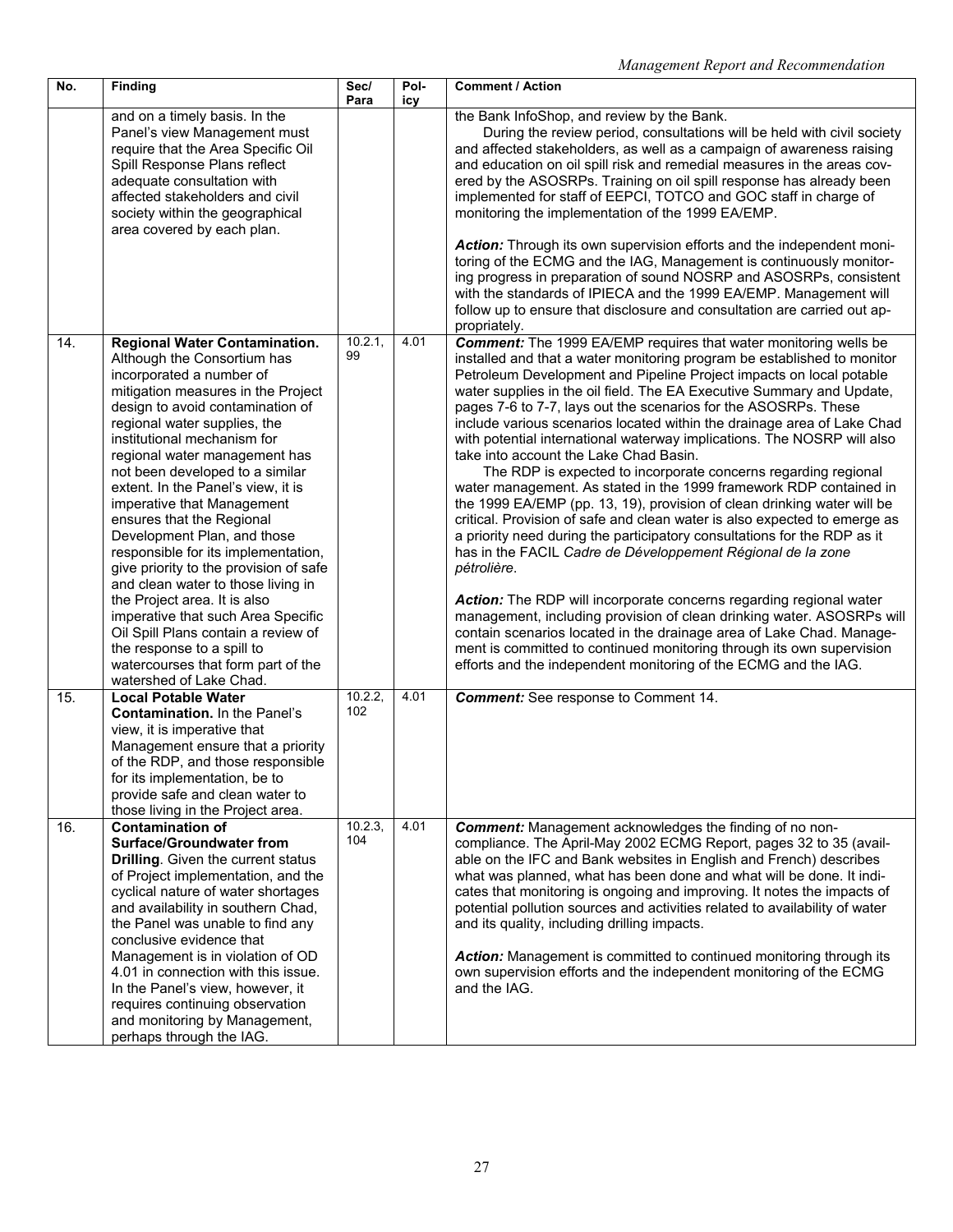| No. | Finding | Sec/ Para | Pol-icy | Comment / Action |
|---|---|---|---|---|
| | and on a timely basis. In the Panel's view Management must require that the Area Specific Oil Spill Response Plans reflect adequate consultation with affected stakeholders and civil society within the geographical area covered by each plan. | | | the Bank InfoShop, and review by the Bank.<br>During the review period, consultations will be held with civil society and affected stakeholders, as well as a campaign of awareness raising and education on oil spill risk and remedial measures in the areas covered by the ASOSRPs. Training on oil spill response has already been implemented for staff of EEPCI, TOTCO and GOC staff in charge of monitoring the implementation of the 1999 EA/EMP.<br>***Action:*** Through its own supervision efforts and the independent monitoring of the ECMG and the IAG, Management is continuously monitoring progress in preparation of sound NOSRP and ASOSRPs, consistent with the standards of IPIECA and the 1999 EA/EMP. Management will follow up to ensure that disclosure and consultation are carried out appropriately. |
| 14. | **Regional Water Contamination.** Although the Consortium has incorporated a number of mitigation measures in the Project design to avoid contamination of regional water supplies, the institutional mechanism for regional water management has not been developed to a similar extent. In the Panel's view, it is imperative that Management ensures that the Regional Development Plan, and those responsible for its implementation, give priority to the provision of safe and clean water to those living in the Project area. It is also imperative that such Area Specific Oil Spill Plans contain a review of the response to a spill to watercourses that form part of the watershed of Lake Chad. | 10.2.1, 99 | 4.01 | ***Comment:*** The 1999 EA/EMP requires that water monitoring wells be installed and that a water monitoring program be established to monitor Petroleum Development and Pipeline Project impacts on local potable water supplies in the oil field. The EA Executive Summary and Update, pages 7-6 to 7-7, lays out the scenarios for the ASOSRPs. These include various scenarios located within the drainage area of Lake Chad with potential international waterway implications. The NOSRP will also take into account the Lake Chad Basin.<br>The RDP is expected to incorporate concerns regarding regional water management. As stated in the 1999 framework RDP contained in the 1999 EA/EMP (pp. 13, 19), provision of clean drinking water will be critical. Provision of safe and clean water is also expected to emerge as a priority need during the participatory consultations for the RDP as it has in the FACIL *Cadre de Développement Régional de la zone pétrolière*.<br>***Action:*** The RDP will incorporate concerns regarding regional water management, including provision of clean drinking water. ASOSRPs will contain scenarios located in the drainage area of Lake Chad. Management is committed to continued monitoring through its own supervision efforts and the independent monitoring of the ECMG and the IAG. |
| 15. | **Local Potable Water Contamination.** In the Panel's view, it is imperative that Management ensure that a priority of the RDP, and those responsible for its implementation, be to provide safe and clean water to those living in the Project area. | 10.2.2, 102 | 4.01 | ***Comment:*** See response to Comment 14. |
| 16. | **Contamination of Surface/Groundwater from Drilling**. Given the current status of Project implementation, and the cyclical nature of water shortages and availability in southern Chad, the Panel was unable to find any conclusive evidence that Management is in violation of OD 4.01 in connection with this issue. In the Panel's view, however, it requires continuing observation and monitoring by Management, perhaps through the IAG. | 10.2.3, 104 | 4.01 | ***Comment:*** Management acknowledges the finding of non-compliance. The April-May 2002 ECMG Report, pages 32 to 35 (available on the IFC and Bank websites in English and French) describes what was planned, what has been done and what will be done. It indicates that monitoring is ongoing and improving. It notes the impacts of potential pollution sources and activities related to availability of water and its quality, including drilling impacts.<br>***Action:*** Management is committed to continued monitoring through its own supervision efforts and the independent monitoring of the ECMG and the IAG. |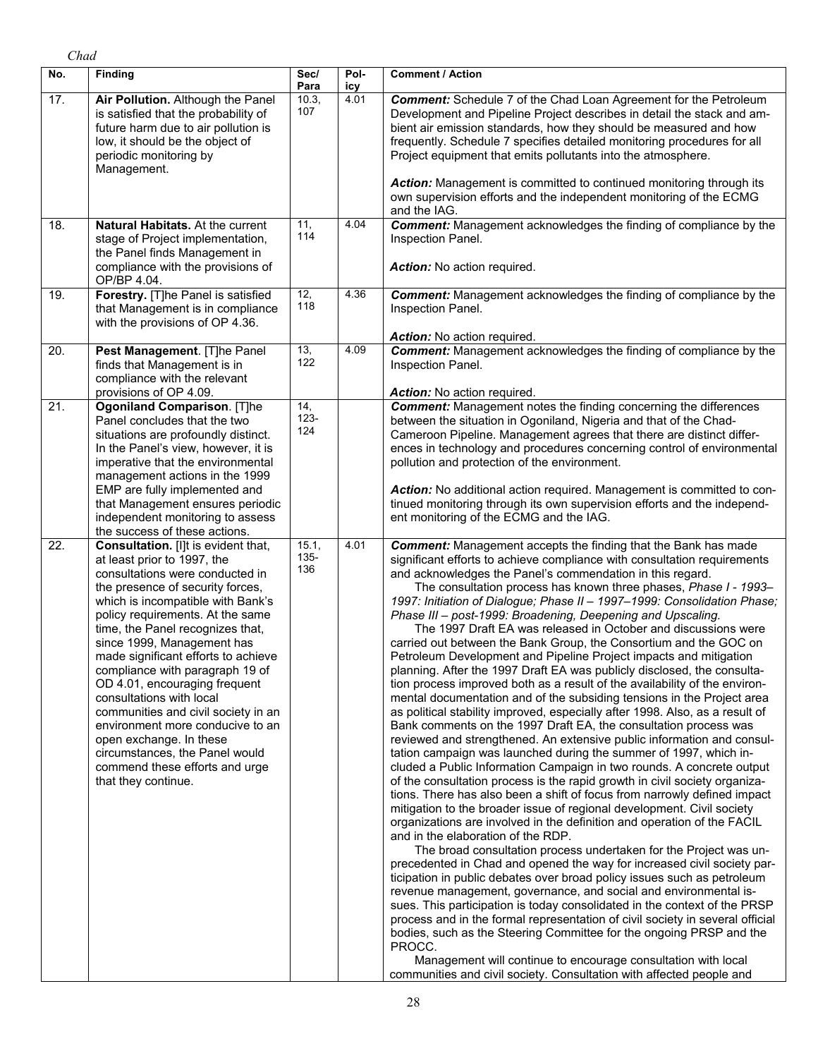*Chad*

| No. | Finding | Sec/ Para | Pol-icy | Comment / Action |
|---|---|---|---|---|
| 17. | **Air Pollution.** Although the Panel is satisfied that the probability of future harm due to air pollution is low, it should be the object of periodic monitoring by Management. | 10.3, 107 | 4.01 | ***Comment:*** Schedule 7 of the Chad Loan Agreement for the Petroleum Development and Pipeline Project describes in detail the stack and ambient air emission standards, how they should be measured and how frequently. Schedule 7 specifies detailed monitoring procedures for all Project equipment that emits pollutants into the atmosphere.<br><br>***Action:*** Management is committed to continued monitoring through its own supervision efforts and the independent monitoring of the ECMG and the IAG. |
| 18. | **Natural Habitats.** At the current stage of Project implementation, the Panel finds Management in compliance with the provisions of OP/BP 4.04. | 11, 114 | 4.04 | ***Comment:*** Management acknowledges the finding of compliance by the Inspection Panel.<br><br>***Action:*** No action required. |
| 19. | **Forestry.** [T]he Panel is satisfied that Management is in compliance with the provisions of OP 4.36. | 12, 118 | 4.36 | ***Comment:*** Management acknowledges the finding of compliance by the Inspection Panel.<br><br>***Action:*** No action required. |
| 20. | **Pest Management**. [T]he Panel finds that Management is in compliance with the relevant provisions of OP 4.09. | 13, 122 | 4.09 | ***Comment:*** Management acknowledges the finding of compliance by the Inspection Panel.<br><br>***Action:*** No action required. |
| 21. | **Ogoniland Comparison**. [T]he Panel concludes that the two situations are profoundly distinct. In the Panel's view, however, it is imperative that the environmental management actions in the 1999 EMP are fully implemented and that Management ensures periodic independent monitoring to assess the success of these actions. | 14, 123-124 | | ***Comment:*** Management notes the finding concerning the differences between the situation in Ogoniland, Nigeria and that of the Chad-Cameroon Pipeline. Management agrees that there are distinct differences in technology and procedures concerning control of environmental pollution and protection of the environment.<br><br>***Action:*** No additional action required. Management is committed to continued monitoring through its own supervision efforts and the independent monitoring of the ECMG and the IAG. |
| 22. | **Consultation.** [I]t is evident that, at least prior to 1997, the consultations were conducted in the presence of security forces, which is incompatible with Bank's policy requirements. At the same time, the Panel recognizes that, since 1999, Management has made significant efforts to achieve compliance with paragraph 19 of OD 4.01, encouraging frequent consultations with local communities and civil society in an environment more conducive to an open exchange. In these circumstances, the Panel would commend these efforts and urge that they continue. | 15.1, 135-136 | 4.01 | ***Comment:*** Management accepts the finding that the Bank has made significant efforts to achieve compliance with consultation requirements and acknowledges the Panel's commendation in this regard.<br>The consultation process has known three phases, *Phase I - 1993–1997: Initiation of Dialogue; Phase II – 1997–1999: Consolidation Phase; Phase III – post-1999: Broadening, Deepening and Upscaling.*<br>The 1997 Draft EA was released in October and discussions were carried out between the Bank Group, the Consortium and the GOC on Petroleum Development and Pipeline Project impacts and mitigation planning. After the 1997 Draft EA was publicly disclosed, the consultation process improved both as a result of the availability of the environmental documentation and of the subsiding tensions in the Project area as political stability improved, especially after 1998. Also, as a result of Bank comments on the 1997 Draft EA, the consultation process was reviewed and strengthened. An extensive public information and consultation campaign was launched during the summer of 1997, which included a Public Information Campaign in two rounds. A concrete output of the consultation process is the rapid growth in civil society organizations. There has also been a shift of focus from narrowly defined impact mitigation to the broader issue of regional development. Civil society organizations are involved in the definition and operation of the FACIL and in the elaboration of the RDP.<br>The broad consultation process undertaken for the Project was unprecedented in Chad and opened the way for increased civil society participation in public debates over broad policy issues such as petroleum revenue management, governance, and social and environmental issues. This participation is today consolidated in the context of the PRSP process and in the formal representation of civil society in several official bodies, such as the Steering Committee for the ongoing PRSP and the PROCC.<br>Management will continue to encourage consultation with local communities and civil society. Consultation with affected people and |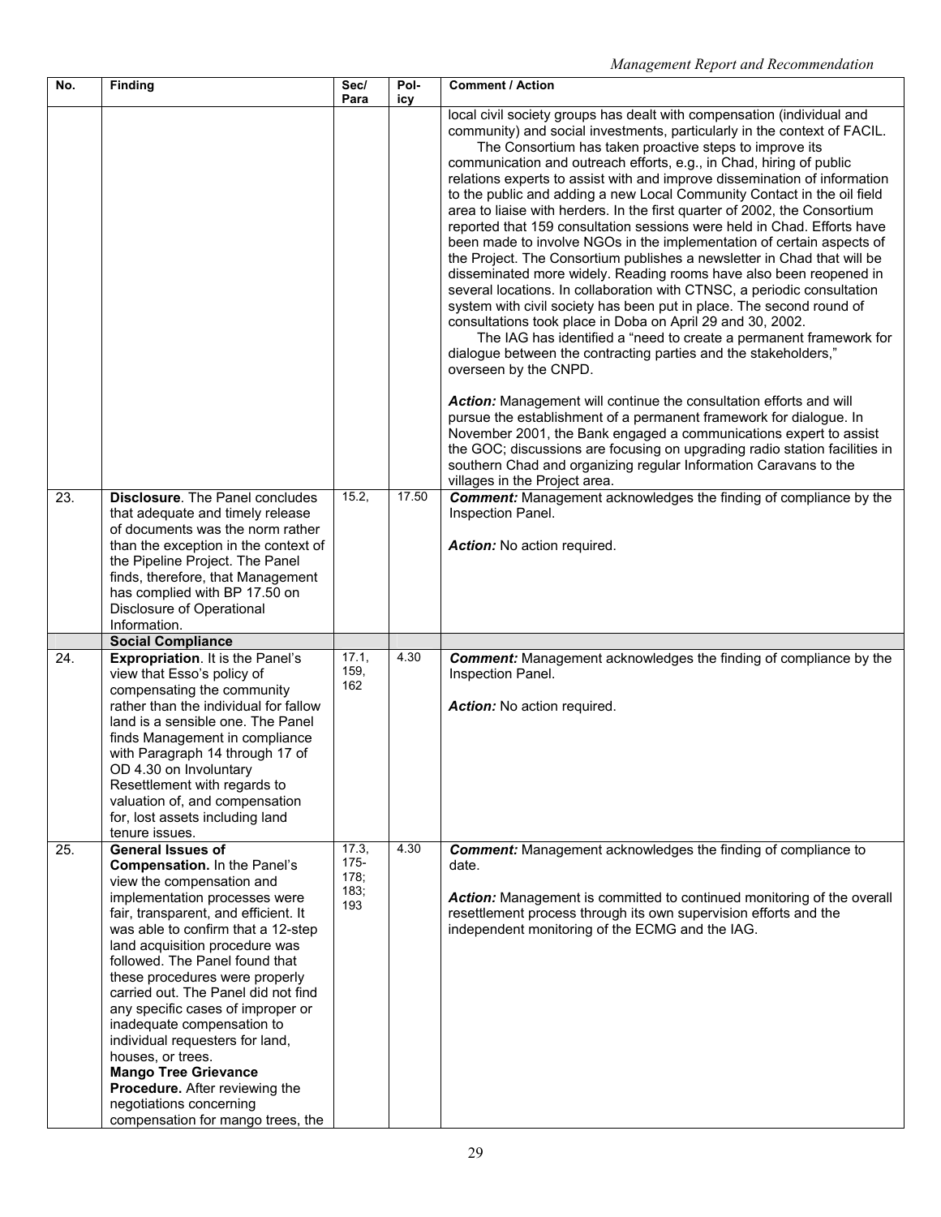| No. | Finding | Sec/ Para | Pol- icy | Comment / Action |
|---|---|---|---|---|
| | | | | local civil society groups has dealt with compensation (individual and community) and social investments, particularly in the context of FACIL. The Consortium has taken proactive steps to improve its communication and outreach efforts, e.g., in Chad, hiring of public relations experts to assist with and improve dissemination of information to the public and adding a new Local Community Contact in the oil field area to liaise with herders. In the first quarter of 2002, the Consortium reported that 159 consultation sessions were held in Chad. Efforts have been made to involve NGOs in the implementation of certain aspects of the Project. The Consortium publishes a newsletter in Chad that will be disseminated more widely. Reading rooms have also been reopened in several locations. In collaboration with CTNSC, a periodic consultation system with civil society has been put in place. The second round of consultations took place in Doba on April 29 and 30, 2002. The IAG has identified a "need to create a permanent framework for dialogue between the contracting parties and the stakeholders," overseen by the CNPD. ***Action:*** Management will continue the consultation efforts and will pursue the establishment of a permanent framework for dialogue. In November 2001, the Bank engaged a communications expert to assist the GOC; discussions are focusing on upgrading radio station facilities in southern Chad and organizing regular Information Caravans to the villages in the Project area. |
| 23. | **Disclosure**. The Panel concludes that adequate and timely release of documents was the norm rather than the exception in the context of the Pipeline Project. The Panel finds, therefore, that Management has complied with BP 17.50 on Disclosure of Operational Information. | 15.2, | 17.50 | ***Comment:*** Management acknowledges the finding of compliance by the Inspection Panel. ***Action:*** No action required. |
| | **Social Compliance** | | | |
| 24. | **Expropriation**. It is the Panel's view that Esso's policy of compensating the community rather than the individual for fallow land is a sensible one. The Panel finds Management in compliance with Paragraph 14 through 17 of OD 4.30 on Involuntary Resettlement with regards to valuation of, and compensation for, lost assets including land tenure issues. | 17.1, 159, 162 | 4.30 | ***Comment:*** Management acknowledges the finding of compliance by the Inspection Panel. ***Action:*** No action required. |
| 25. | **General Issues of Compensation.** In the Panel's view the compensation and implementation processes were fair, transparent, and efficient. It was able to confirm that a 12-step land acquisition procedure was followed. The Panel found that these procedures were properly carried out. The Panel did not find any specific cases of improper or inadequate compensation to individual requesters for land, houses, or trees. **Mango Tree Grievance Procedure.** After reviewing the negotiations concerning compensation for mango trees, the | 17.3, 175-178; 183; 193 | 4.30 | ***Comment:*** Management acknowledges the finding of compliance to date. ***Action:*** Management is committed to continued monitoring of the overall resettlement process through its own supervision efforts and the independent monitoring of the ECMG and the IAG. |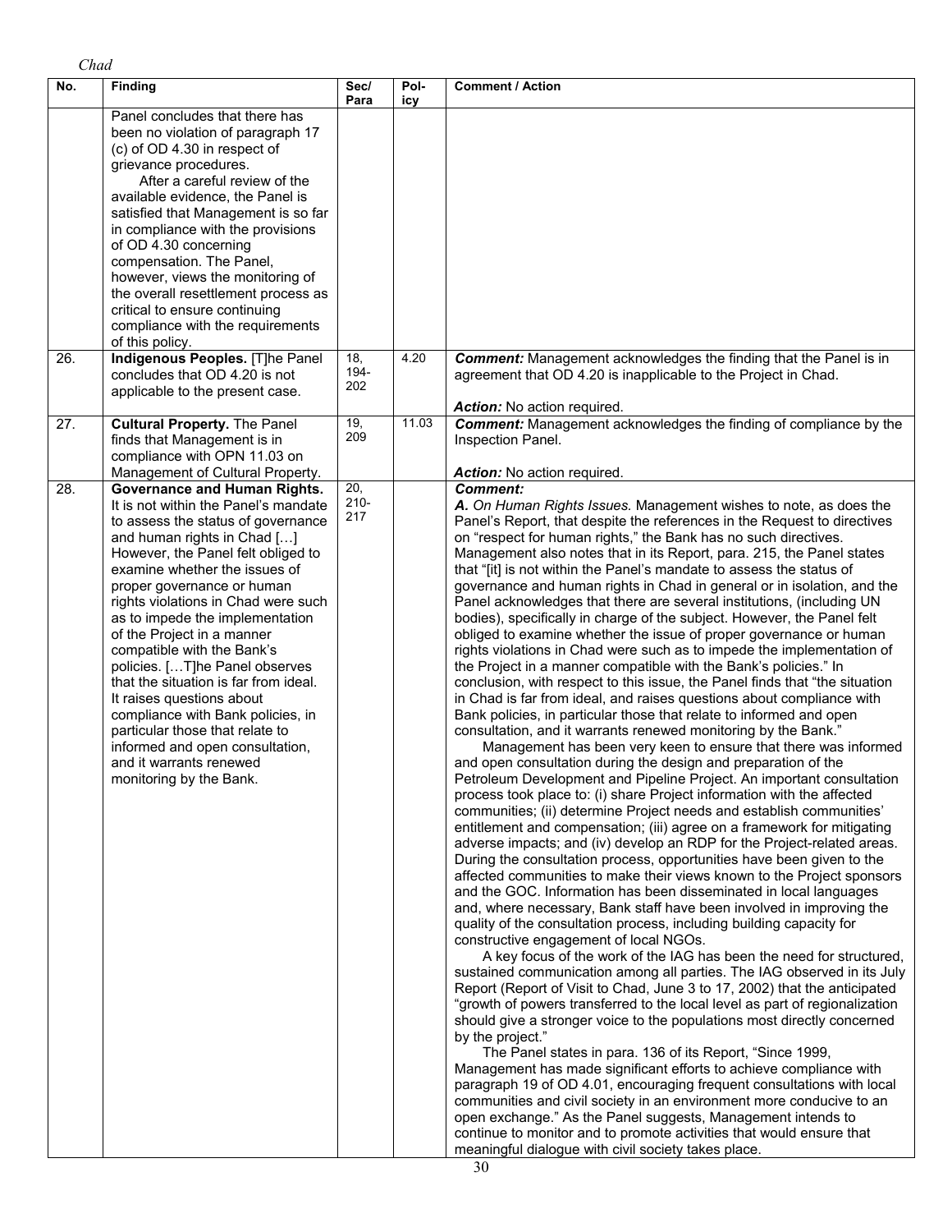*Chad*

| No. | Finding | Sec/ Para | Pol-icy | Comment / Action |
|---|---|---|---|---|
| | Panel concludes that there has been no violation of paragraph 17 (c) of OD 4.30 in respect of grievance procedures.<br>After a careful review of the available evidence, the Panel is satisfied that Management is so far in compliance with the provisions of OD 4.30 concerning compensation. The Panel, however, views the monitoring of the overall resettlement process as critical to ensure continuing compliance with the requirements of this policy. | | | |
| 26. | **Indigenous Peoples.** [T]he Panel concludes that OD 4.20 is not applicable to the present case. | 18, 194-202 | 4.20 | ***Comment:*** Management acknowledges the finding that the Panel is in agreement that OD 4.20 is inapplicable to the Project in Chad.<br><br>***Action:*** No action required. |
| 27. | **Cultural Property.** The Panel finds that Management is in compliance with OPN 11.03 on Management of Cultural Property. | 19, 209 | 11.03 | ***Comment:*** Management acknowledges the finding of compliance by the Inspection Panel.<br><br>***Action:*** No action required. |
| 28. | **Governance and Human Rights.** It is not within the Panel's mandate to assess the status of governance and human rights in Chad […] However, the Panel felt obliged to examine whether the issues of proper governance or human rights violations in Chad were such as to impede the implementation of the Project in a manner compatible with the Bank's policies. […T]he Panel observes that the situation is far from ideal. It raises questions about compliance with Bank policies, in particular those that relate to informed and open consultation, and it warrants renewed monitoring by the Bank. | 20, 210-217 | | ***Comment:***<br>***A.*** *On Human Rights Issues.* Management wishes to note, as does the Panel's Report, that despite the references in the Request to directives on "respect for human rights," the Bank has no such directives. Management also notes that in its Report, para. 215, the Panel states that "[it] is not within the Panel's mandate to assess the status of governance and human rights in Chad in general or in isolation, and the Panel acknowledges that there are several institutions, (including UN bodies), specifically in charge of the subject. However, the Panel felt obliged to examine whether the issue of proper governance or human rights violations in Chad were such as to impede the implementation of the Project in a manner compatible with the Bank's policies." In conclusion, with respect to this issue, the Panel finds that "the situation in Chad is far from ideal, and raises questions about compliance with Bank policies, in particular those that relate to informed and open consultation, and it warrants renewed monitoring by the Bank."<br>Management has been very keen to ensure that there was informed and open consultation during the design and preparation of the Petroleum Development and Pipeline Project. An important consultation process took place to: (i) share Project information with the affected communities; (ii) determine Project needs and establish communities' entitlement and compensation; (iii) agree on a framework for mitigating adverse impacts; and (iv) develop an RDP for the Project-related areas. During the consultation process, opportunities have been given to the affected communities to make their views known to the Project sponsors and the GOC. Information has been disseminated in local languages and, where necessary, Bank staff have been involved in improving the quality of the consultation process, including building capacity for constructive engagement of local NGOs.<br>A key focus of the work of the IAG has been the need for structured, sustained communication among all parties. The IAG observed in its July Report (Report of Visit to Chad, June 3 to 17, 2002) that the anticipated "growth of powers transferred to the local level as part of regionalization should give a stronger voice to the populations most directly concerned by the project."<br>The Panel states in para. 136 of its Report, "Since 1999, Management has made significant efforts to achieve compliance with paragraph 19 of OD 4.01, encouraging frequent consultations with local communities and civil society in an environment more conducive to an open exchange." As the Panel suggests, Management intends to continue to monitor and to promote activities that would ensure that meaningful dialogue with civil society takes place. |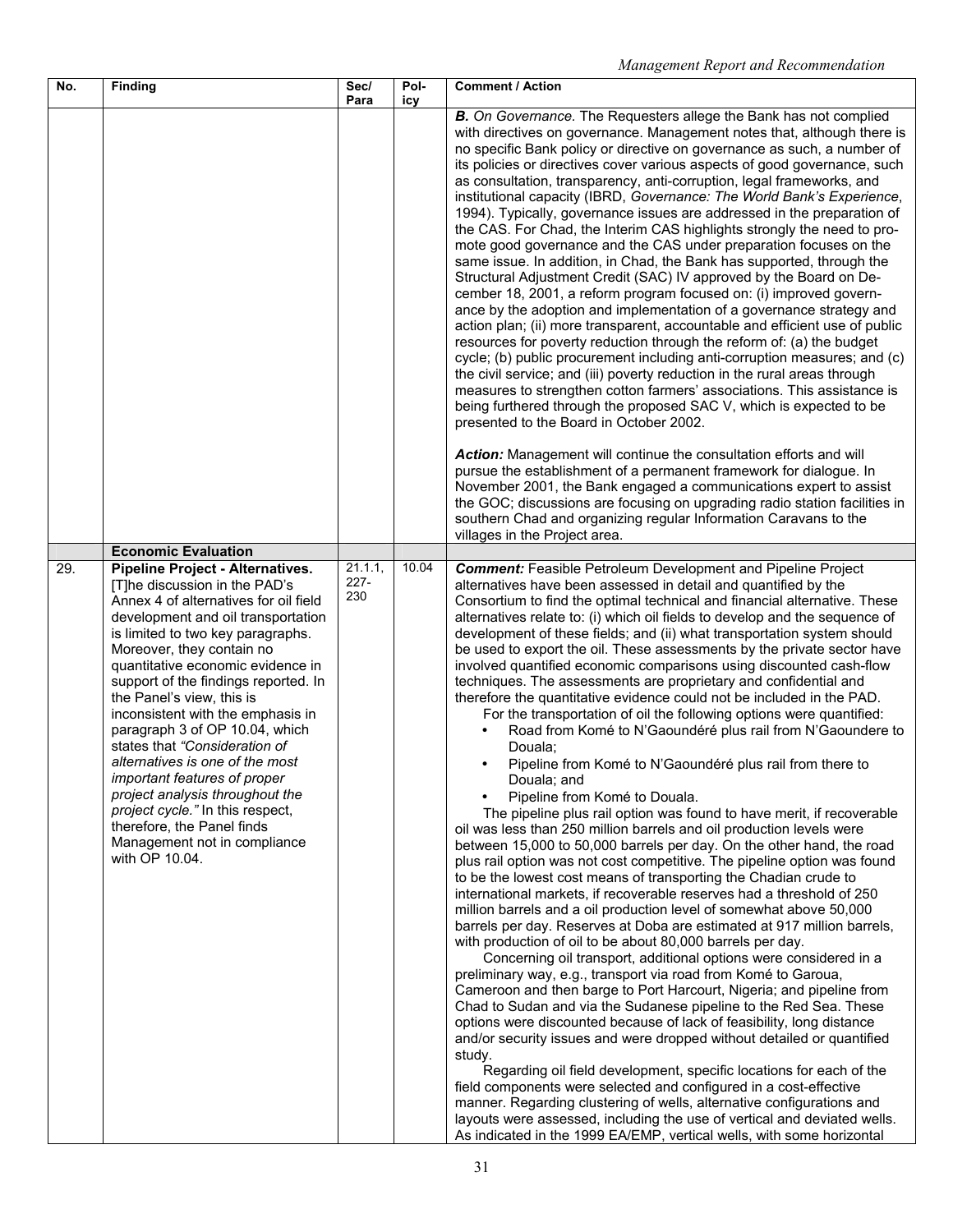| No. | Finding | Sec/ Para | Pol-icy | Comment / Action |
|---|---|---|---|---|
| | | | | ***B.** On Governance.* The Requesters allege the Bank has not complied with directives on governance. Management notes that, although there is no specific Bank policy or directive on governance as such, a number of its policies or directives cover various aspects of good governance, such as consultation, transparency, anti-corruption, legal frameworks, and institutional capacity (IBRD, *Governance: The World Bank's Experience*, 1994). Typically, governance issues are addressed in the preparation of the CAS. For Chad, the Interim CAS highlights strongly the need to promote good governance and the CAS under preparation focuses on the same issue. In addition, in Chad, the Bank has supported, through the Structural Adjustment Credit (SAC) IV approved by the Board on December 18, 2001, a reform program focused on: (i) improved governance by the adoption and implementation of a governance strategy and action plan; (ii) more transparent, accountable and efficient use of public resources for poverty reduction through the reform of: (a) the budget cycle; (b) public procurement including anti-corruption measures; and (c) the civil service; and (iii) poverty reduction in the rural areas through measures to strengthen cotton farmers' associations. This assistance is being furthered through the proposed SAC V, which is expected to be presented to the Board in October 2002.<br><br>***Action:*** Management will continue the consultation efforts and will pursue the establishment of a permanent framework for dialogue. In November 2001, the Bank engaged a communications expert to assist the GOC; discussions are focusing on upgrading radio station facilities in southern Chad and organizing regular Information Caravans to the villages in the Project area. |
| | **Economic Evaluation** | | | |
| 29. | **Pipeline Project - Alternatives.** [T]he discussion in the PAD's Annex 4 of alternatives for oil field development and oil transportation is limited to two key paragraphs. Moreover, they contain no quantitative economic evidence in support of the findings reported. In the Panel's view, this is inconsistent with the emphasis in paragraph 3 of OP 10.04, which states that *"Consideration of alternatives is one of the most important features of proper project analysis throughout the project cycle."* In this respect, therefore, the Panel finds Management not in compliance with OP 10.04. | 21.1.1, 227-230 | 10.04 | ***Comment:*** Feasible Petroleum Development and Pipeline Project alternatives have been assessed in detail and quantified by the Consortium to find the optimal technical and financial alternative. These alternatives relate to: (i) which oil fields to develop and the sequence of development of these fields; and (ii) what transportation system should be used to export the oil. These assessments by the private sector have involved quantified economic comparisons using discounted cash-flow techniques. The assessments are proprietary and confidential and therefore the quantitative evidence could not be included in the PAD.<br>For the transportation of oil the following options were quantified:<br>• Road from Komé to N'Gaoundéré plus rail from N'Gaoundere to Douala;<br>• Pipeline from Komé to N'Gaoundéré plus rail from there to Douala; and<br>• Pipeline from Komé to Douala.<br>The pipeline plus rail option was found to have merit, if recoverable oil was less than 250 million barrels and oil production levels were between 15,000 to 50,000 barrels per day. On the other hand, the road plus rail option was not cost competitive. The pipeline option was found to be the lowest cost means of transporting the Chadian crude to international markets, if recoverable reserves had a threshold of 250 million barrels and a oil production level of somewhat above 50,000 barrels per day. Reserves at Doba are estimated at 917 million barrels, with production of oil to be about 80,000 barrels per day.<br>Concerning oil transport, additional options were considered in a preliminary way, e.g., transport via road from Komé to Garoua, Cameroon and then barge to Port Harcourt, Nigeria; and pipeline from Chad to Sudan and via the Sudanese pipeline to the Red Sea. These options were discounted because of lack of feasibility, long distance and/or security issues and were dropped without detailed or quantified study.<br>Regarding oil field development, specific locations for each of the field components were selected and configured in a cost-effective manner. Regarding clustering of wells, alternative configurations and layouts were assessed, including the use of vertical and deviated wells. As indicated in the 1999 EA/EMP, vertical wells, with some horizontal |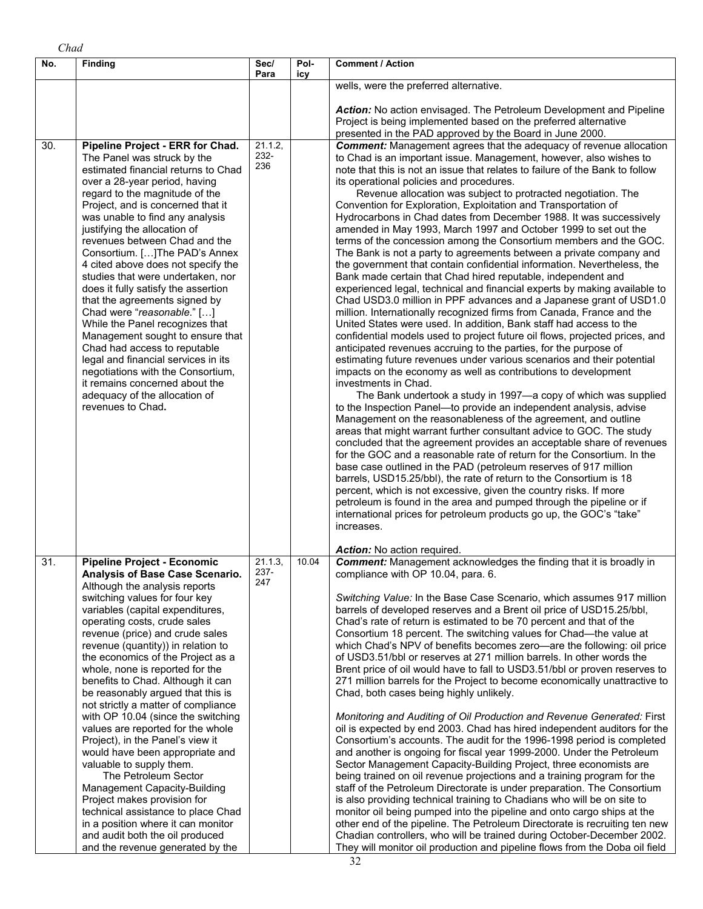| No. | Finding | Sec/ Para | Pol- icy | Comment / Action |
|---|---|---|---|---|
| | | | | wells, were the preferred alternative.<br><br>***Action:*** No action envisaged. The Petroleum Development and Pipeline Project is being implemented based on the preferred alternative presented in the PAD approved by the Board in June 2000. |
| 30. | **Pipeline Project - ERR for Chad.** The Panel was struck by the estimated financial returns to Chad over a 28-year period, having regard to the magnitude of the Project, and is concerned that it was unable to find any analysis justifying the allocation of revenues between Chad and the Consortium. […]The PAD's Annex 4 cited above does not specify the studies that were undertaken, nor does it fully satisfy the assertion that the agreements signed by Chad were "*reasonable*." […] While the Panel recognizes that Management sought to ensure that Chad had access to reputable legal and financial services in its negotiations with the Consortium, it remains concerned about the adequacy of the allocation of revenues to Chad**.** | 21.1.2, 232-236 | | ***Comment:*** Management agrees that the adequacy of revenue allocation to Chad is an important issue. Management, however, also wishes to note that this is not an issue that relates to failure of the Bank to follow its operational policies and procedures.<br>Revenue allocation was subject to protracted negotiation. The Convention for Exploration, Exploitation and Transportation of Hydrocarbons in Chad dates from December 1988. It was successively amended in May 1993, March 1997 and October 1999 to set out the terms of the concession among the Consortium members and the GOC. The Bank is not a party to agreements between a private company and the government that contain confidential information. Nevertheless, the Bank made certain that Chad hired reputable, independent and experienced legal, technical and financial experts by making available to Chad USD3.0 million in PPF advances and a Japanese grant of USD1.0 million. Internationally recognized firms from Canada, France and the United States were used. In addition, Bank staff had access to the confidential models used to project future oil flows, projected prices, and anticipated revenues accruing to the parties, for the purpose of estimating future revenues under various scenarios and their potential impacts on the economy as well as contributions to development investments in Chad.<br>The Bank undertook a study in 1997—a copy of which was supplied to the Inspection Panel—to provide an independent analysis, advise Management on the reasonableness of the agreement, and outline areas that might warrant further consultant advice to GOC. The study concluded that the agreement provides an acceptable share of revenues for the GOC and a reasonable rate of return for the Consortium. In the base case outlined in the PAD (petroleum reserves of 917 million barrels, USD15.25/bbl), the rate of return to the Consortium is 18 percent, which is not excessive, given the country risks. If more petroleum is found in the area and pumped through the pipeline or if international prices for petroleum products go up, the GOC's "take" increases.<br><br>***Action:*** No action required. |
| 31. | **Pipeline Project - Economic Analysis of Base Case Scenario.** Although the analysis reports switching values for four key variables (capital expenditures, operating costs, crude sales revenue (price) and crude sales revenue (quantity)) in relation to the economics of the Project as a whole, none is reported for the benefits to Chad. Although it can be reasonably argued that this is not strictly a matter of compliance with OP 10.04 (since the switching values are reported for the whole Project), in the Panel's view it would have been appropriate and valuable to supply them.<br>The Petroleum Sector Management Capacity-Building Project makes provision for technical assistance to place Chad in a position where it can monitor and audit both the oil produced and the revenue generated by the | 21.1.3, 237-247 | 10.04 | ***Comment:*** Management acknowledges the finding that it is broadly in compliance with OP 10.04, para. 6.<br><br>*Switching Value:* In the Base Case Scenario, which assumes 917 million barrels of developed reserves and a Brent oil price of USD15.25/bbl, Chad's rate of return is estimated to be 70 percent and that of the Consortium 18 percent. The switching values for Chad—the value at which Chad's NPV of benefits becomes zero—are the following: oil price of USD3.51/bbl or reserves at 271 million barrels. In other words the Brent price of oil would have to fall to USD3.51/bbl or proven reserves to 271 million barrels for the Project to become economically unattractive to Chad, both cases being highly unlikely.<br><br>*Monitoring and Auditing of Oil Production and Revenue Generated:* First oil is expected by end 2003. Chad has hired independent auditors for the Consortium's accounts. The audit for the 1996-1998 period is completed and another is ongoing for fiscal year 1999-2000. Under the Petroleum Sector Management Capacity-Building Project, three economists are being trained on oil revenue projections and a training program for the staff of the Petroleum Directorate is under preparation. The Consortium is also providing technical training to Chadians who will be on site to monitor oil being pumped into the pipeline and onto cargo ships at the other end of the pipeline. The Petroleum Directorate is recruiting ten new Chadian controllers, who will be trained during October-December 2002. They will monitor oil production and pipeline flows from the Doba oil field |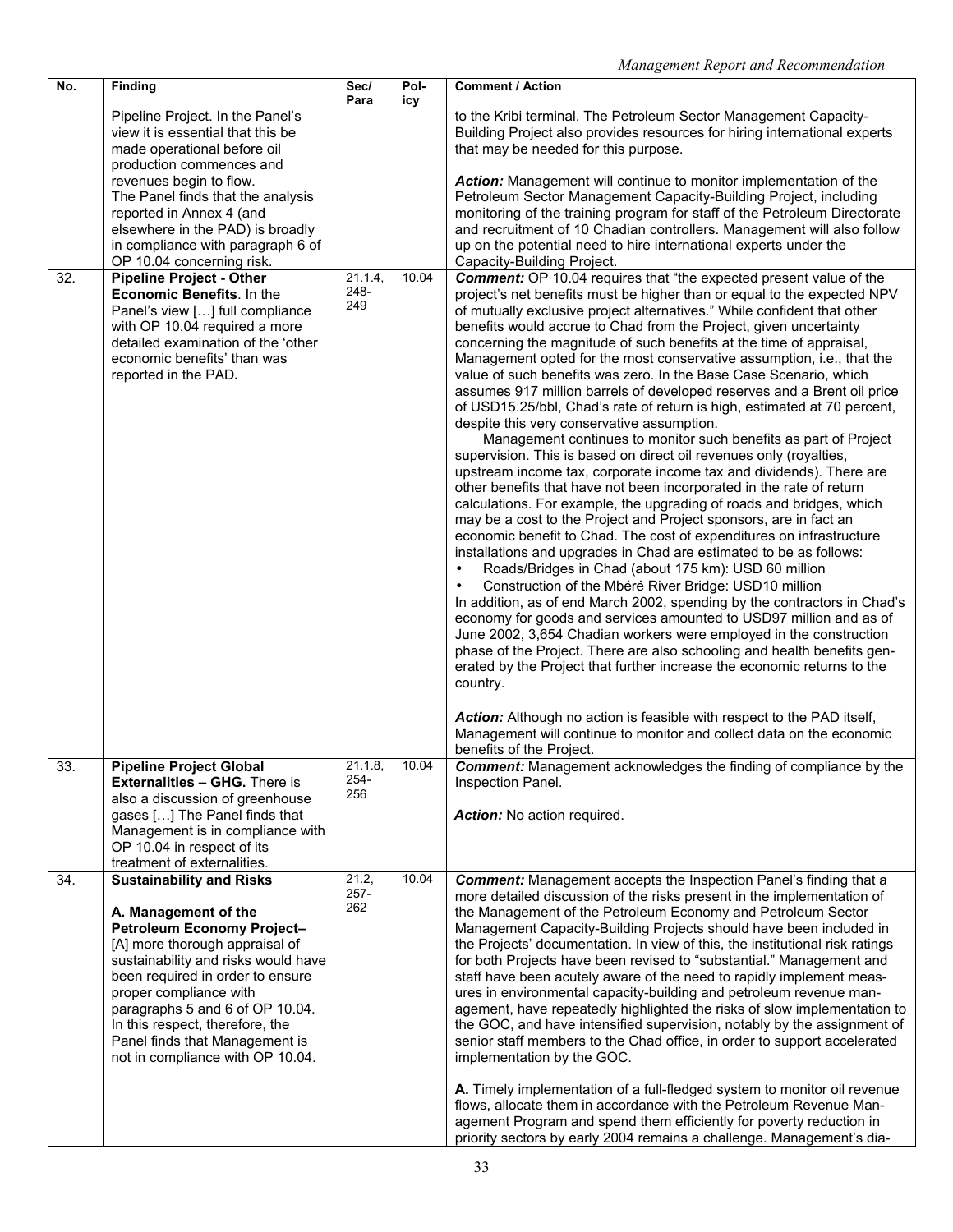| No. | Finding | Sec/ Para | Pol-icy | Comment / Action |
|---|---|---|---|---|
| | Pipeline Project. In the Panel's view it is essential that this be made operational before oil production commences and revenues begin to flow. The Panel finds that the analysis reported in Annex 4 (and elsewhere in the PAD) is broadly in compliance with paragraph 6 of OP 10.04 concerning risk. | | | to the Kribi terminal. The Petroleum Sector Management Capacity-Building Project also provides resources for hiring international experts that may be needed for this purpose.<br><br>***Action:*** Management will continue to monitor implementation of the Petroleum Sector Management Capacity-Building Project, including monitoring of the training program for staff of the Petroleum Directorate and recruitment of 10 Chadian controllers. Management will also follow up on the potential need to hire international experts under the Capacity-Building Project. |
| 32. | **Pipeline Project - Other Economic Benefits**. In the Panel's view […] full compliance with OP 10.04 required a more detailed examination of the 'other economic benefits' than was reported in the PAD**.** | 21.1.4, 248-249 | 10.04 | ***Comment:*** OP 10.04 requires that "the expected present value of the project's net benefits must be higher than or equal to the expected NPV of mutually exclusive project alternatives." While confident that other benefits would accrue to Chad from the Project, given uncertainty concerning the magnitude of such benefits at the time of appraisal, Management opted for the most conservative assumption, i.e., that the value of such benefits was zero. In the Base Case Scenario, which assumes 917 million barrels of developed reserves and a Brent oil price of USD15.25/bbl, Chad's rate of return is high, estimated at 70 percent, despite this very conservative assumption.<br>Management continues to monitor such benefits as part of Project supervision. This is based on direct oil revenues only (royalties, upstream income tax, corporate income tax and dividends). There are other benefits that have not been incorporated in the rate of return calculations. For example, the upgrading of roads and bridges, which may be a cost to the Project and Project sponsors, are in fact an economic benefit to Chad. The cost of expenditures on infrastructure installations and upgrades in Chad are estimated to be as follows:<br>• Roads/Bridges in Chad (about 175 km): USD 60 million<br>• Construction of the Mbéré River Bridge: USD10 million<br>In addition, as of end March 2002, spending by the contractors in Chad's economy for goods and services amounted to USD97 million and as of June 2002, 3,654 Chadian workers were employed in the construction phase of the Project. There are also schooling and health benefits generated by the Project that further increase the economic returns to the country.<br><br>***Action:*** Although no action is feasible with respect to the PAD itself, Management will continue to monitor and collect data on the economic benefits of the Project. |
| 33. | **Pipeline Project Global Externalities – GHG.** There is also a discussion of greenhouse gases […] The Panel finds that Management is in compliance with OP 10.04 in respect of its treatment of externalities. | 21.1.8, 254-256 | 10.04 | ***Comment:*** Management acknowledges the finding of compliance by the Inspection Panel.<br><br>***Action:*** No action required. |
| 34. | **Sustainability and Risks**<br><br>**A. Management of the Petroleum Economy Project–** [A] more thorough appraisal of sustainability and risks would have been required in order to ensure proper compliance with paragraphs 5 and 6 of OP 10.04. In this respect, therefore, the Panel finds that Management is not in compliance with OP 10.04. | 21.2, 257-262 | 10.04 | ***Comment:*** Management accepts the Inspection Panel's finding that a more detailed discussion of the risks present in the implementation of the Management of the Petroleum Economy and Petroleum Sector Management Capacity-Building Projects should have been included in the Projects' documentation. In view of this, the institutional risk ratings for both Projects have been revised to "substantial." Management and staff have been acutely aware of the need to rapidly implement measures in environmental capacity-building and petroleum revenue management, have repeatedly highlighted the risks of slow implementation to the GOC, and have intensified supervision, notably by the assignment of senior staff members to the Chad office, in order to support accelerated implementation by the GOC.<br><br>**A.** Timely implementation of a full-fledged system to monitor oil revenue flows, allocate them in accordance with the Petroleum Revenue Management Program and spend them efficiently for poverty reduction in priority sectors by early 2004 remains a challenge. Management's dia- |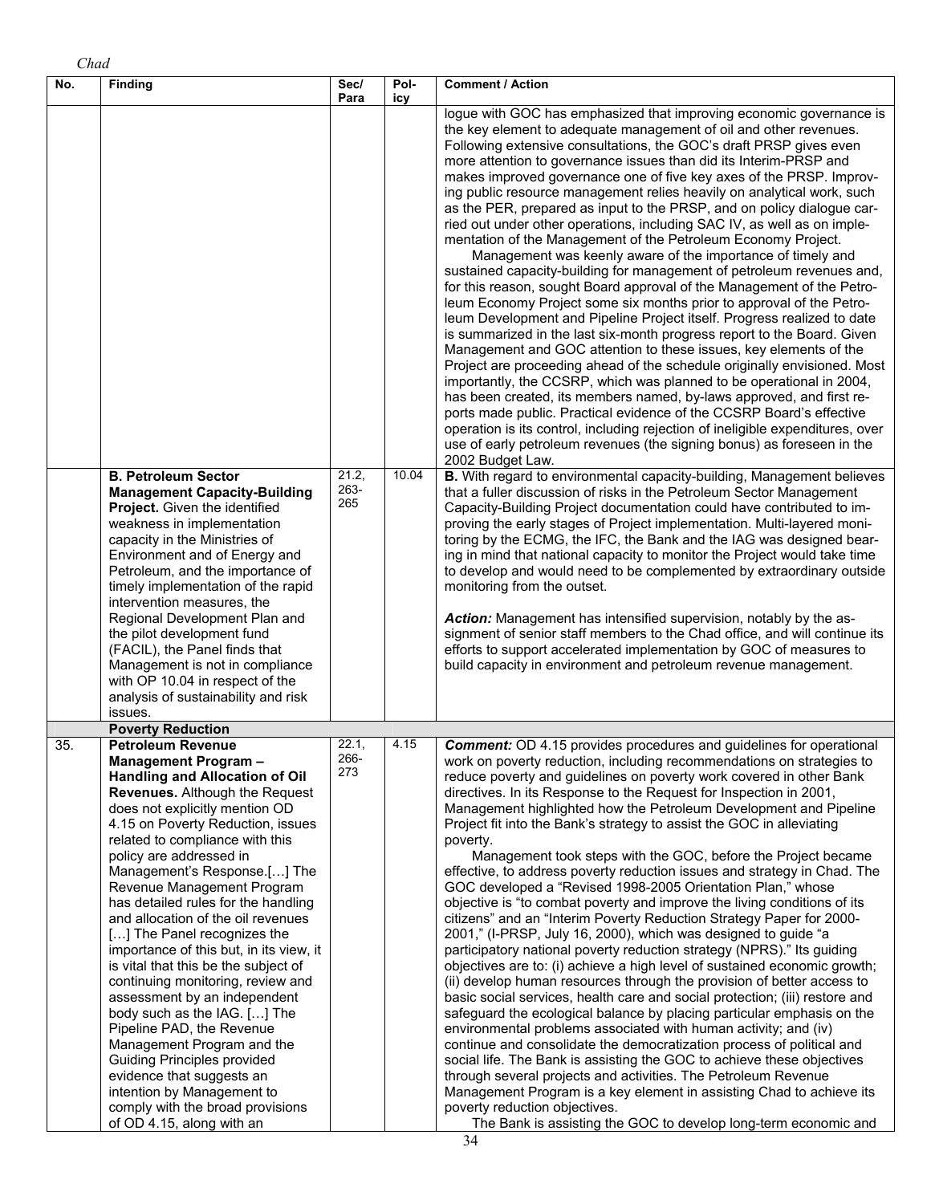*Chad*

| No. | Finding | Sec/ Para | Pol-icy | Comment / Action |
|---|---|---|---|---|
| | | | | logue with GOC has emphasized that improving economic governance is the key element to adequate management of oil and other revenues. Following extensive consultations, the GOC's draft PRSP gives even more attention to governance issues than did its Interim-PRSP and makes improved governance one of five key axes of the PRSP. Improving public resource management relies heavily on analytical work, such as the PER, prepared as input to the PRSP, and on policy dialogue carried out under other operations, including SAC IV, as well as on implementation of the Management of the Petroleum Economy Project.<br>Management was keenly aware of the importance of timely and sustained capacity-building for management of petroleum revenues and, for this reason, sought Board approval of the Management of the Petroleum Economy Project some six months prior to approval of the Petroleum Development and Pipeline Project itself. Progress realized to date is summarized in the last six-month progress report to the Board. Given Management and GOC attention to these issues, key elements of the Project are proceeding ahead of the schedule originally envisioned. Most importantly, the CCSRP, which was planned to be operational in 2004, has been created, its members named, by-laws approved, and first reports made public. Practical evidence of the CCSRP Board's effective operation is its control, including rejection of ineligible expenditures, over use of early petroleum revenues (the signing bonus) as foreseen in the 2002 Budget Law. |
| | **B. Petroleum Sector Management Capacity-Building Project.** Given the identified weakness in implementation capacity in the Ministries of Environment and of Energy and Petroleum, and the importance of timely implementation of the rapid intervention measures, the Regional Development Plan and the pilot development fund (FACIL), the Panel finds that Management is not in compliance with OP 10.04 in respect of the analysis of sustainability and risk issues. | 21.2, 263-265 | 10.04 | **B.** With regard to environmental capacity-building, Management believes that a fuller discussion of risks in the Petroleum Sector Management Capacity-Building Project documentation could have contributed to improving the early stages of Project implementation. Multi-layered monitoring by the ECMG, the IFC, the Bank and the IAG was designed bearing in mind that national capacity to monitor the Project would take time to develop and would need to be complemented by extraordinary outside monitoring from the outset.<br><br>***Action:*** Management has intensified supervision, notably by the assignment of senior staff members to the Chad office, and will continue its efforts to support accelerated implementation by GOC of measures to build capacity in environment and petroleum revenue management. |
| | **Poverty Reduction** | | | |
| 35. | **Petroleum Revenue Management Program – Handling and Allocation of Oil Revenues.** Although the Request does not explicitly mention OD 4.15 on Poverty Reduction, issues related to compliance with this policy are addressed in Management's Response.[…] The Revenue Management Program has detailed rules for the handling and allocation of the oil revenues […] The Panel recognizes the importance of this but, in its view, it is vital that this be the subject of continuing monitoring, review and assessment by an independent body such as the IAG. […] The Pipeline PAD, the Revenue Management Program and the Guiding Principles provided evidence that suggests an intention by Management to comply with the broad provisions of OD 4.15, along with an | 22.1, 266-273 | 4.15 | ***Comment:*** OD 4.15 provides procedures and guidelines for operational work on poverty reduction, including recommendations on strategies to reduce poverty and guidelines on poverty work covered in other Bank directives. In its Response to the Request for Inspection in 2001, Management highlighted how the Petroleum Development and Pipeline Project fit into the Bank's strategy to assist the GOC in alleviating poverty.<br>Management took steps with the GOC, before the Project became effective, to address poverty reduction issues and strategy in Chad. The GOC developed a "Revised 1998-2005 Orientation Plan," whose objective is "to combat poverty and improve the living conditions of its citizens" and an "Interim Poverty Reduction Strategy Paper for 2000-2001," (I-PRSP, July 16, 2000), which was designed to guide "a participatory national poverty reduction strategy (NPRS)." Its guiding objectives are to: (i) achieve a high level of sustained economic growth; (ii) develop human resources through the provision of better access to basic social services, health care and social protection; (iii) restore and safeguard the ecological balance by placing particular emphasis on the environmental problems associated with human activity; and (iv) continue and consolidate the democratization process of political and social life. The Bank is assisting the GOC to achieve these objectives through several projects and activities. The Petroleum Revenue Management Program is a key element in assisting Chad to achieve its poverty reduction objectives.<br>The Bank is assisting the GOC to develop long-term economic and |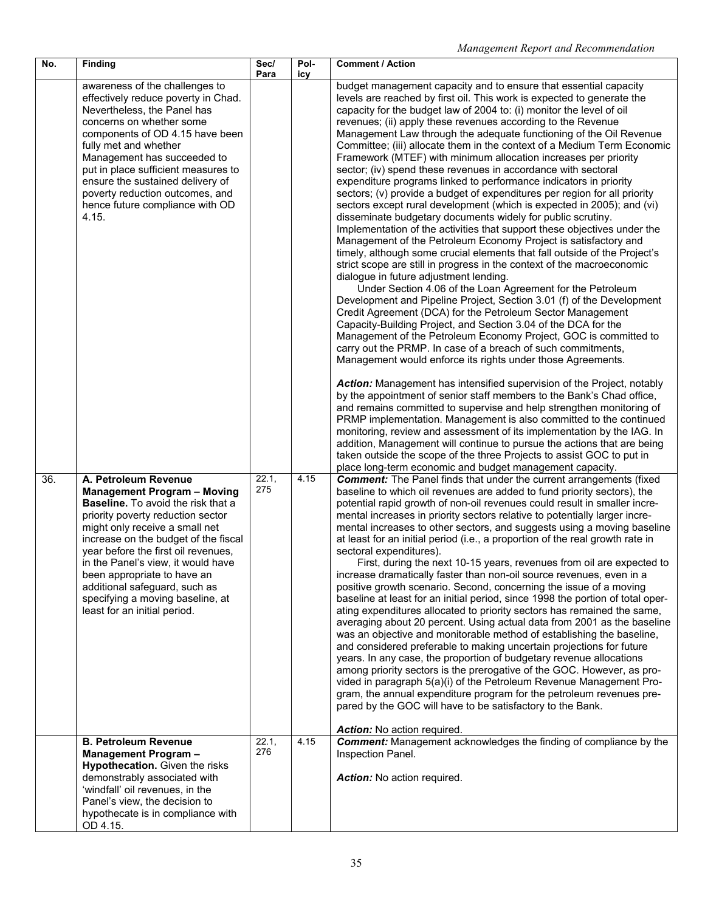| No. | Finding | Sec/ Para | Policy | Comment / Action |
|---|---|---|---|---|
| | awareness of the challenges to effectively reduce poverty in Chad. Nevertheless, the Panel has concerns on whether some components of OD 4.15 have been fully met and whether Management has succeeded to put in place sufficient measures to ensure the sustained delivery of poverty reduction outcomes, and hence future compliance with OD 4.15. | | | budget management capacity and to ensure that essential capacity levels are reached by first oil. This work is expected to generate the capacity for the budget law of 2004 to: (i) monitor the level of oil revenues; (ii) apply these revenues according to the Revenue Management Law through the adequate functioning of the Oil Revenue Committee; (iii) allocate them in the context of a Medium Term Economic Framework (MTEF) with minimum allocation increases per priority sector; (iv) spend these revenues in accordance with sectoral expenditure programs linked to performance indicators in priority sectors; (v) provide a budget of expenditures per region for all priority sectors except rural development (which is expected in 2005); and (vi) disseminate budgetary documents widely for public scrutiny. Implementation of the activities that support these objectives under the Management of the Petroleum Economy Project is satisfactory and timely, although some crucial elements that fall outside of the Project's strict scope are still in progress in the context of the macroeconomic dialogue in future adjustment lending.<br>Under Section 4.06 of the Loan Agreement for the Petroleum Development and Pipeline Project, Section 3.01 (f) of the Development Credit Agreement (DCA) for the Petroleum Sector Management Capacity-Building Project, and Section 3.04 of the DCA for the Management of the Petroleum Economy Project, GOC is committed to carry out the PRMP. In case of a breach of such commitments, Management would enforce its rights under those Agreements.<br><br>***Action:*** Management has intensified supervision of the Project, notably by the appointment of senior staff members to the Bank's Chad office, and remains committed to supervise and help strengthen monitoring of PRMP implementation. Management is also committed to the continued monitoring, review and assessment of its implementation by the IAG. In addition, Management will continue to pursue the actions that are being taken outside the scope of the three Projects to assist GOC to put in place long-term economic and budget management capacity. |
| 36. | **A. Petroleum Revenue Management Program – Moving Baseline.** To avoid the risk that a priority poverty reduction sector might only receive a small net increase on the budget of the fiscal year before the first oil revenues, in the Panel's view, it would have been appropriate to have an additional safeguard, such as specifying a moving baseline, at least for an initial period. | 22.1, 275 | 4.15 | ***Comment:*** The Panel finds that under the current arrangements (fixed baseline to which oil revenues are added to fund priority sectors), the potential rapid growth of non-oil revenues could result in smaller incremental increases in priority sectors relative to potentially larger incremental increases to other sectors, and suggests using a moving baseline at least for an initial period (i.e., a proportion of the real growth rate in sectoral expenditures).<br>First, during the next 10-15 years, revenues from oil are expected to increase dramatically faster than non-oil source revenues, even in a positive growth scenario. Second, concerning the issue of a moving baseline at least for an initial period, since 1998 the portion of total operating expenditures allocated to priority sectors has remained the same, averaging about 20 percent. Using actual data from 2001 as the baseline was an objective and monitorable method of establishing the baseline, and considered preferable to making uncertain projections for future years. In any case, the proportion of budgetary revenue allocations among priority sectors is the prerogative of the GOC. However, as provided in paragraph 5(a)(i) of the Petroleum Revenue Management Program, the annual expenditure program for the petroleum revenues prepared by the GOC will have to be satisfactory to the Bank.<br><br>***Action:*** No action required. |
| | **B. Petroleum Revenue Management Program – Hypothecation.** Given the risks demonstrably associated with 'windfall' oil revenues, in the Panel's view, the decision to hypothecate is in compliance with OD 4.15. | 22.1, 276 | 4.15 | ***Comment:*** Management acknowledges the finding of compliance by the Inspection Panel.<br><br>***Action:*** No action required. |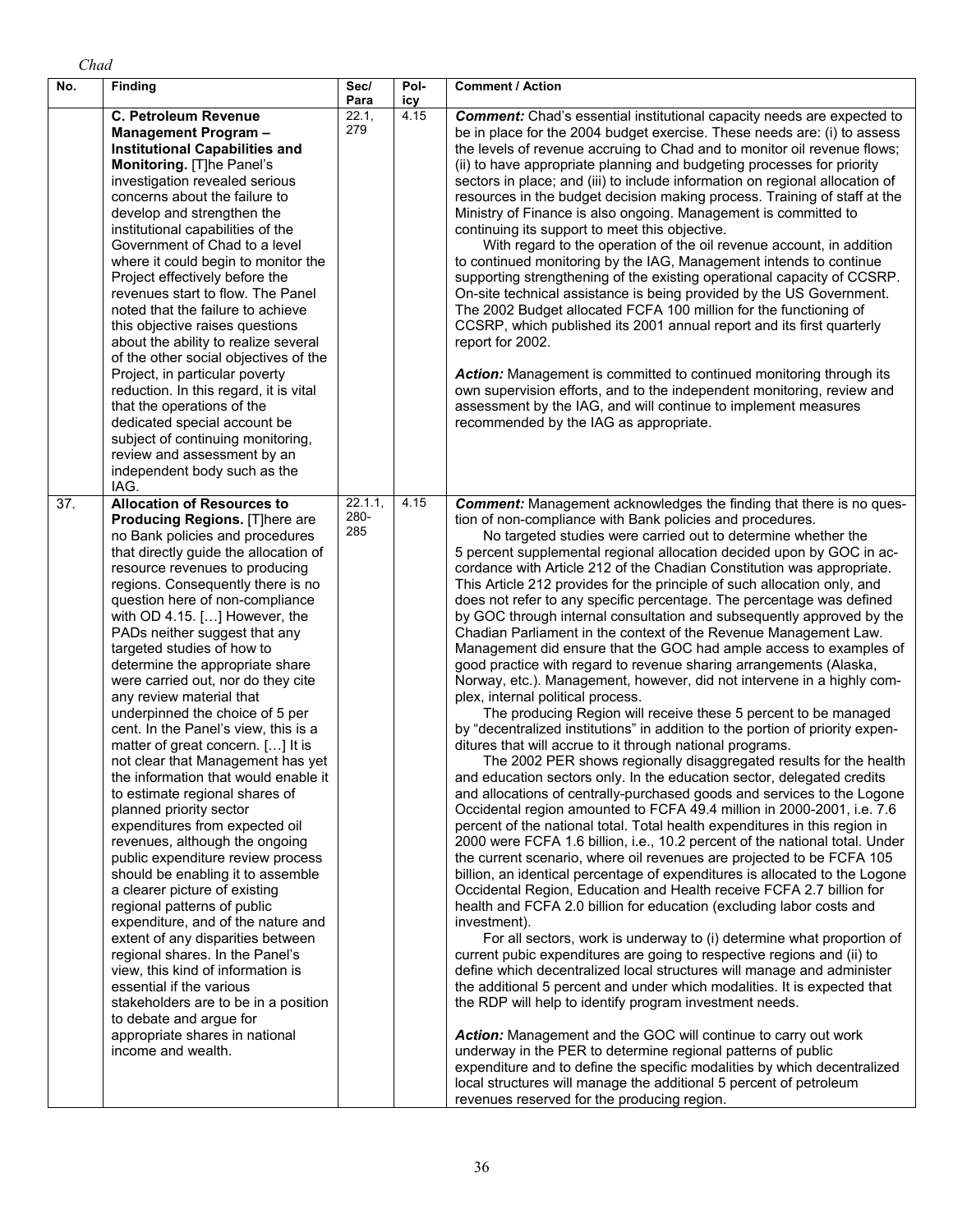*Chad*

| No. | Finding | Sec/ Para | Pol- icy | Comment / Action |
|---|---|---|---|---|
| | **C. Petroleum Revenue Management Program – Institutional Capabilities and Monitoring.** [T]he Panel's investigation revealed serious concerns about the failure to develop and strengthen the institutional capabilities of the Government of Chad to a level where it could begin to monitor the Project effectively before the revenues start to flow. The Panel noted that the failure to achieve this objective raises questions about the ability to realize several of the other social objectives of the Project, in particular poverty reduction. In this regard, it is vital that the operations of the dedicated special account be subject of continuing monitoring, review and assessment by an independent body such as the IAG. | 22.1, 279 | 4.15 | ***Comment:*** Chad's essential institutional capacity needs are expected to be in place for the 2004 budget exercise. These needs are: (i) to assess the levels of revenue accruing to Chad and to monitor oil revenue flows; (ii) to have appropriate planning and budgeting processes for priority sectors in place; and (iii) to include information on regional allocation of resources in the budget decision making process. Training of staff at the Ministry of Finance is also ongoing. Management is committed to continuing its support to meet this objective. With regard to the operation of the oil revenue account, in addition to continued monitoring by the IAG, Management intends to continue supporting strengthening of the existing operational capacity of CCSRP. On-site technical assistance is being provided by the US Government. The 2002 Budget allocated FCFA 100 million for the functioning of CCSRP, which published its 2001 annual report and its first quarterly report for 2002. <br><br> ***Action:*** Management is committed to continued monitoring through its own supervision efforts, and to the independent monitoring, review and assessment by the IAG, and will continue to implement measures recommended by the IAG as appropriate. |
| 37. | **Allocation of Resources to Producing Regions.** [T]here are no Bank policies and procedures that directly guide the allocation of resource revenues to producing regions. Consequently there is no question here of non-compliance with OD 4.15. […] However, the PADs neither suggest that any targeted studies of how to determine the appropriate share were carried out, nor do they cite any review material that underpinned the choice of 5 per cent. In the Panel's view, this is a matter of great concern. […] It is not clear that Management has yet the information that would enable it to estimate regional shares of planned priority sector expenditures from expected oil revenues, although the ongoing public expenditure review process should be enabling it to assemble a clearer picture of existing regional patterns of public expenditure, and of the nature and extent of any disparities between regional shares. In the Panel's view, this kind of information is essential if the various stakeholders are to be in a position to debate and argue for appropriate shares in national income and wealth. | 22.1.1, 280-285 | 4.15 | ***Comment:*** Management acknowledges the finding that there is no question of non-compliance with Bank policies and procedures. No targeted studies were carried out to determine whether the 5 percent supplemental regional allocation decided upon by GOC in accordance with Article 212 of the Chadian Constitution was appropriate. This Article 212 provides for the principle of such allocation only, and does not refer to any specific percentage. The percentage was defined by GOC through internal consultation and subsequently approved by the Chadian Parliament in the context of the Revenue Management Law. Management did ensure that the GOC had ample access to examples of good practice with regard to revenue sharing arrangements (Alaska, Norway, etc.). Management, however, did not intervene in a highly complex, internal political process. The producing Region will receive these 5 percent to be managed by "decentralized institutions" in addition to the portion of priority expenditures that will accrue to it through national programs. The 2002 PER shows regionally disaggregated results for the health and education sectors only. In the education sector, delegated credits and allocations of centrally-purchased goods and services to the Logone Occidental region amounted to FCFA 49.4 million in 2000-2001, i.e. 7.6 percent of the national total. Total health expenditures in this region in 2000 were FCFA 1.6 billion, i.e., 10.2 percent of the national total. Under the current scenario, where oil revenues are projected to be FCFA 105 billion, an identical percentage of expenditures is allocated to the Logone Occidental Region, Education and Health receive FCFA 2.7 billion for health and FCFA 2.0 billion for education (excluding labor costs and investment). For all sectors, work is underway to (i) determine what proportion of current pubic expenditures are going to respective regions and (ii) to define which decentralized local structures will manage and administer the additional 5 percent and under which modalities. It is expected that the RDP will help to identify program investment needs. <br><br> ***Action:*** Management and the GOC will continue to carry out work underway in the PER to determine regional patterns of public expenditure and to define the specific modalities by which decentralized local structures will manage the additional 5 percent of petroleum revenues reserved for the producing region. |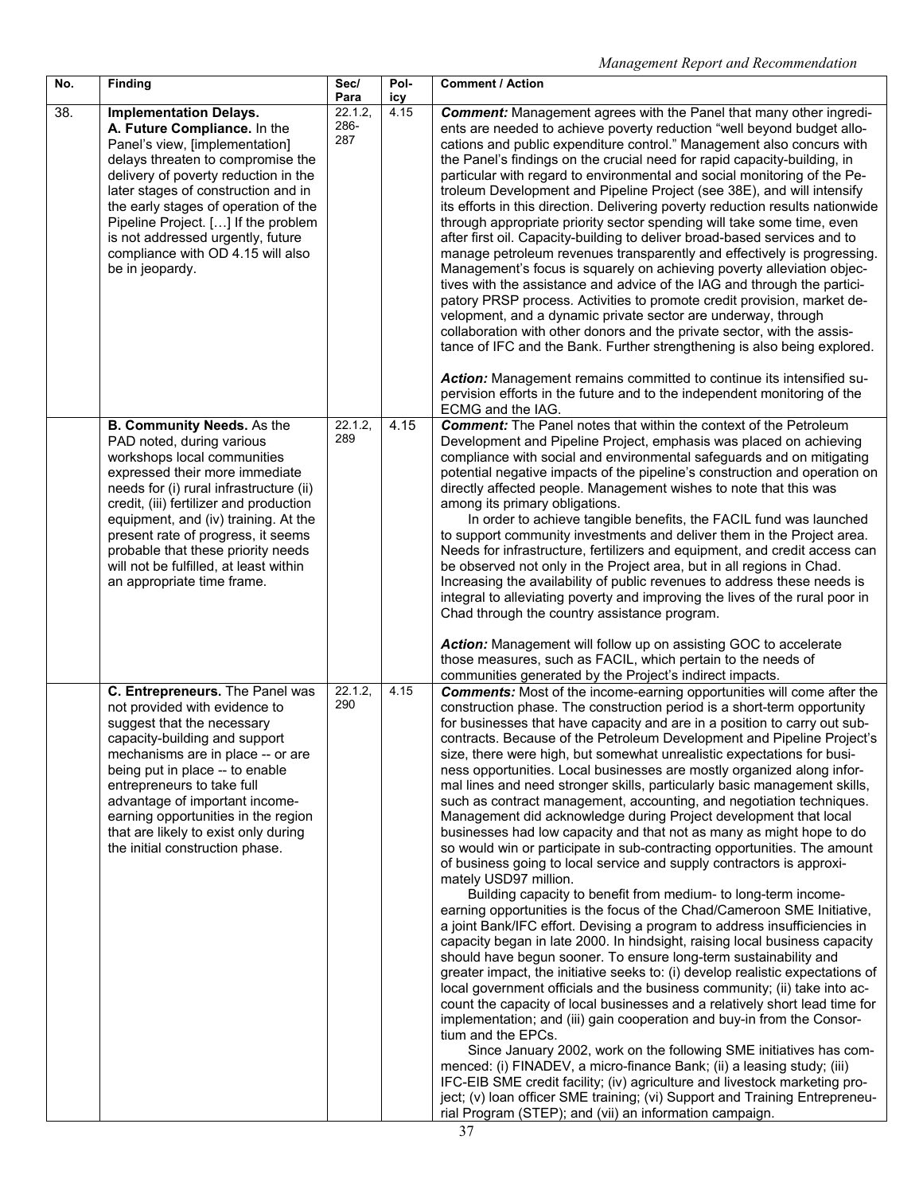| No. | Finding | Sec/ Para | Policy | Comment / Action |
|---|---|---|---|---|
| 38. | **Implementation Delays.** **A. Future Compliance.** In the Panel's view, [implementation] delays threaten to compromise the delivery of poverty reduction in the later stages of construction and in the early stages of operation of the Pipeline Project. […] If the problem is not addressed urgently, future compliance with OD 4.15 will also be in jeopardy. | 22.1.2, 286-287 | 4.15 | ***Comment:*** Management agrees with the Panel that many other ingredients are needed to achieve poverty reduction "well beyond budget allocations and public expenditure control." Management also concurs with the Panel's findings on the crucial need for rapid capacity-building, in particular with regard to environmental and social monitoring of the Petroleum Development and Pipeline Project (see 38E), and will intensify its efforts in this direction. Delivering poverty reduction results nationwide through appropriate priority sector spending will take some time, even after first oil. Capacity-building to deliver broad-based services and to manage petroleum revenues transparently and effectively is progressing. Management's focus is squarely on achieving poverty alleviation objectives with the assistance and advice of the IAG and through the participatory PRSP process. Activities to promote credit provision, market development, and a dynamic private sector are underway, through collaboration with other donors and the private sector, with the assistance of IFC and the Bank. Further strengthening is also being explored.<br><br>***Action:*** Management remains committed to continue its intensified supervision efforts in the future and to the independent monitoring of the ECMG and the IAG. |
| | **B. Community Needs.** As the PAD noted, during various workshops local communities expressed their more immediate needs for (i) rural infrastructure (ii) credit, (iii) fertilizer and production equipment, and (iv) training. At the present rate of progress, it seems probable that these priority needs will not be fulfilled, at least within an appropriate time frame. | 22.1.2, 289 | 4.15 | ***Comment:*** The Panel notes that within the context of the Petroleum Development and Pipeline Project, emphasis was placed on achieving compliance with social and environmental safeguards and on mitigating potential negative impacts of the pipeline's construction and operation on directly affected people. Management wishes to note that this was among its primary obligations.<br>In order to achieve tangible benefits, the FACIL fund was launched to support community investments and deliver them in the Project area. Needs for infrastructure, fertilizers and equipment, and credit access can be observed not only in the Project area, but in all regions in Chad. Increasing the availability of public revenues to address these needs is integral to alleviating poverty and improving the lives of the rural poor in Chad through the country assistance program.<br><br>***Action:*** Management will follow up on assisting GOC to accelerate those measures, such as FACIL, which pertain to the needs of communities generated by the Project's indirect impacts. |
| | **C. Entrepreneurs.** The Panel was not provided with evidence to suggest that the necessary capacity-building and support mechanisms are in place -- or are being put in place -- to enable entrepreneurs to take full advantage of important income-earning opportunities in the region that are likely to exist only during the initial construction phase. | 22.1.2, 290 | 4.15 | ***Comments:*** Most of the income-earning opportunities will come after the construction phase. The construction period is a short-term opportunity for businesses that have capacity and are in a position to carry out subcontracts. Because of the Petroleum Development and Pipeline Project's size, there were high, but somewhat unrealistic expectations for business opportunities. Local businesses are mostly organized along informal lines and need stronger skills, particularly basic management skills, such as contract management, accounting, and negotiation techniques. Management did acknowledge during Project development that local businesses had low capacity and that not as many as might hope to do so would win or participate in sub-contracting opportunities. The amount of business going to local service and supply contractors is approximately USD97 million.<br>Building capacity to benefit from medium- to long-term income-earning opportunities is the focus of the Chad/Cameroon SME Initiative, a joint Bank/IFC effort. Devising a program to address insufficiencies in capacity began in late 2000. In hindsight, raising local business capacity should have begun sooner. To ensure long-term sustainability and greater impact, the initiative seeks to: (i) develop realistic expectations of local government officials and the business community; (ii) take into account the capacity of local businesses and a relatively short lead time for implementation; and (iii) gain cooperation and buy-in from the Consortium and the EPCs.<br>Since January 2002, work on the following SME initiatives has commenced: (i) FINADEV, a micro-finance Bank; (ii) a leasing study; (iii) IFC-EIB SME credit facility; (iv) agriculture and livestock marketing project; (v) loan officer SME training; (vi) Support and Training Entrepreneurial Program (STEP); and (vii) an information campaign. |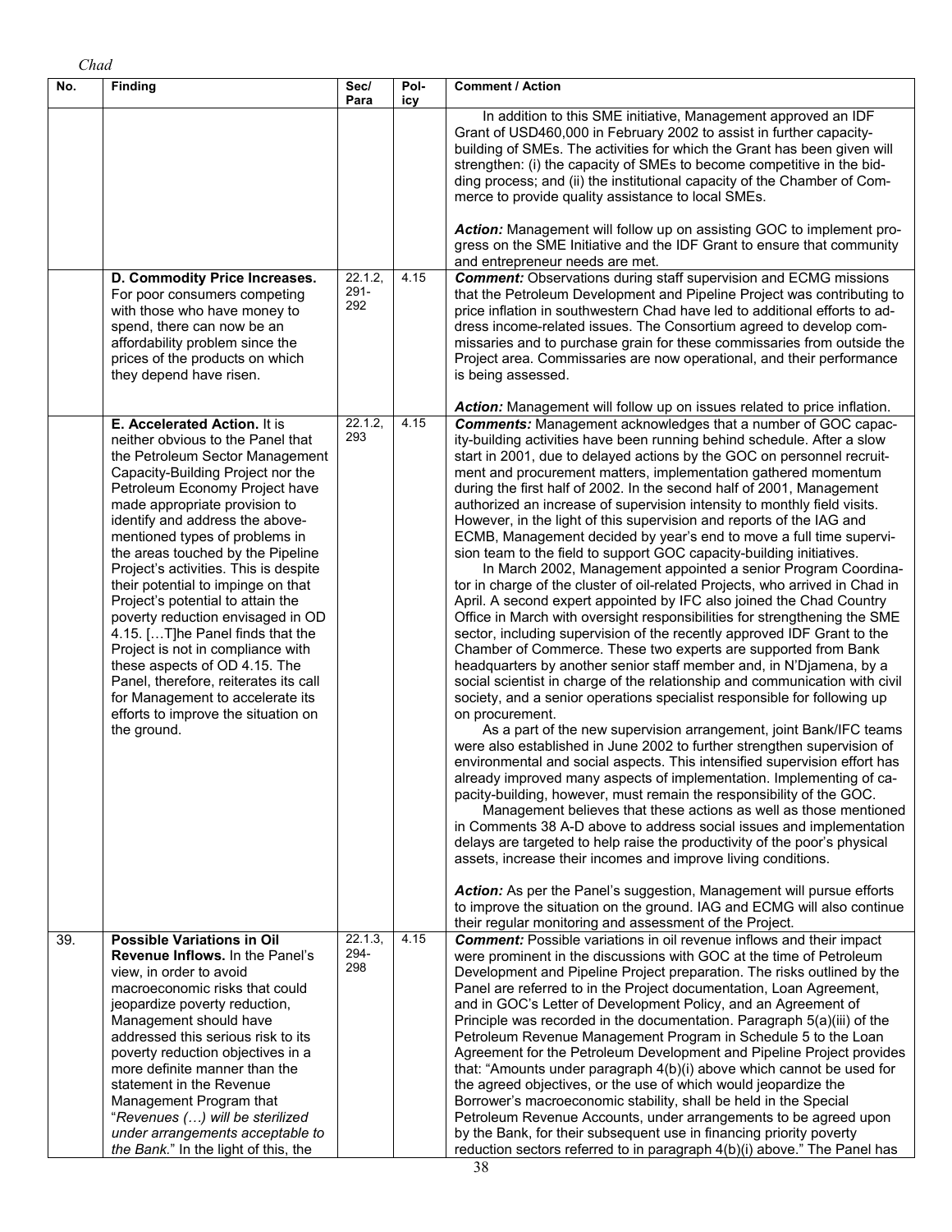| No. | Finding | Sec/ Para | Pol-icy | Comment / Action |
|---|---|---|---|---|
| | | | | In addition to this SME initiative, Management approved an IDF Grant of USD460,000 in February 2002 to assist in further capacity-building of SMEs. The activities for which the Grant has been given will strengthen: (i) the capacity of SMEs to become competitive in the bidding process; and (ii) the institutional capacity of the Chamber of Commerce to provide quality assistance to local SMEs.<br><br>***Action:*** Management will follow up on assisting GOC to implement progress on the SME Initiative and the IDF Grant to ensure that community and entrepreneur needs are met. |
| | **D. Commodity Price Increases.** For poor consumers competing with those who have money to spend, there can now be an affordability problem since the prices of the products on which they depend have risen. | 22.1.2, 291-292 | 4.15 | ***Comment:*** Observations during staff supervision and ECMG missions that the Petroleum Development and Pipeline Project was contributing to price inflation in southwestern Chad have led to additional efforts to address income-related issues. The Consortium agreed to develop commissaries and to purchase grain for these commissaries from outside the Project area. Commissaries are now operational, and their performance is being assessed.<br><br>***Action:*** Management will follow up on issues related to price inflation. |
| | **E. Accelerated Action.** It is neither obvious to the Panel that the Petroleum Sector Management Capacity-Building Project nor the Petroleum Economy Project have made appropriate provision to identify and address the above-mentioned types of problems in the areas touched by the Pipeline Project's activities. This is despite their potential to impinge on that Project's potential to attain the poverty reduction envisaged in OD 4.15. […T]he Panel finds that the Project is not in compliance with these aspects of OD 4.15. The Panel, therefore, reiterates its call for Management to accelerate its efforts to improve the situation on the ground. | 22.1.2, 293 | 4.15 | ***Comments:*** Management acknowledges that a number of GOC capacity-building activities have been running behind schedule. After a slow start in 2001, due to delayed actions by the GOC on personnel recruitment and procurement matters, implementation gathered momentum during the first half of 2002. In the second half of 2001, Management authorized an increase of supervision intensity to monthly field visits. However, in the light of this supervision and reports of the IAG and ECMB, Management decided by year's end to move a full time supervision team to the field to support GOC capacity-building initiatives.<br>In March 2002, Management appointed a senior Program Coordinator in charge of the cluster of oil-related Projects, who arrived in Chad in April. A second expert appointed by IFC also joined the Chad Country Office in March with oversight responsibilities for strengthening the SME sector, including supervision of the recently approved IDF Grant to the Chamber of Commerce. These two experts are supported from Bank headquarters by another senior staff member and, in N'Djamena, by a social scientist in charge of the relationship and communication with civil society, and a senior operations specialist responsible for following up on procurement.<br>As a part of the new supervision arrangement, joint Bank/IFC teams were also established in June 2002 to further strengthen supervision of environmental and social aspects. This intensified supervision effort has already improved many aspects of implementation. Implementing of capacity-building, however, must remain the responsibility of the GOC.<br>Management believes that these actions as well as those mentioned in Comments 38 A-D above to address social issues and implementation delays are targeted to help raise the productivity of the poor's physical assets, increase their incomes and improve living conditions.<br><br>***Action:*** As per the Panel's suggestion, Management will pursue efforts to improve the situation on the ground. IAG and ECMG will also continue their regular monitoring and assessment of the Project. |
| 39. | **Possible Variations in Oil Revenue Inflows.** In the Panel's view, in order to avoid macroeconomic risks that could jeopardize poverty reduction, Management should have addressed this serious risk to its poverty reduction objectives in a more definite manner than the statement in the Revenue Management Program that "*Revenues (…) will be sterilized under arrangements acceptable to the Bank.*" In the light of this, the | 22.1.3, 294-298 | 4.15 | ***Comment:*** Possible variations in oil revenue inflows and their impact were prominent in the discussions with GOC at the time of Petroleum Development and Pipeline Project preparation. The risks outlined by the Panel are referred to in the Project documentation, Loan Agreement, and in GOC's Letter of Development Policy, and an Agreement of Principle was recorded in the documentation. Paragraph 5(a)(iii) of the Petroleum Revenue Management Program in Schedule 5 to the Loan Agreement for the Petroleum Development and Pipeline Project provides that: "Amounts under paragraph 4(b)(i) above which cannot be used for the agreed objectives, or the use of which would jeopardize the Borrower's macroeconomic stability, shall be held in the Special Petroleum Revenue Accounts, under arrangements to be agreed upon by the Bank, for their subsequent use in financing priority poverty reduction sectors referred to in paragraph 4(b)(i) above." The Panel has |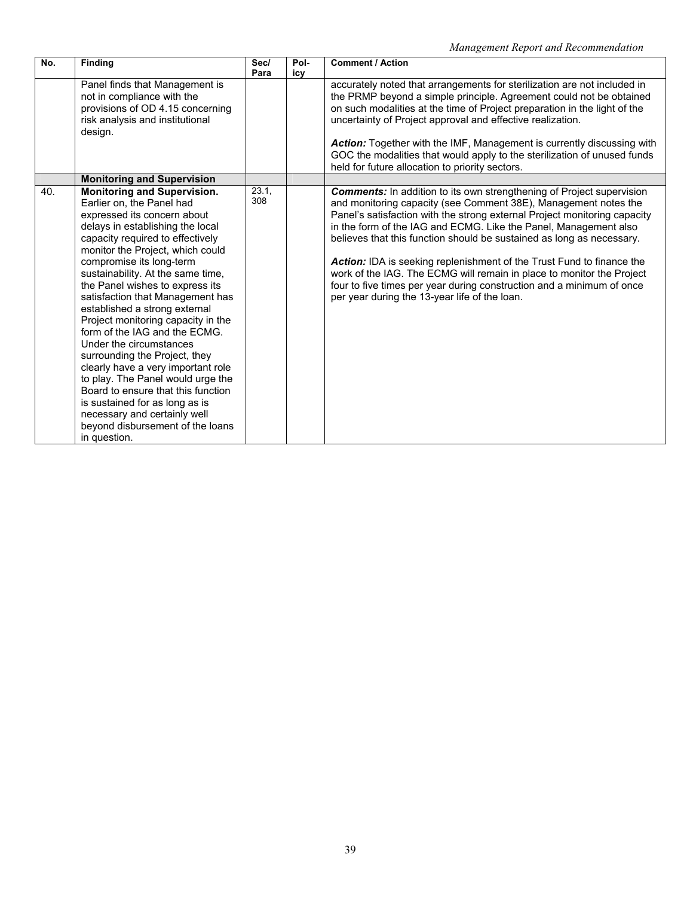| No. | Finding | Sec/ Para | Pol- icy | Comment / Action |
|---|---|---|---|---|
| | Panel finds that Management is not in compliance with the provisions of OD 4.15 concerning risk analysis and institutional design. | | | accurately noted that arrangements for sterilization are not included in the PRMP beyond a simple principle. Agreement could not be obtained on such modalities at the time of Project preparation in the light of the uncertainty of Project approval and effective realization.<br><br>***Action:*** Together with the IMF, Management is currently discussing with GOC the modalities that would apply to the sterilization of unused funds held for future allocation to priority sectors. |
| | **Monitoring and Supervision** | | | |
| 40. | **Monitoring and Supervision.** Earlier on, the Panel had expressed its concern about delays in establishing the local capacity required to effectively monitor the Project, which could compromise its long-term sustainability. At the same time, the Panel wishes to express its satisfaction that Management has established a strong external Project monitoring capacity in the form of the IAG and the ECMG. Under the circumstances surrounding the Project, they clearly have a very important role to play. The Panel would urge the Board to ensure that this function is sustained for as long as is necessary and certainly well beyond disbursement of the loans in question. | 23.1, 308 | | ***Comments:*** In addition to its own strengthening of Project supervision and monitoring capacity (see Comment 38E), Management notes the Panel's satisfaction with the strong external Project monitoring capacity in the form of the IAG and ECMG. Like the Panel, Management also believes that this function should be sustained as long as necessary.<br><br>***Action:*** IDA is seeking replenishment of the Trust Fund to finance the work of the IAG. The ECMG will remain in place to monitor the Project four to five times per year during construction and a minimum of once per year during the 13-year life of the loan. |